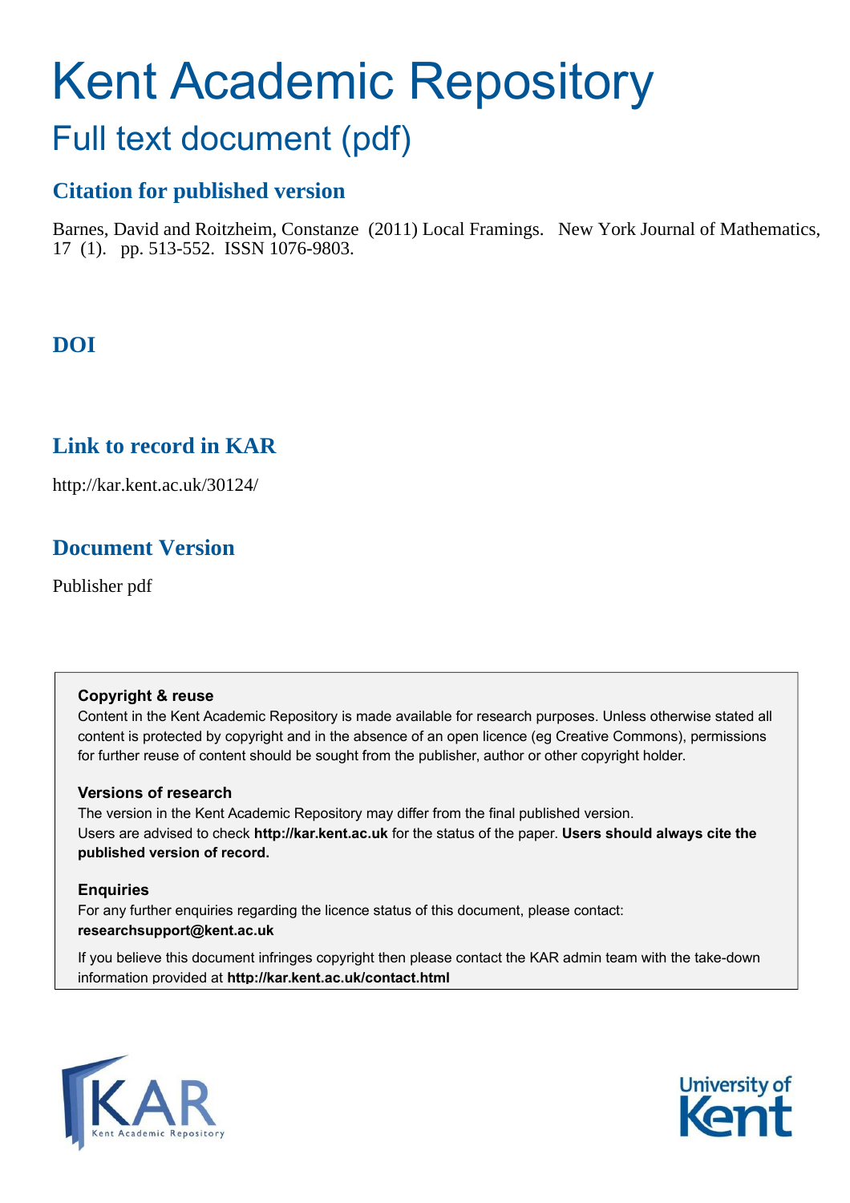# Kent Academic Repository

## Full text document (pdf)

### Citation for published version

Barnes, David and Roitzheim, Constanze (2011) Local Framings. New York Journal of Mathematics, 17 (1). pp. 513-552. ISSN 1076-9803.

### DOI

### Link to record in KAR

http://kar.kent.ac.uk/30124/

### Document Version

Publisher pdf

**Copyright & reuse**

Content in the Kent Academic Repository is made available for research purposes. Unless otherwise stated all content is protected by copyright and in the absence of an open licence (eg Creative Commons), permissions for further reuse of content should be sought from the publisher, author or other copyright holder.

**Versions of research**

The version in the Kent Academic Repository may differ from the final published version. Users are advised to check **http://kar.kent.ac.uk** for the status of the paper. **Users should always cite the published version of record.**

**Enquiries**

For any further enquiries regarding the licence status of this document, please contact: **researchsupport@kent.ac.uk**

If you believe this document infringes copyright then please contact the KAR admin team with the take-down information provided at **http://kar.kent.ac.uk/contact.html**

KAR Kent Academic Repository

University of Kent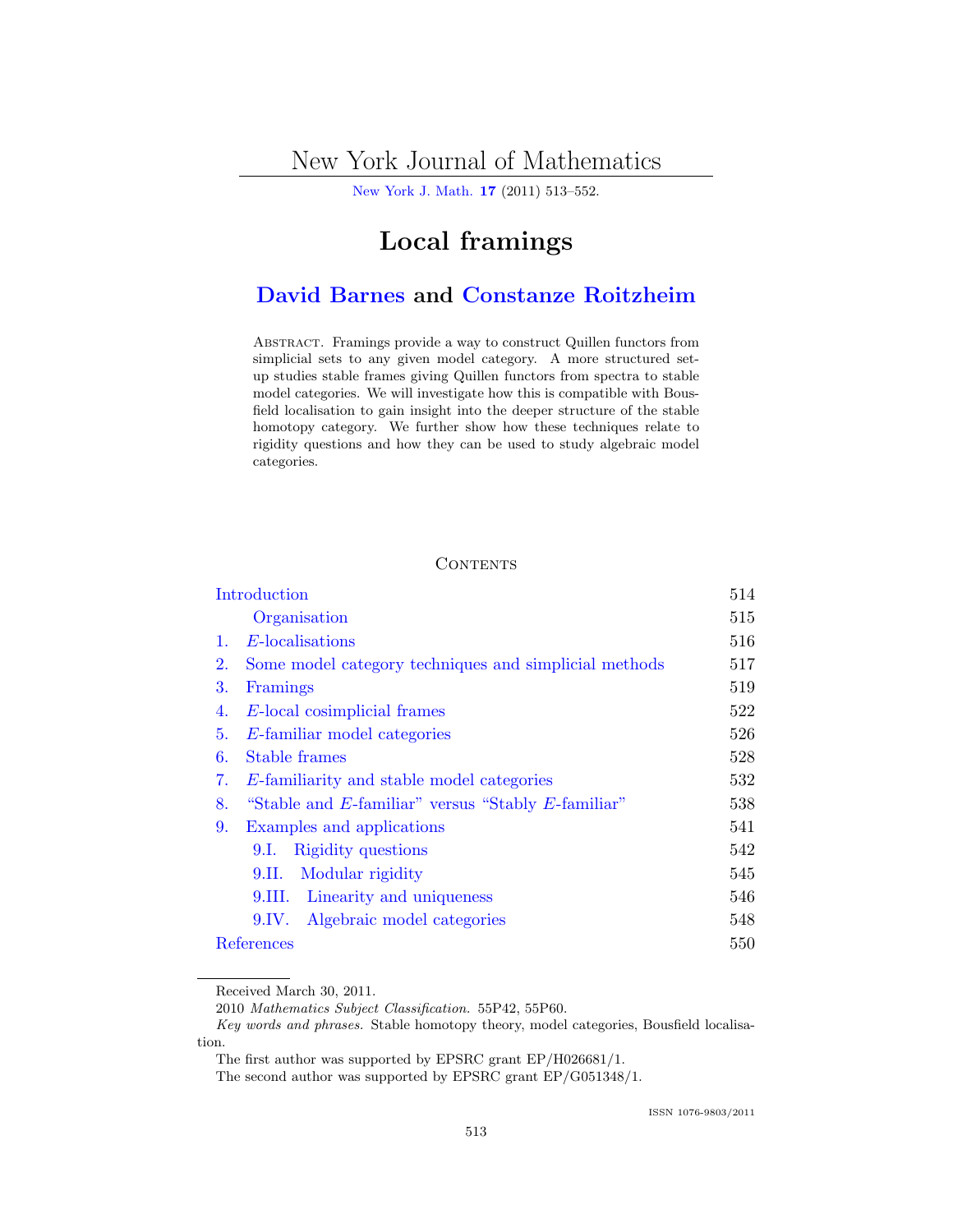# Local framings

## David Barnes and Constanze Roitzheim

Abstract. Framings provide a way to construct Quillen functors from simplicial sets to any given model category. A more structured set-up studies stable frames giving Quillen functors from spectra to stable model categories. We will investigate how this is compatible with Bousfield localisation to gain insight into the deeper structure of the stable homotopy category. We further show how these techniques relate to rigidity questions and how they can be used to study algebraic model categories.

### Contents

| | |
|---|---|
| Introduction | 514 |
| Organisation | 515 |
| 1. $E$-localisations | 516 |
| 2. Some model category techniques and simplicial methods | 517 |
| 3. Framings | 519 |
| 4. $E$-local cosimplicial frames | 522 |
| 5. $E$-familiar model categories | 526 |
| 6. Stable frames | 528 |
| 7. $E$-familiarity and stable model categories | 532 |
| 8. "Stable and $E$-familiar" versus "Stably $E$-familiar" | 538 |
| 9. Examples and applications | 541 |
| 9.I. Rigidity questions | 542 |
| 9.II. Modular rigidity | 545 |
| 9.III. Linearity and uniqueness | 546 |
| 9.IV. Algebraic model categories | 548 |
| References | 550 |

Received March 30, 2011.

2010 *Mathematics Subject Classification.* 55P42, 55P60.

*Key words and phrases.* Stable homotopy theory, model categories, Bousfield localisation.

The first author was supported by EPSRC grant EP/H026681/1.

The second author was supported by EPSRC grant EP/G051348/1.

ISSN 1076-9803/2011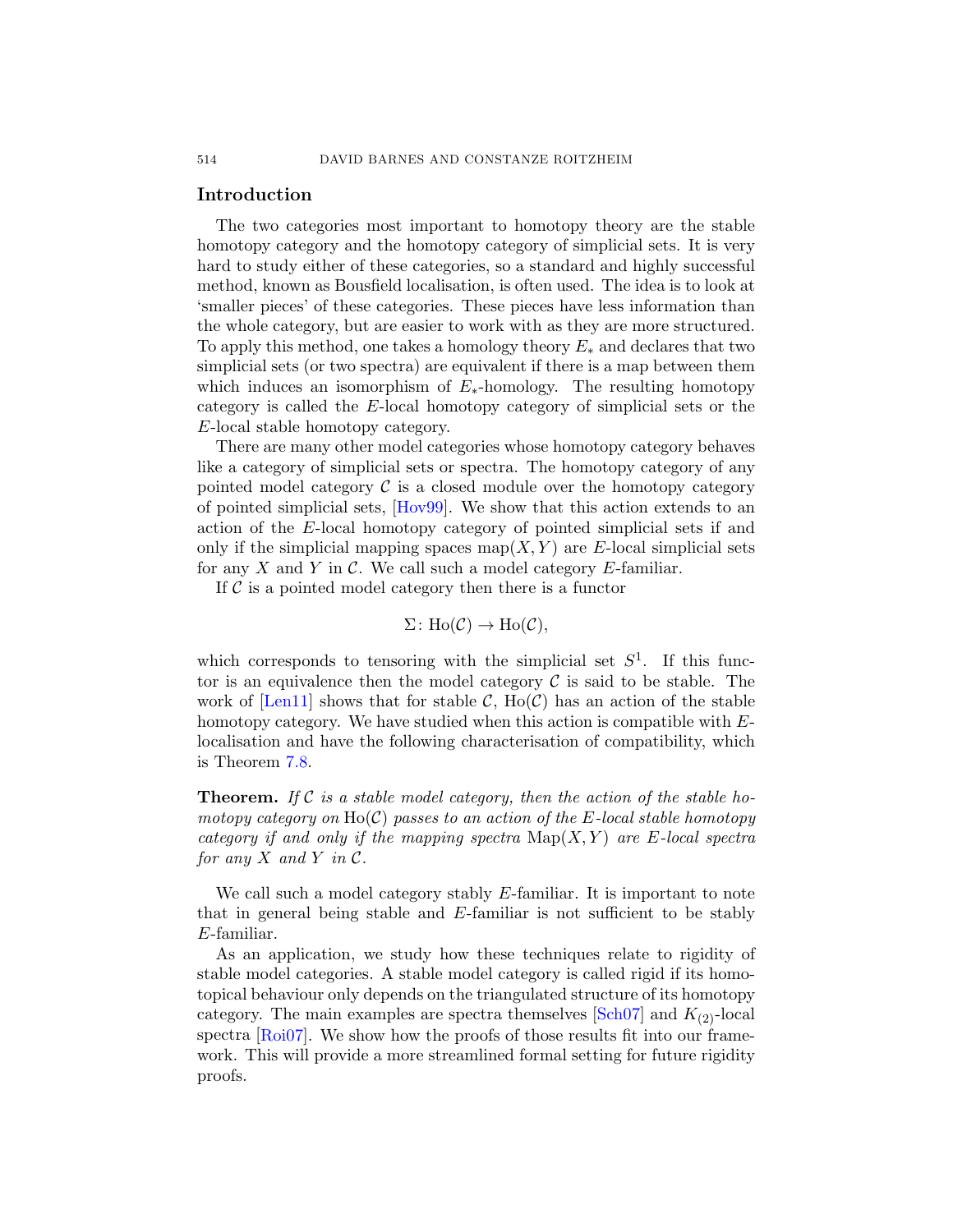## Introduction

The two categories most important to homotopy theory are the stable homotopy category and the homotopy category of simplicial sets. It is very hard to study either of these categories, so a standard and highly successful method, known as Bousfield localisation, is often used. The idea is to look at 'smaller pieces' of these categories. These pieces have less information than the whole category, but are easier to work with as they are more structured. To apply this method, one takes a homology theory $E_*$ and declares that two simplicial sets (or two spectra) are equivalent if there is a map between them which induces an isomorphism of $E_*$-homology. The resulting homotopy category is called the $E$-local homotopy category of simplicial sets or the $E$-local stable homotopy category.

There are many other model categories whose homotopy category behaves like a category of simplicial sets or spectra. The homotopy category of any pointed model category $\mathcal{C}$ is a closed module over the homotopy category of pointed simplicial sets, [Hov99]. We show that this action extends to an action of the $E$-local homotopy category of pointed simplicial sets if and only if the simplicial mapping spaces $\mathrm{map}(X, Y)$ are $E$-local simplicial sets for any $X$ and $Y$ in $\mathcal{C}$. We call such a model category $E$-familiar.

If $\mathcal{C}$ is a pointed model category then there is a functor

$$\Sigma\colon \mathrm{Ho}(\mathcal{C}) \to \mathrm{Ho}(\mathcal{C}),$$

which corresponds to tensoring with the simplicial set $S^1$. If this functor is an equivalence then the model category $\mathcal{C}$ is said to be stable. The work of [Len11] shows that for stable $\mathcal{C}$, $\mathrm{Ho}(\mathcal{C})$ has an action of the stable homotopy category. We have studied when this action is compatible with $E$-localisation and have the following characterisation of compatibility, which is Theorem 7.8.

**Theorem.** *If $\mathcal{C}$ is a stable model category, then the action of the stable homotopy category on $\mathrm{Ho}(\mathcal{C})$ passes to an action of the $E$-local stable homotopy category if and only if the mapping spectra $\mathrm{Map}(X, Y)$ are $E$-local spectra for any $X$ and $Y$ in $\mathcal{C}$.*

We call such a model category stably $E$-familiar. It is important to note that in general being stable and $E$-familiar is not sufficient to be stably $E$-familiar.

As an application, we study how these techniques relate to rigidity of stable model categories. A stable model category is called rigid if its homotopical behaviour only depends on the triangulated structure of its homotopy category. The main examples are spectra themselves [Sch07] and $K_{(2)}$-local spectra [Roi07]. We show how the proofs of those results fit into our framework. This will provide a more streamlined formal setting for future rigidity proofs.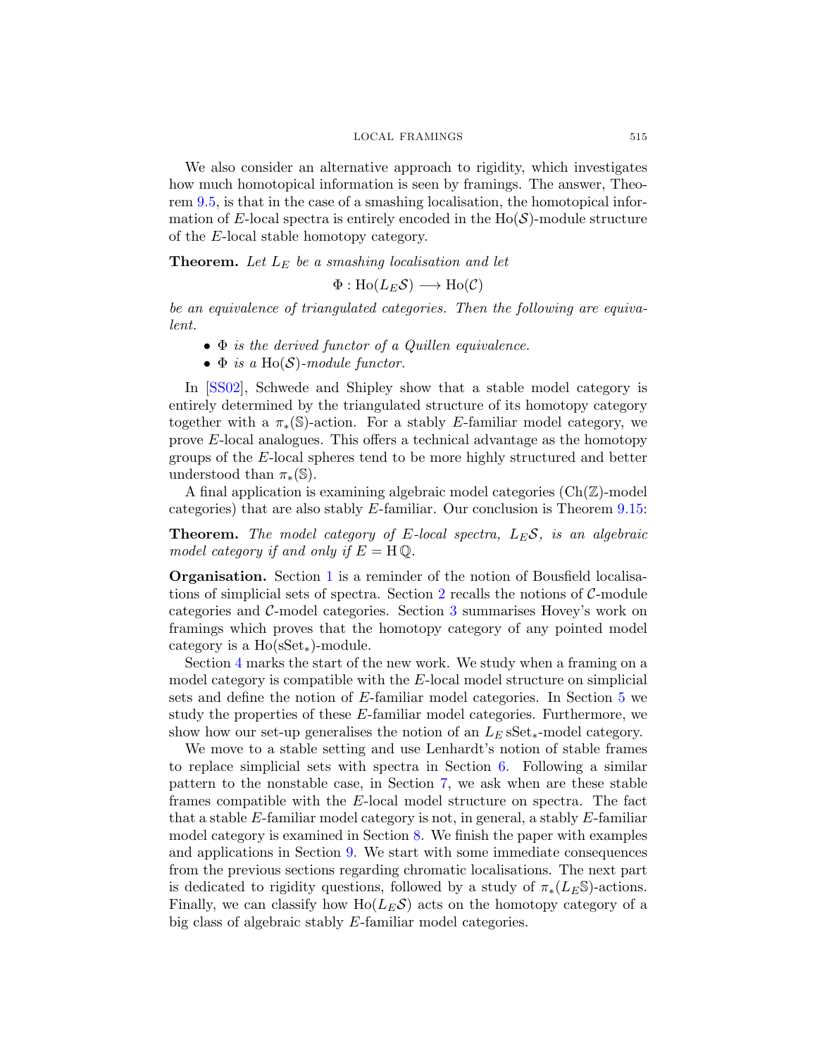We also consider an alternative approach to rigidity, which investigates how much homotopical information is seen by framings. The answer, Theorem 9.5, is that in the case of a smashing localisation, the homotopical information of $E$-local spectra is entirely encoded in the $\mathrm{Ho}(\mathcal{S})$-module structure of the $E$-local stable homotopy category.

**Theorem.** *Let $L_E$ be a smashing localisation and let*

$$\Phi : \mathrm{Ho}(L_E\mathcal{S}) \longrightarrow \mathrm{Ho}(\mathcal{C})$$

*be an equivalence of triangulated categories. Then the following are equivalent.*

- *$\Phi$ is the derived functor of a Quillen equivalence.*
- *$\Phi$ is a $\mathrm{Ho}(\mathcal{S})$-module functor.*

In [SS02], Schwede and Shipley show that a stable model category is entirely determined by the triangulated structure of its homotopy category together with a $\pi_*(\mathbb{S})$-action. For a stably $E$-familiar model category, we prove $E$-local analogues. This offers a technical advantage as the homotopy groups of the $E$-local spheres tend to be more highly structured and better understood than $\pi_*(\mathbb{S})$.

A final application is examining algebraic model categories ($\mathrm{Ch}(\mathbb{Z})$-model categories) that are also stably $E$-familiar. Our conclusion is Theorem 9.15:

**Theorem.** *The model category of $E$-local spectra, $L_E\mathcal{S}$, is an algebraic model category if and only if $E = \mathrm{H}\,\mathbb{Q}$.*

**Organisation.** Section 1 is a reminder of the notion of Bousfield localisations of simplicial sets of spectra. Section 2 recalls the notions of $\mathcal{C}$-module categories and $\mathcal{C}$-model categories. Section 3 summarises Hovey's work on framings which proves that the homotopy category of any pointed model category is a $\mathrm{Ho}(\mathrm{sSet}_*)$-module.

Section 4 marks the start of the new work. We study when a framing on a model category is compatible with the $E$-local model structure on simplicial sets and define the notion of $E$-familiar model categories. In Section 5 we study the properties of these $E$-familiar model categories. Furthermore, we show how our set-up generalises the notion of an $L_E\,\mathrm{sSet}_*$-model category.

We move to a stable setting and use Lenhardt's notion of stable frames to replace simplicial sets with spectra in Section 6. Following a similar pattern to the nonstable case, in Section 7, we ask when are these stable frames compatible with the $E$-local model structure on spectra. The fact that a stable $E$-familiar model category is not, in general, a stably $E$-familiar model category is examined in Section 8. We finish the paper with examples and applications in Section 9. We start with some immediate consequences from the previous sections regarding chromatic localisations. The next part is dedicated to rigidity questions, followed by a study of $\pi_*(L_E\mathbb{S})$-actions. Finally, we can classify how $\mathrm{Ho}(L_E\mathcal{S})$ acts on the homotopy category of a big class of algebraic stably $E$-familiar model categories.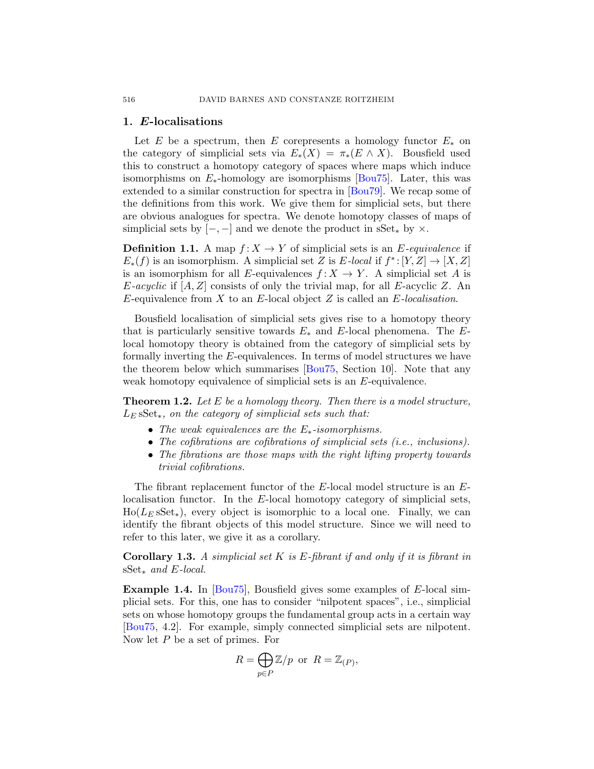## 1. $E$-localisations

Let $E$ be a spectrum, then $E$ corepresents a homology functor $E_*$ on the category of simplicial sets via $E_*(X) = \pi_*(E \wedge X)$. Bousfield used this to construct a homotopy category of spaces where maps which induce isomorphisms on $E_*$-homology are isomorphisms [Bou75]. Later, this was extended to a similar construction for spectra in [Bou79]. We recap some of the definitions from this work. We give them for simplicial sets, but there are obvious analogues for spectra. We denote homotopy classes of maps of simplicial sets by $[-,-]$ and we denote the product in $\mathrm{sSet}_*$ by $\times$.

**Definition 1.1.** A map $f\colon X \to Y$ of simplicial sets is an *$E$-equivalence* if $E_*(f)$ is an isomorphism. A simplicial set $Z$ is *$E$-local* if $f^*\colon [Y,Z] \to [X,Z]$ is an isomorphism for all $E$-equivalences $f\colon X \to Y$. A simplicial set $A$ is *$E$-acyclic* if $[A,Z]$ consists of only the trivial map, for all $E$-acyclic $Z$. An $E$-equivalence from $X$ to an $E$-local object $Z$ is called an *$E$-localisation*.

Bousfield localisation of simplicial sets gives rise to a homotopy theory that is particularly sensitive towards $E_*$ and $E$-local phenomena. The $E$-local homotopy theory is obtained from the category of simplicial sets by formally inverting the $E$-equivalences. In terms of model structures we have the theorem below which summarises [Bou75, Section 10]. Note that any weak homotopy equivalence of simplicial sets is an $E$-equivalence.

**Theorem 1.2.** *Let $E$ be a homology theory. Then there is a model structure, $L_E\,\mathrm{sSet}_*$, on the category of simplicial sets such that:*

- *The weak equivalences are the $E_*$-isomorphisms.*
- *The cofibrations are cofibrations of simplicial sets (i.e., inclusions).*
- *The fibrations are those maps with the right lifting property towards trivial cofibrations.*

The fibrant replacement functor of the $E$-local model structure is an $E$-localisation functor. In the $E$-local homotopy category of simplicial sets, $\mathrm{Ho}(L_E\,\mathrm{sSet}_*)$, every object is isomorphic to a local one. Finally, we can identify the fibrant objects of this model structure. Since we will need to refer to this later, we give it as a corollary.

**Corollary 1.3.** *A simplicial set $K$ is $E$-fibrant if and only if it is fibrant in $\mathrm{sSet}_*$ and $E$-local.*

**Example 1.4.** In [Bou75], Bousfield gives some examples of $E$-local simplicial sets. For this, one has to consider "nilpotent spaces", i.e., simplicial sets on whose homotopy groups the fundamental group acts in a certain way [Bou75, 4.2]. For example, simply connected simplicial sets are nilpotent. Now let $P$ be a set of primes. For

$$R = \bigoplus_{p \in P} \mathbb{Z}/p \ \text{ or } \ R = \mathbb{Z}_{(P)},$$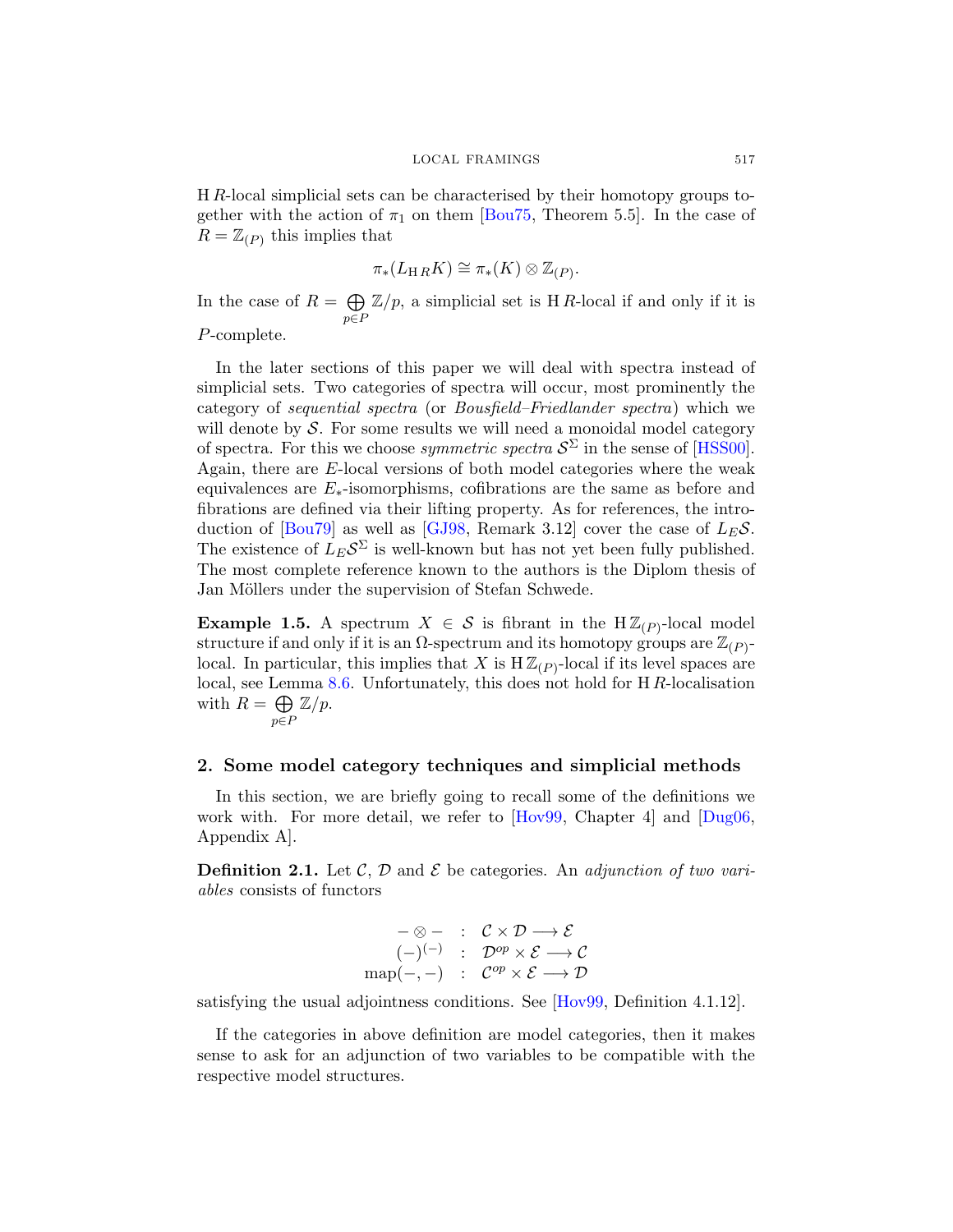$\mathrm{H}\,R$-local simplicial sets can be characterised by their homotopy groups together with the action of $\pi_1$ on them [Bou75, Theorem 5.5]. In the case of $R = \mathbb{Z}_{(P)}$ this implies that

$$\pi_*(L_{\mathrm{H}\,R}K) \cong \pi_*(K) \otimes \mathbb{Z}_{(P)}.$$

In the case of $R = \bigoplus_{p \in P} \mathbb{Z}/p$, a simplicial set is $\mathrm{H}\,R$-local if and only if it is $P$-complete.

In the later sections of this paper we will deal with spectra instead of simplicial sets. Two categories of spectra will occur, most prominently the category of *sequential spectra* (or *Bousfield–Friedlander spectra*) which we will denote by $\mathcal{S}$. For some results we will need a monoidal model category of spectra. For this we choose *symmetric spectra* $\mathcal{S}^\Sigma$ in the sense of [HSS00]. Again, there are $E$-local versions of both model categories where the weak equivalences are $E_*$-isomorphisms, cofibrations are the same as before and fibrations are defined via their lifting property. As for references, the introduction of [Bou79] as well as [GJ98, Remark 3.12] cover the case of $L_E\mathcal{S}$. The existence of $L_E\mathcal{S}^\Sigma$ is well-known but has not yet been fully published. The most complete reference known to the authors is the Diplom thesis of Jan Möllers under the supervision of Stefan Schwede.

**Example 1.5.** A spectrum $X \in \mathcal{S}$ is fibrant in the $\mathrm{H}\,\mathbb{Z}_{(P)}$-local model structure if and only if it is an $\Omega$-spectrum and its homotopy groups are $\mathbb{Z}_{(P)}$-local. In particular, this implies that $X$ is $\mathrm{H}\,\mathbb{Z}_{(P)}$-local if its level spaces are local, see Lemma 8.6. Unfortunately, this does not hold for $\mathrm{H}\,R$-localisation with $R = \bigoplus_{p \in P} \mathbb{Z}/p$.

## 2. Some model category techniques and simplicial methods

In this section, we are briefly going to recall some of the definitions we work with. For more detail, we refer to [Hov99, Chapter 4] and [Dug06, Appendix A].

**Definition 2.1.** Let $\mathcal{C}$, $\mathcal{D}$ and $\mathcal{E}$ be categories. An *adjunction of two variables* consists of functors

$$\begin{aligned}
- \otimes - \quad &: \quad \mathcal{C} \times \mathcal{D} \longrightarrow \mathcal{E} \\
(-)^{(-)} \quad &: \quad \mathcal{D}^{op} \times \mathcal{E} \longrightarrow \mathcal{C} \\
\mathrm{map}(-,-) \quad &: \quad \mathcal{C}^{op} \times \mathcal{E} \longrightarrow \mathcal{D}
\end{aligned}$$

satisfying the usual adjointness conditions. See [Hov99, Definition 4.1.12].

If the categories in above definition are model categories, then it makes sense to ask for an adjunction of two variables to be compatible with the respective model structures.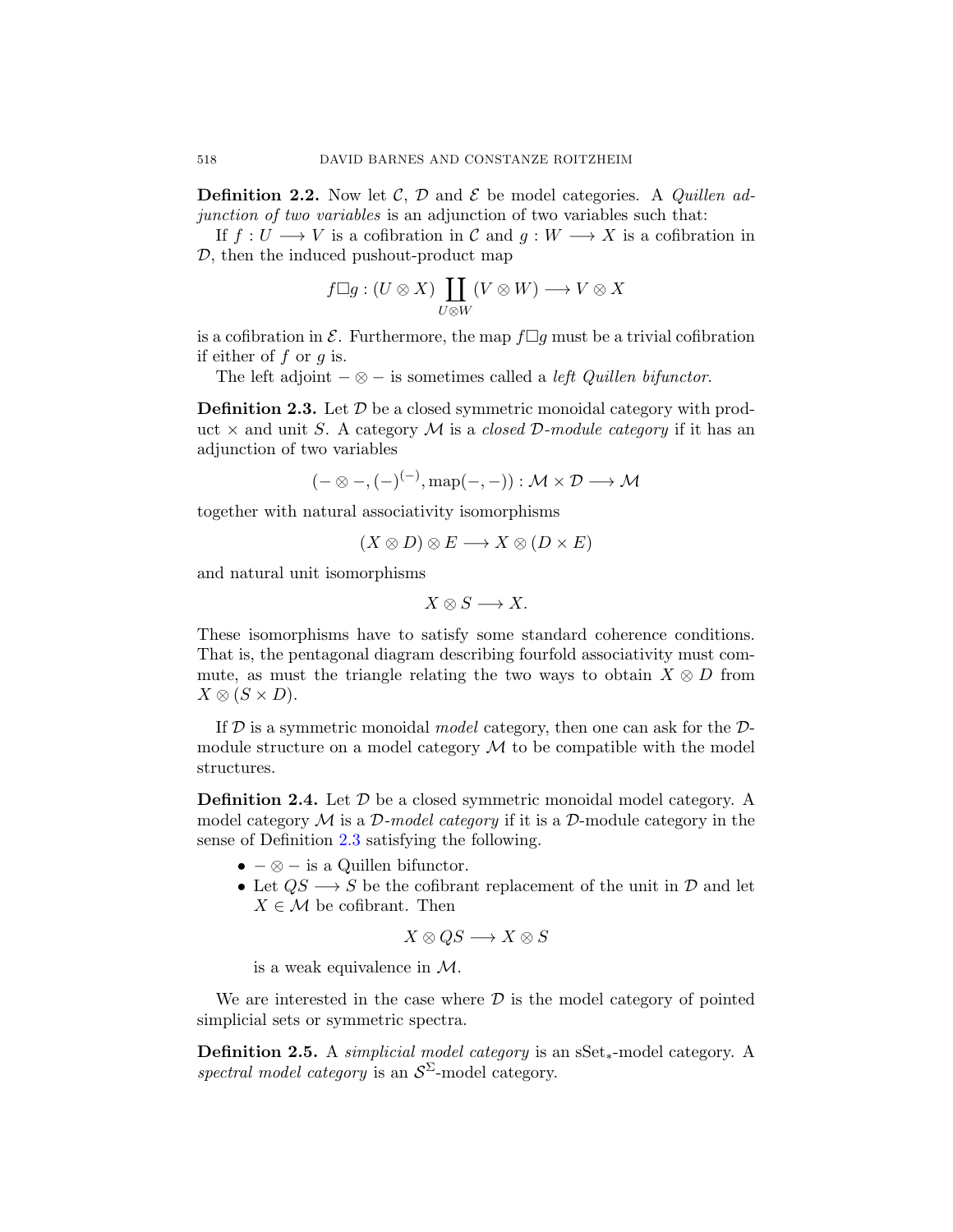**Definition 2.2.** Now let $\mathcal{C}$, $\mathcal{D}$ and $\mathcal{E}$ be model categories. A *Quillen adjunction of two variables* is an adjunction of two variables such that:

If $f : U \longrightarrow V$ is a cofibration in $\mathcal{C}$ and $g : W \longrightarrow X$ is a cofibration in $\mathcal{D}$, then the induced pushout-product map

$$f \square g : (U \otimes X) \coprod_{U \otimes W} (V \otimes W) \longrightarrow V \otimes X$$

is a cofibration in $\mathcal{E}$. Furthermore, the map $f \square g$ must be a trivial cofibration if either of $f$ or $g$ is.

The left adjoint $- \otimes -$ is sometimes called a *left Quillen bifunctor*.

**Definition 2.3.** Let $\mathcal{D}$ be a closed symmetric monoidal category with product $\times$ and unit $S$. A category $\mathcal{M}$ is a *closed $\mathcal{D}$-module category* if it has an adjunction of two variables

$$(- \otimes -, (-)^{(-)}, \mathrm{map}(-,-)) : \mathcal{M} \times \mathcal{D} \longrightarrow \mathcal{M}$$

together with natural associativity isomorphisms

$$(X \otimes D) \otimes E \longrightarrow X \otimes (D \times E)$$

and natural unit isomorphisms

$$X \otimes S \longrightarrow X.$$

These isomorphisms have to satisfy some standard coherence conditions. That is, the pentagonal diagram describing fourfold associativity must commute, as must the triangle relating the two ways to obtain $X \otimes D$ from $X \otimes (S \times D)$.

If $\mathcal{D}$ is a symmetric monoidal *model* category, then one can ask for the $\mathcal{D}$-module structure on a model category $\mathcal{M}$ to be compatible with the model structures.

**Definition 2.4.** Let $\mathcal{D}$ be a closed symmetric monoidal model category. A model category $\mathcal{M}$ is a *$\mathcal{D}$-model category* if it is a $\mathcal{D}$-module category in the sense of Definition 2.3 satisfying the following.

- $- \otimes -$ is a Quillen bifunctor.
- Let $QS \longrightarrow S$ be the cofibrant replacement of the unit in $\mathcal{D}$ and let $X \in \mathcal{M}$ be cofibrant. Then

$$X \otimes QS \longrightarrow X \otimes S$$

  is a weak equivalence in $\mathcal{M}$.

We are interested in the case where $\mathcal{D}$ is the model category of pointed simplicial sets or symmetric spectra.

**Definition 2.5.** A *simplicial model category* is an $\mathrm{sSet}_*$-model category. A *spectral model category* is an $\mathcal{S}^\Sigma$-model category.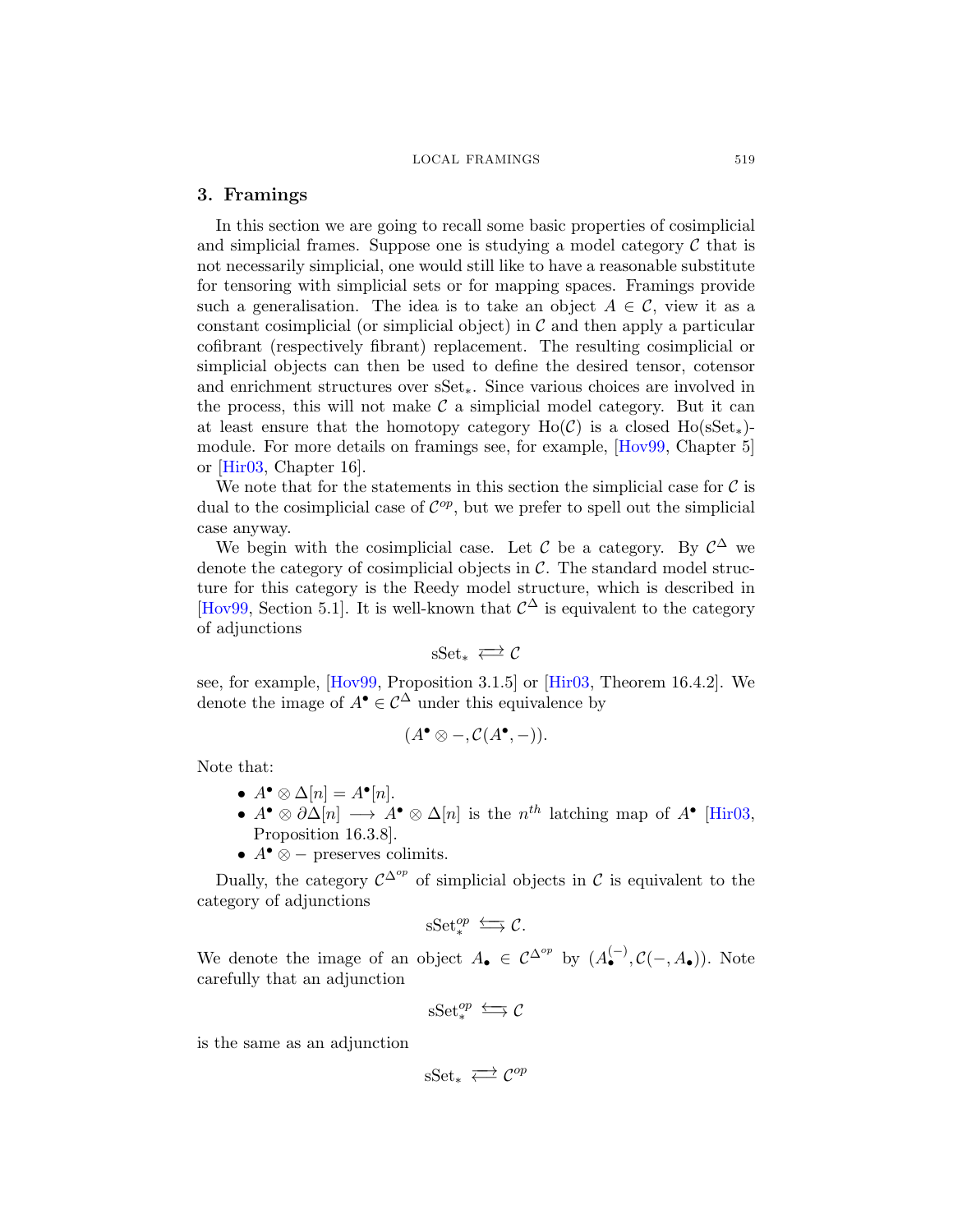## 3. Framings

In this section we are going to recall some basic properties of cosimplicial and simplicial frames. Suppose one is studying a model category $\mathcal{C}$ that is not necessarily simplicial, one would still like to have a reasonable substitute for tensoring with simplicial sets or for mapping spaces. Framings provide such a generalisation. The idea is to take an object $A \in \mathcal{C}$, view it as a constant cosimplicial (or simplicial object) in $\mathcal{C}$ and then apply a particular cofibrant (respectively fibrant) replacement. The resulting cosimplicial or simplicial objects can then be used to define the desired tensor, cotensor and enrichment structures over $\mathrm{sSet}_*$. Since various choices are involved in the process, this will not make $\mathcal{C}$ a simplicial model category. But it can at least ensure that the homotopy category $\mathrm{Ho}(\mathcal{C})$ is a closed $\mathrm{Ho}(\mathrm{sSet}_*)$-module. For more details on framings see, for example, [Hov99, Chapter 5] or [Hir03, Chapter 16].

We note that for the statements in this section the simplicial case for $\mathcal{C}$ is dual to the cosimplicial case of $\mathcal{C}^{op}$, but we prefer to spell out the simplicial case anyway.

We begin with the cosimplicial case. Let $\mathcal{C}$ be a category. By $\mathcal{C}^{\Delta}$ we denote the category of cosimplicial objects in $\mathcal{C}$. The standard model structure for this category is the Reedy model structure, which is described in [Hov99, Section 5.1]. It is well-known that $\mathcal{C}^{\Delta}$ is equivalent to the category of adjunctions

$$\mathrm{sSet}_* \rightleftarrows \mathcal{C}$$

see, for example, [Hov99, Proposition 3.1.5] or [Hir03, Theorem 16.4.2]. We denote the image of $A^\bullet \in \mathcal{C}^{\Delta}$ under this equivalence by

$$(A^\bullet \otimes -, \mathcal{C}(A^\bullet, -)).$$

Note that:

- $A^\bullet \otimes \Delta[n] = A^\bullet[n]$.
- $A^\bullet \otimes \partial\Delta[n] \longrightarrow A^\bullet \otimes \Delta[n]$ is the $n^{th}$ latching map of $A^\bullet$ [Hir03, Proposition 16.3.8].
- $A^\bullet \otimes -$ preserves colimits.

Dually, the category $\mathcal{C}^{\Delta^{op}}$ of simplicial objects in $\mathcal{C}$ is equivalent to the category of adjunctions

$$\mathrm{sSet}_*^{op} \leftrightarrows \mathcal{C}.$$

We denote the image of an object $A_\bullet \in \mathcal{C}^{\Delta^{op}}$ by $(A_\bullet^{(-)}, \mathcal{C}(-, A_\bullet))$. Note carefully that an adjunction

$$\mathrm{sSet}_*^{op} \leftrightarrows \mathcal{C}$$

is the same as an adjunction

$$\mathrm{sSet}_* \rightleftarrows \mathcal{C}^{op}$$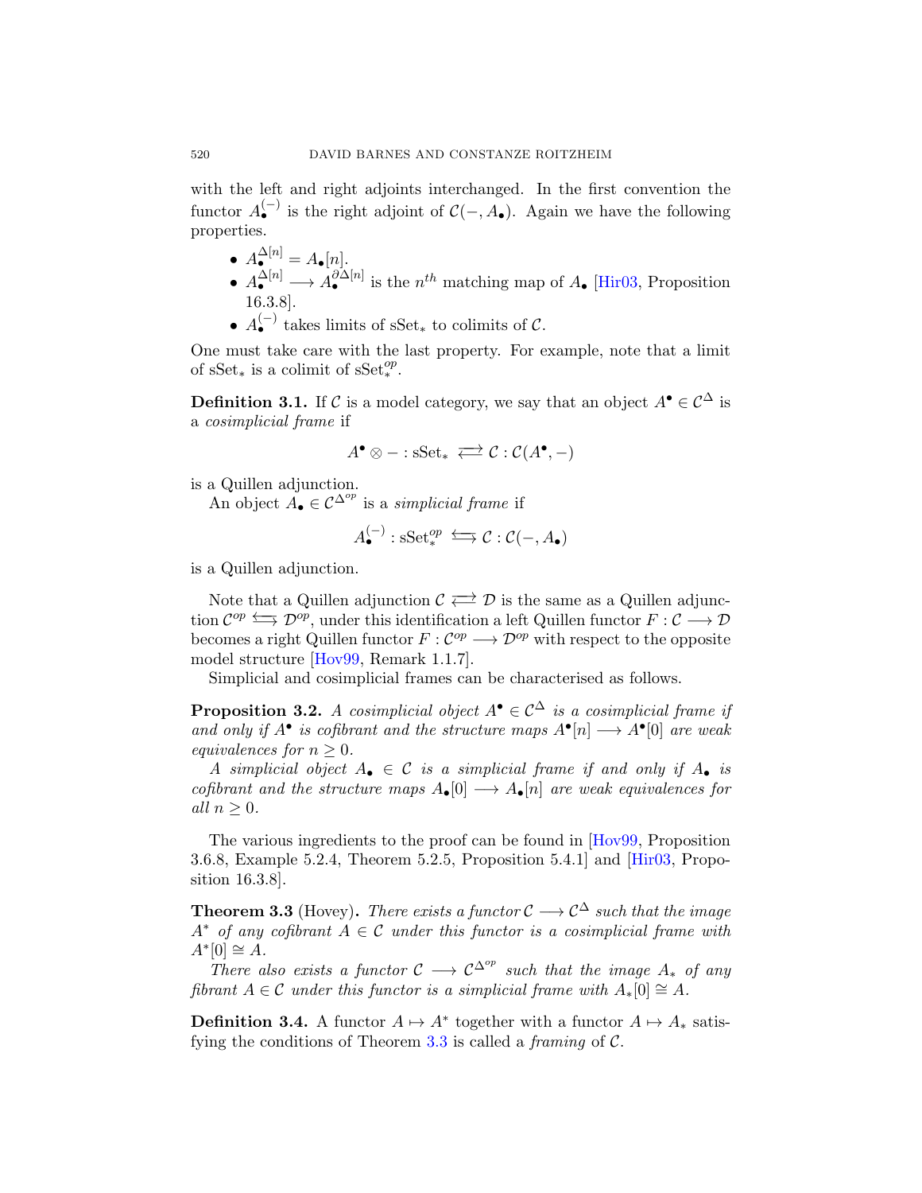with the left and right adjoints interchanged. In the first convention the functor $A_\bullet^{(-)}$ is the right adjoint of $\mathcal{C}(-, A_\bullet)$. Again we have the following properties.

- $A_\bullet^{\Delta[n]} = A_\bullet[n]$.
- $A_\bullet^{\Delta[n]} \longrightarrow A_\bullet^{\partial\Delta[n]}$ is the $n^{th}$ matching map of $A_\bullet$ [Hir03, Proposition 16.3.8].
- $A_\bullet^{(-)}$ takes limits of $\mathrm{sSet}_*$ to colimits of $\mathcal{C}$.

One must take care with the last property. For example, note that a limit of $\mathrm{sSet}_*$ is a colimit of $\mathrm{sSet}_*^{op}$.

**Definition 3.1.** If $\mathcal{C}$ is a model category, we say that an object $A^\bullet \in \mathcal{C}^\Delta$ is a *cosimplicial frame* if

$$A^\bullet \otimes - : \mathrm{sSet}_* \rightleftarrows \mathcal{C} : \mathcal{C}(A^\bullet, -)$$

is a Quillen adjunction.

An object $A_\bullet \in \mathcal{C}^{\Delta^{op}}$ is a *simplicial frame* if

$$A_\bullet^{(-)} : \mathrm{sSet}_*^{op} \leftrightarrows \mathcal{C} : \mathcal{C}(-, A_\bullet)$$

is a Quillen adjunction.

Note that a Quillen adjunction $\mathcal{C} \rightleftarrows \mathcal{D}$ is the same as a Quillen adjunction $\mathcal{C}^{op} \leftrightarrows \mathcal{D}^{op}$, under this identification a left Quillen functor $F : \mathcal{C} \longrightarrow \mathcal{D}$ becomes a right Quillen functor $F : \mathcal{C}^{op} \longrightarrow \mathcal{D}^{op}$ with respect to the opposite model structure [Hov99, Remark 1.1.7].

Simplicial and cosimplicial frames can be characterised as follows.

**Proposition 3.2.** *A cosimplicial object $A^\bullet \in \mathcal{C}^\Delta$ is a cosimplicial frame if and only if $A^\bullet$ is cofibrant and the structure maps $A^\bullet[n] \longrightarrow A^\bullet[0]$ are weak equivalences for $n \geq 0$.*

*A simplicial object $A_\bullet \in \mathcal{C}$ is a simplicial frame if and only if $A_\bullet$ is cofibrant and the structure maps $A_\bullet[0] \longrightarrow A_\bullet[n]$ are weak equivalences for all $n \geq 0$.*

The various ingredients to the proof can be found in [Hov99, Proposition 3.6.8, Example 5.2.4, Theorem 5.2.5, Proposition 5.4.1] and [Hir03, Proposition 16.3.8].

**Theorem 3.3** (Hovey)**.** *There exists a functor $\mathcal{C} \longrightarrow \mathcal{C}^\Delta$ such that the image $A^*$ of any cofibrant $A \in \mathcal{C}$ under this functor is a cosimplicial frame with $A^*[0] \cong A$.*

*There also exists a functor $\mathcal{C} \longrightarrow \mathcal{C}^{\Delta^{op}}$ such that the image $A_*$ of any fibrant $A \in \mathcal{C}$ under this functor is a simplicial frame with $A_*[0] \cong A$.*

**Definition 3.4.** A functor $A \mapsto A^*$ together with a functor $A \mapsto A_*$ satisfying the conditions of Theorem 3.3 is called a *framing* of $\mathcal{C}$.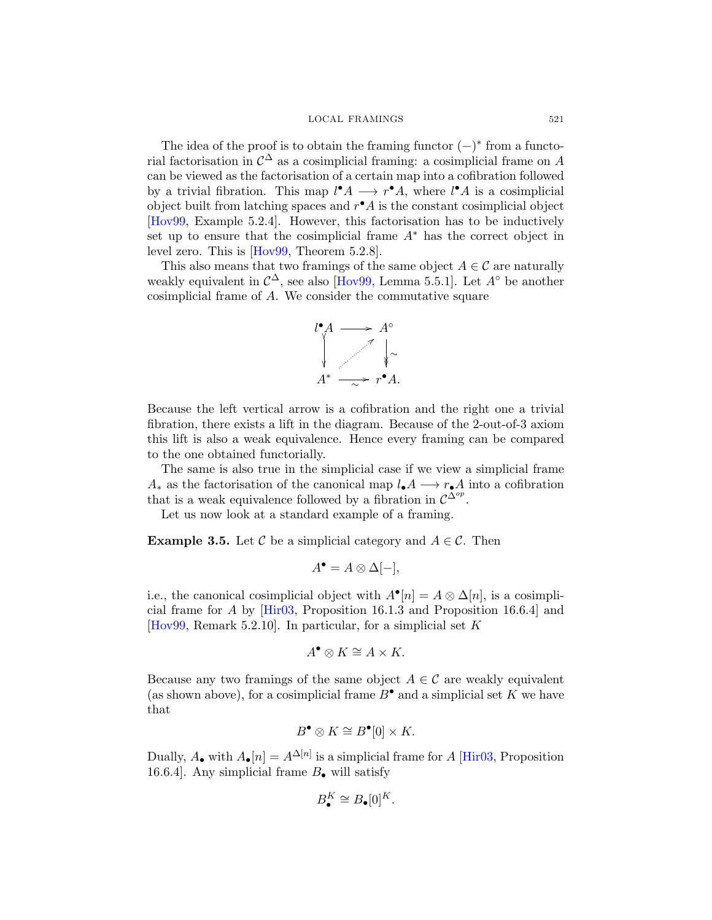The idea of the proof is to obtain the framing functor $(-)^*$ from a functorial factorisation in $\mathcal{C}^\Delta$ as a cosimplicial framing: a cosimplicial frame on $A$ can be viewed as the factorisation of a certain map into a cofibration followed by a trivial fibration. This map $l^\bullet A \longrightarrow r^\bullet A$, where $l^\bullet A$ is a cosimplicial object built from latching spaces and $r^\bullet A$ is the constant cosimplicial object [Hov99, Example 5.2.4]. However, this factorisation has to be inductively set up to ensure that the cosimplicial frame $A^*$ has the correct object in level zero. This is [Hov99, Theorem 5.2.8].

This also means that two framings of the same object $A \in \mathcal{C}$ are naturally weakly equivalent in $\mathcal{C}^\Delta$, see also [Hov99, Lemma 5.5.1]. Let $A^\circ$ be another cosimplicial frame of $A$. We consider the commutative square

$$\begin{array}{ccc} l^\bullet A & \longrightarrow & A^\circ \\ \downarrow & \nearrow & \downarrow \sim \\ A^* & \xrightarrow{\sim} & r^\bullet A. \end{array}$$

Because the left vertical arrow is a cofibration and the right one a trivial fibration, there exists a lift in the diagram. Because of the 2-out-of-3 axiom this lift is also a weak equivalence. Hence every framing can be compared to the one obtained functorially.

The same is also true in the simplicial case if we view a simplicial frame $A_*$ as the factorisation of the canonical map $l_\bullet A \longrightarrow r_\bullet A$ into a cofibration that is a weak equivalence followed by a fibration in $\mathcal{C}^{\Delta^{op}}$.

Let us now look at a standard example of a framing.

**Example 3.5.** Let $\mathcal{C}$ be a simplicial category and $A \in \mathcal{C}$. Then

$$A^\bullet = A \otimes \Delta[-],$$

i.e., the canonical cosimplicial object with $A^\bullet[n] = A \otimes \Delta[n]$, is a cosimplicial frame for $A$ by [Hir03, Proposition 16.1.3 and Proposition 16.6.4] and [Hov99, Remark 5.2.10]. In particular, for a simplicial set $K$

$$A^\bullet \otimes K \cong A \times K.$$

Because any two framings of the same object $A \in \mathcal{C}$ are weakly equivalent (as shown above), for a cosimplicial frame $B^\bullet$ and a simplicial set $K$ we have that

$$B^\bullet \otimes K \cong B^\bullet[0] \times K.$$

Dually, $A_\bullet$ with $A_\bullet[n] = A^{\Delta[n]}$ is a simplicial frame for $A$ [Hir03, Proposition 16.6.4]. Any simplicial frame $B_\bullet$ will satisfy

$$B_\bullet^K \cong B_\bullet[0]^K.$$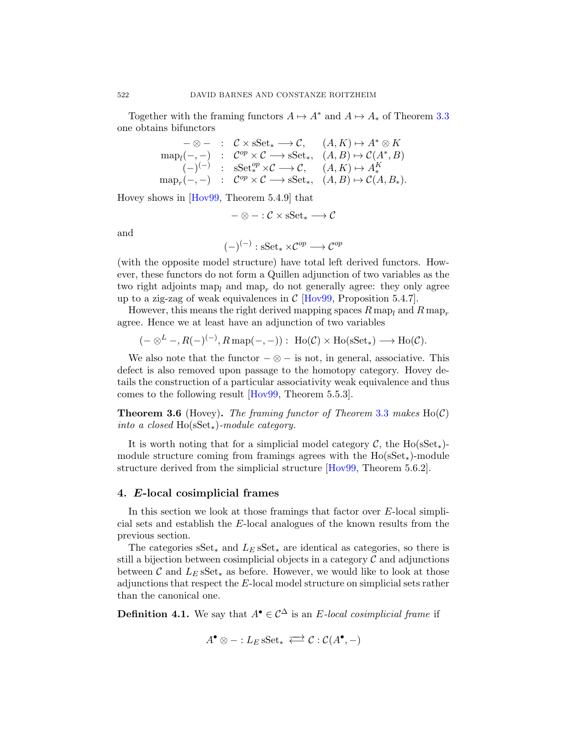Together with the framing functors $A \mapsto A^*$ and $A \mapsto A_*$ of Theorem 3.3 one obtains bifunctors

$$\begin{array}{rcll} -\otimes - & : & \mathcal{C} \times \mathrm{sSet}_* \longrightarrow \mathcal{C}, & (A,K) \mapsto A^* \otimes K \\ \mathrm{map}_l(-,-) & : & \mathcal{C}^{op} \times \mathcal{C} \longrightarrow \mathrm{sSet}_*, & (A,B) \mapsto \mathcal{C}(A^*,B) \\ (-)^{(-)} & : & \mathrm{sSet}_*^{op} \times \mathcal{C} \longrightarrow \mathcal{C}, & (A,K) \mapsto A_*^K \\ \mathrm{map}_r(-,-) & : & \mathcal{C}^{op} \times \mathcal{C} \longrightarrow \mathrm{sSet}_*, & (A,B) \mapsto \mathcal{C}(A,B_*). \end{array}$$

Hovey shows in [Hov99, Theorem 5.4.9] that

$$-\otimes - : \mathcal{C} \times \mathrm{sSet}_* \longrightarrow \mathcal{C}$$

and

$$(-)^{(-)} : \mathrm{sSet}_* \times \mathcal{C}^{op} \longrightarrow \mathcal{C}^{op}$$

(with the opposite model structure) have total left derived functors. However, these functors do not form a Quillen adjunction of two variables as the two right adjoints $\mathrm{map}_l$ and $\mathrm{map}_r$ do not generally agree: they only agree up to a zig-zag of weak equivalences in $\mathcal{C}$ [Hov99, Proposition 5.4.7].

However, this means the right derived mapping spaces $R\,\mathrm{map}_l$ and $R\,\mathrm{map}_r$ agree. Hence we at least have an adjunction of two variables

$$(-\otimes^L -, R(-)^{(-)}, R\,\mathrm{map}(-,-)) : \mathrm{Ho}(\mathcal{C}) \times \mathrm{Ho}(\mathrm{sSet}_*) \longrightarrow \mathrm{Ho}(\mathcal{C}).$$

We also note that the functor $-\otimes -$ is not, in general, associative. This defect is also removed upon passage to the homotopy category. Hovey details the construction of a particular associativity weak equivalence and thus comes to the following result [Hov99, Theorem 5.5.3].

**Theorem 3.6** (Hovey)**.** *The framing functor of Theorem 3.3 makes* $\mathrm{Ho}(\mathcal{C})$ *into a closed* $\mathrm{Ho}(\mathrm{sSet}_*)$*-module category.*

It is worth noting that for a simplicial model category $\mathcal{C}$, the $\mathrm{Ho}(\mathrm{sSet}_*)$-module structure coming from framings agrees with the $\mathrm{Ho}(\mathrm{sSet}_*)$-module structure derived from the simplicial structure [Hov99, Theorem 5.6.2].

## 4. *E*-local cosimplicial frames

In this section we look at those framings that factor over $E$-local simplicial sets and establish the $E$-local analogues of the known results from the previous section.

The categories $\mathrm{sSet}_*$ and $L_E\,\mathrm{sSet}_*$ are identical as categories, so there is still a bijection between cosimplicial objects in a category $\mathcal{C}$ and adjunctions between $\mathcal{C}$ and $L_E\,\mathrm{sSet}_*$ as before. However, we would like to look at those adjunctions that respect the $E$-local model structure on simplicial sets rather than the canonical one.

**Definition 4.1.** We say that $A^\bullet \in \mathcal{C}^\Delta$ is an *E-local cosimplicial frame* if

$$A^\bullet \otimes - : L_E\,\mathrm{sSet}_* \rightleftarrows \mathcal{C} : \mathcal{C}(A^\bullet, -)$$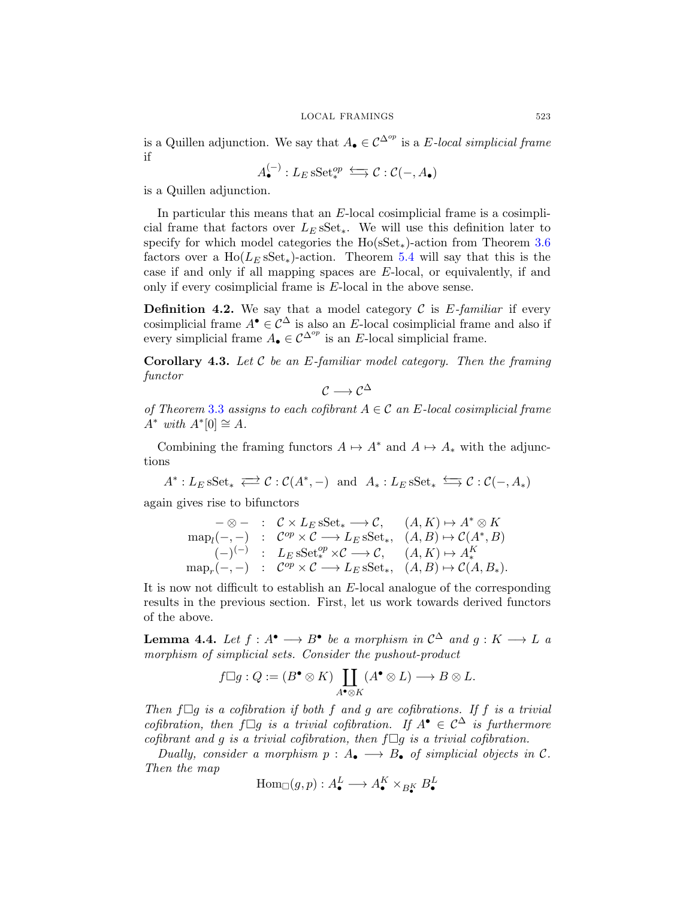is a Quillen adjunction. We say that $A_\bullet \in \mathcal{C}^{\Delta^{op}}$ is a *$E$-local simplicial frame* if

$$A_\bullet^{(-)} : L_E \operatorname{sSet}_*^{op} \leftrightarrows \mathcal{C} : \mathcal{C}(-, A_\bullet)$$

is a Quillen adjunction.

In particular this means that an $E$-local cosimplicial frame is a cosimplicial frame that factors over $L_E \operatorname{sSet}_*$. We will use this definition later to specify for which model categories the $\operatorname{Ho}(\operatorname{sSet}_*)$-action from Theorem 3.6 factors over a $\operatorname{Ho}(L_E \operatorname{sSet}_*)$-action. Theorem 5.4 will say that this is the case if and only if all mapping spaces are $E$-local, or equivalently, if and only if every cosimplicial frame is $E$-local in the above sense.

**Definition 4.2.** We say that a model category $\mathcal{C}$ is *$E$-familiar* if every cosimplicial frame $A^\bullet \in \mathcal{C}^\Delta$ is also an $E$-local cosimplicial frame and also if every simplicial frame $A_\bullet \in \mathcal{C}^{\Delta^{op}}$ is an $E$-local simplicial frame.

**Corollary 4.3.** *Let $\mathcal{C}$ be an $E$-familiar model category. Then the framing functor*

$$\mathcal{C} \longrightarrow \mathcal{C}^\Delta$$

*of Theorem 3.3 assigns to each cofibrant $A \in \mathcal{C}$ an $E$-local cosimplicial frame $A^*$ with $A^*[0] \cong A$.*

Combining the framing functors $A \mapsto A^*$ and $A \mapsto A_*$ with the adjunctions

$$A^* : L_E \operatorname{sSet}_* \rightleftarrows \mathcal{C} : \mathcal{C}(A^*, -) \quad \text{and} \quad A_* : L_E \operatorname{sSet}_* \leftrightarrows \mathcal{C} : \mathcal{C}(-, A_*)$$

again gives rise to bifunctors

$$\begin{array}{rcll} - \otimes - & : & \mathcal{C} \times L_E \operatorname{sSet}_* \longrightarrow \mathcal{C}, & (A, K) \mapsto A^* \otimes K \\ \operatorname{map}_l(-,-) & : & \mathcal{C}^{op} \times \mathcal{C} \longrightarrow L_E \operatorname{sSet}_*, & (A, B) \mapsto \mathcal{C}(A^*, B) \\ (-)^{(-)} & : & L_E \operatorname{sSet}_*^{op} \times \mathcal{C} \longrightarrow \mathcal{C}, & (A, K) \mapsto A_*^K \\ \operatorname{map}_r(-,-) & : & \mathcal{C}^{op} \times \mathcal{C} \longrightarrow L_E \operatorname{sSet}_*, & (A, B) \mapsto \mathcal{C}(A, B_*). \end{array}$$

It is now not difficult to establish an $E$-local analogue of the corresponding results in the previous section. First, let us work towards derived functors of the above.

**Lemma 4.4.** *Let $f : A^\bullet \longrightarrow B^\bullet$ be a morphism in $\mathcal{C}^\Delta$ and $g : K \longrightarrow L$ a morphism of simplicial sets. Consider the pushout-product*

$$f \square g : Q := (B^\bullet \otimes K) \coprod_{A^\bullet \otimes K} (A^\bullet \otimes L) \longrightarrow B \otimes L.$$

*Then $f \square g$ is a cofibration if both $f$ and $g$ are cofibrations. If $f$ is a trivial cofibration, then $f \square g$ is a trivial cofibration. If $A^\bullet \in \mathcal{C}^\Delta$ is furthermore cofibrant and $g$ is a trivial cofibration, then $f \square g$ is a trivial cofibration.*

*Dually, consider a morphism $p : A_\bullet \longrightarrow B_\bullet$ of simplicial objects in $\mathcal{C}$. Then the map*

$$\operatorname{Hom}_\square(g, p) : A_\bullet^L \longrightarrow A_\bullet^K \times_{B_\bullet^K} B_\bullet^L$$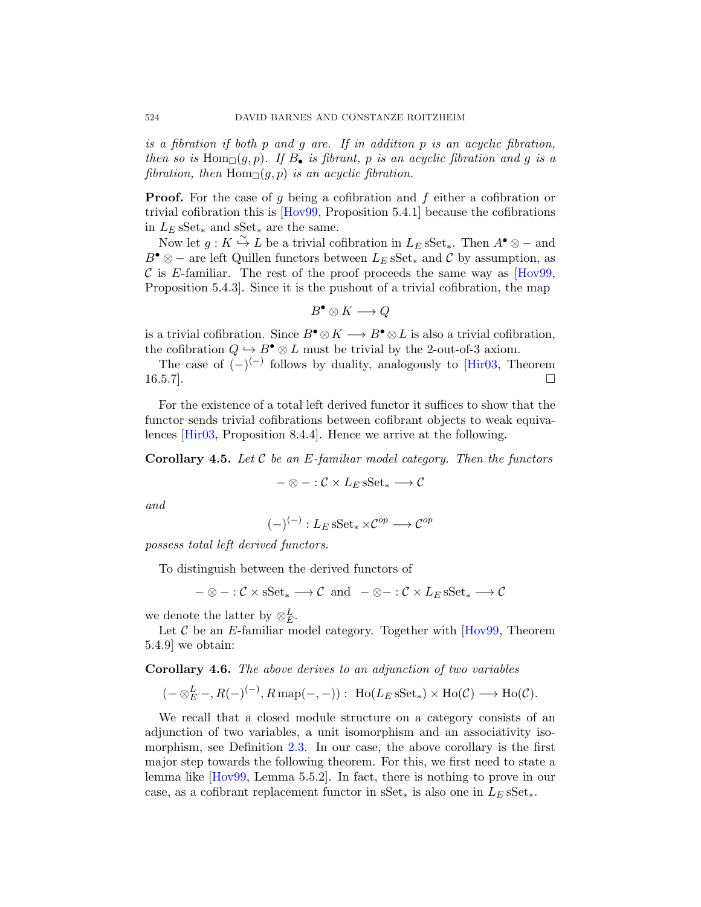*is a fibration if both $p$ and $g$ are. If in addition $p$ is an acyclic fibration, then so is $\mathrm{Hom}_\square(g,p)$. If $B_\bullet$ is fibrant, $p$ is an acyclic fibration and $g$ is a fibration, then $\mathrm{Hom}_\square(g,p)$ is an acyclic fibration.*

**Proof.** For the case of $g$ being a cofibration and $f$ either a cofibration or trivial cofibration this is [Hov99, Proposition 5.4.1] because the cofibrations in $L_E\,\mathrm{sSet}_*$ and $\mathrm{sSet}_*$ are the same.

Now let $g : K \overset{\sim}{\hookrightarrow} L$ be a trivial cofibration in $L_E\,\mathrm{sSet}_*$. Then $A^\bullet \otimes -$ and $B^\bullet \otimes -$ are left Quillen functors between $L_E\,\mathrm{sSet}_*$ and $\mathcal{C}$ by assumption, as $\mathcal{C}$ is $E$-familiar. The rest of the proof proceeds the same way as [Hov99, Proposition 5.4.3]. Since it is the pushout of a trivial cofibration, the map

$$B^\bullet \otimes K \longrightarrow Q$$

is a trivial cofibration. Since $B^\bullet \otimes K \longrightarrow B^\bullet \otimes L$ is also a trivial cofibration, the cofibration $Q \hookrightarrow B^\bullet \otimes L$ must be trivial by the 2-out-of-3 axiom.

The case of $(-)^{(-)}$ follows by duality, analogously to [Hir03, Theorem 16.5.7]. □

For the existence of a total left derived functor it suffices to show that the functor sends trivial cofibrations between cofibrant objects to weak equivalences [Hir03, Proposition 8.4.4]. Hence we arrive at the following.

**Corollary 4.5.** *Let $\mathcal{C}$ be an $E$-familiar model category. Then the functors*

$$- \otimes - : \mathcal{C} \times L_E\,\mathrm{sSet}_* \longrightarrow \mathcal{C}$$

*and*

$$(-)^{(-)} : L_E\,\mathrm{sSet}_* \times \mathcal{C}^{op} \longrightarrow \mathcal{C}^{op}$$

*possess total left derived functors.*

To distinguish between the derived functors of

$$- \otimes - : \mathcal{C} \times \mathrm{sSet}_* \longrightarrow \mathcal{C} \;\text{ and }\; - \otimes - : \mathcal{C} \times L_E\,\mathrm{sSet}_* \longrightarrow \mathcal{C}$$

we denote the latter by $\otimes^L_E$.

Let $\mathcal{C}$ be an $E$-familiar model category. Together with [Hov99, Theorem 5.4.9] we obtain:

**Corollary 4.6.** *The above derives to an adjunction of two variables*

$$(- \otimes^L_E -, R(-)^{(-)}, R\,\mathrm{map}(-,-)) : \; \mathrm{Ho}(L_E\,\mathrm{sSet}_*) \times \mathrm{Ho}(\mathcal{C}) \longrightarrow \mathrm{Ho}(\mathcal{C}).$$

We recall that a closed module structure on a category consists of an adjunction of two variables, a unit isomorphism and an associativity isomorphism, see Definition 2.3. In our case, the above corollary is the first major step towards the following theorem. For this, we first need to state a lemma like [Hov99, Lemma 5.5.2]. In fact, there is nothing to prove in our case, as a cofibrant replacement functor in $\mathrm{sSet}_*$ is also one in $L_E\,\mathrm{sSet}_*$.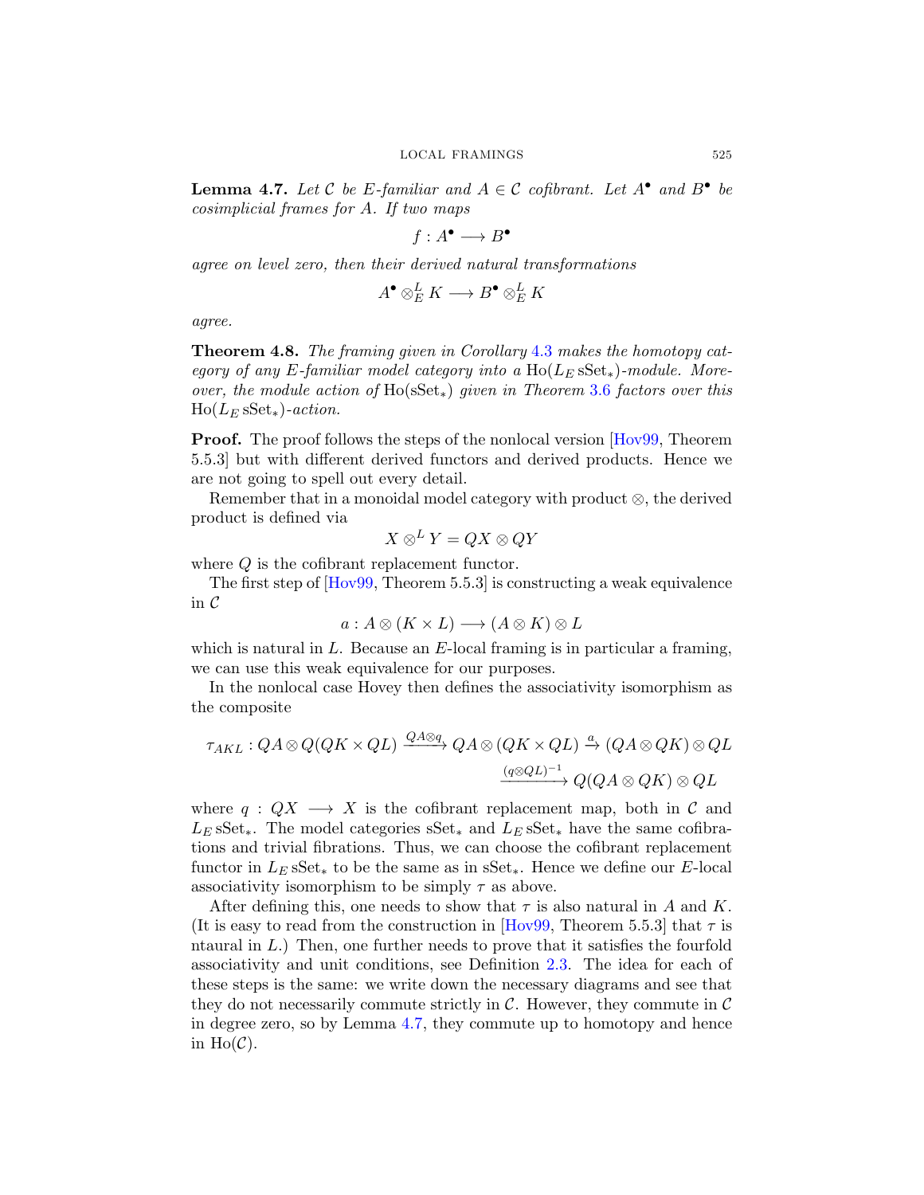**Lemma 4.7.** *Let $\mathcal{C}$ be $E$-familiar and $A \in \mathcal{C}$ cofibrant. Let $A^\bullet$ and $B^\bullet$ be cosimplicial frames for $A$. If two maps*

$$f : A^\bullet \longrightarrow B^\bullet$$

*agree on level zero, then their derived natural transformations*

$$A^\bullet \otimes^L_E K \longrightarrow B^\bullet \otimes^L_E K$$

*agree.*

**Theorem 4.8.** *The framing given in Corollary 4.3 makes the homotopy category of any $E$-familiar model category into a $\mathrm{Ho}(L_E\,\mathrm{sSet}_*)$-module. Moreover, the module action of $\mathrm{Ho}(\mathrm{sSet}_*)$ given in Theorem 3.6 factors over this $\mathrm{Ho}(L_E\,\mathrm{sSet}_*)$-action.*

**Proof.** The proof follows the steps of the nonlocal version [Hov99, Theorem 5.5.3] but with different derived functors and derived products. Hence we are not going to spell out every detail.

Remember that in a monoidal model category with product $\otimes$, the derived product is defined via

$$X \otimes^L Y = QX \otimes QY$$

where $Q$ is the cofibrant replacement functor.

The first step of [Hov99, Theorem 5.5.3] is constructing a weak equivalence in $\mathcal{C}$

$$a : A \otimes (K \times L) \longrightarrow (A \otimes K) \otimes L$$

which is natural in $L$. Because an $E$-local framing is in particular a framing, we can use this weak equivalence for our purposes.

In the nonlocal case Hovey then defines the associativity isomorphism as the composite

$$\tau_{AKL} : QA \otimes Q(QK \times QL) \xrightarrow{QA \otimes q} QA \otimes (QK \times QL) \xrightarrow{a} (QA \otimes QK) \otimes QL$$
$$\xrightarrow{(q \otimes QL)^{-1}} Q(QA \otimes QK) \otimes QL$$

where $q : QX \longrightarrow X$ is the cofibrant replacement map, both in $\mathcal{C}$ and $L_E\,\mathrm{sSet}_*$. The model categories $\mathrm{sSet}_*$ and $L_E\,\mathrm{sSet}_*$ have the same cofibrations and trivial fibrations. Thus, we can choose the cofibrant replacement functor in $L_E\,\mathrm{sSet}_*$ to be the same as in $\mathrm{sSet}_*$. Hence we define our $E$-local associativity isomorphism to be simply $\tau$ as above.

After defining this, one needs to show that $\tau$ is also natural in $A$ and $K$. (It is easy to read from the construction in [Hov99, Theorem 5.5.3] that $\tau$ is ntaural in $L$.) Then, one further needs to prove that it satisfies the fourfold associativity and unit conditions, see Definition 2.3. The idea for each of these steps is the same: we write down the necessary diagrams and see that they do not necessarily commute strictly in $\mathcal{C}$. However, they commute in $\mathcal{C}$ in degree zero, so by Lemma 4.7, they commute up to homotopy and hence in $\mathrm{Ho}(\mathcal{C})$.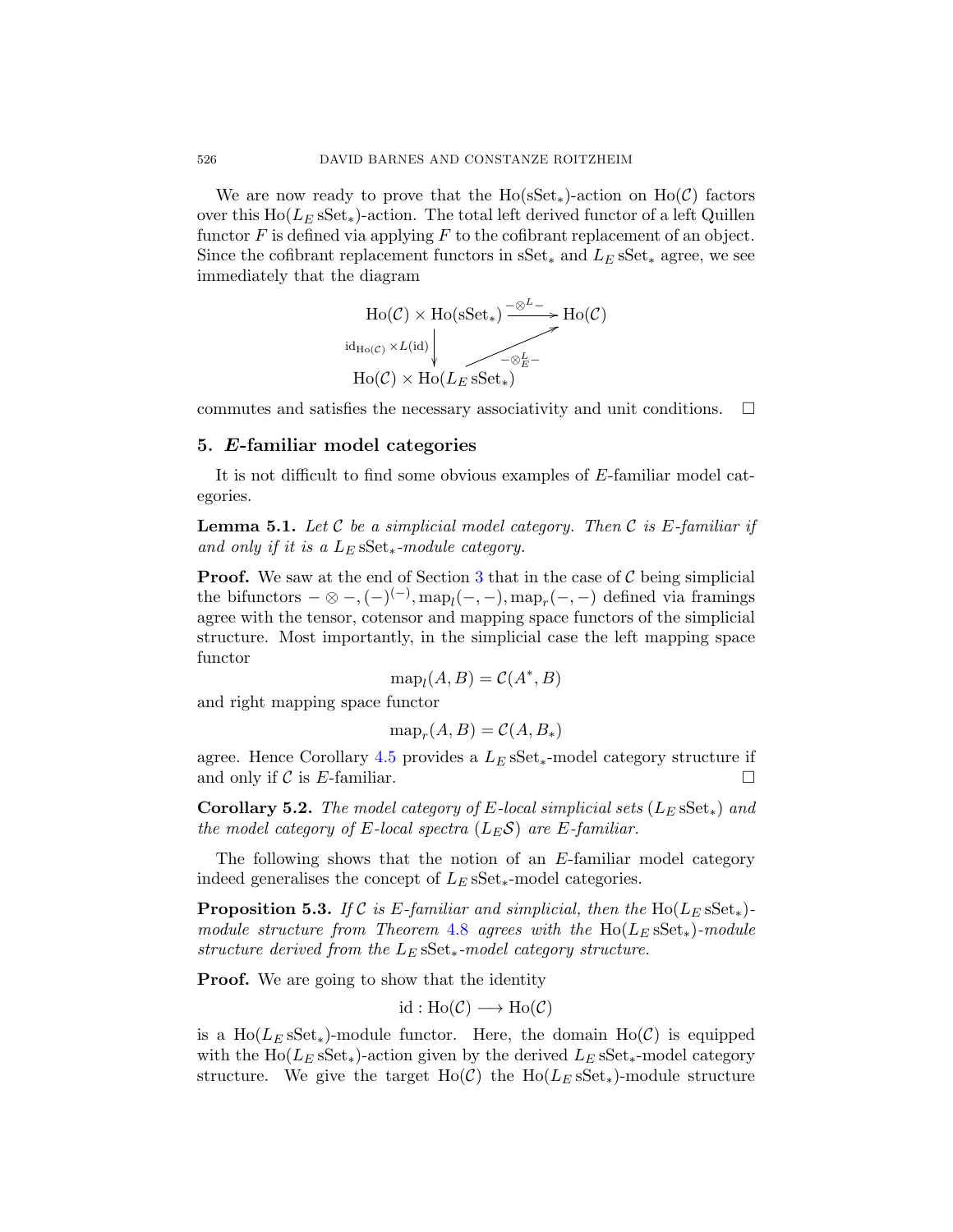We are now ready to prove that the $\mathrm{Ho}(\mathrm{sSet}_*)$-action on $\mathrm{Ho}(\mathcal{C})$ factors over this $\mathrm{Ho}(L_E\,\mathrm{sSet}_*)$-action. The total left derived functor of a left Quillen functor $F$ is defined via applying $F$ to the cofibrant replacement of an object. Since the cofibrant replacement functors in $\mathrm{sSet}_*$ and $L_E\,\mathrm{sSet}_*$ agree, we see immediately that the diagram

$$\begin{array}{ccc}
\mathrm{Ho}(\mathcal{C}) \times \mathrm{Ho}(\mathrm{sSet}_*) & \xrightarrow{-\otimes^L -} & \mathrm{Ho}(\mathcal{C}) \\
{\scriptstyle \mathrm{id}_{\mathrm{Ho}(\mathcal{C})} \times L(\mathrm{id})} \big\downarrow & \nearrow_{-\otimes^L_E -} & \\
\mathrm{Ho}(\mathcal{C}) \times \mathrm{Ho}(L_E\,\mathrm{sSet}_*) & &
\end{array}$$

commutes and satisfies the necessary associativity and unit conditions. □

## 5. *E*-familiar model categories

It is not difficult to find some obvious examples of $E$-familiar model categories.

**Lemma 5.1.** *Let $\mathcal{C}$ be a simplicial model category. Then $\mathcal{C}$ is $E$-familiar if and only if it is a $L_E\,\mathrm{sSet}_*$-module category.*

**Proof.** We saw at the end of Section 3 that in the case of $\mathcal{C}$ being simplicial the bifunctors $-\otimes-, (-)^{(-)}, \mathrm{map}_l(-,-), \mathrm{map}_r(-,-)$ defined via framings agree with the tensor, cotensor and mapping space functors of the simplicial structure. Most importantly, in the simplicial case the left mapping space functor

$$\mathrm{map}_l(A,B) = \mathcal{C}(A^*, B)$$

and right mapping space functor

$$\mathrm{map}_r(A,B) = \mathcal{C}(A, B_*)$$

agree. Hence Corollary 4.5 provides a $L_E\,\mathrm{sSet}_*$-model category structure if and only if $\mathcal{C}$ is $E$-familiar. □

**Corollary 5.2.** *The model category of $E$-local simplicial sets ($L_E\,\mathrm{sSet}_*$) and the model category of $E$-local spectra ($L_E\mathcal{S}$) are $E$-familiar.*

The following shows that the notion of an $E$-familiar model category indeed generalises the concept of $L_E\,\mathrm{sSet}_*$-model categories.

**Proposition 5.3.** *If $\mathcal{C}$ is $E$-familiar and simplicial, then the $\mathrm{Ho}(L_E\,\mathrm{sSet}_*)$-module structure from Theorem 4.8 agrees with the $\mathrm{Ho}(L_E\,\mathrm{sSet}_*)$-module structure derived from the $L_E\,\mathrm{sSet}_*$-model category structure.*

**Proof.** We are going to show that the identity

$$\mathrm{id} : \mathrm{Ho}(\mathcal{C}) \longrightarrow \mathrm{Ho}(\mathcal{C})$$

is a $\mathrm{Ho}(L_E\,\mathrm{sSet}_*)$-module functor. Here, the domain $\mathrm{Ho}(\mathcal{C})$ is equipped with the $\mathrm{Ho}(L_E\,\mathrm{sSet}_*)$-action given by the derived $L_E\,\mathrm{sSet}_*$-model category structure. We give the target $\mathrm{Ho}(\mathcal{C})$ the $\mathrm{Ho}(L_E\,\mathrm{sSet}_*)$-module structure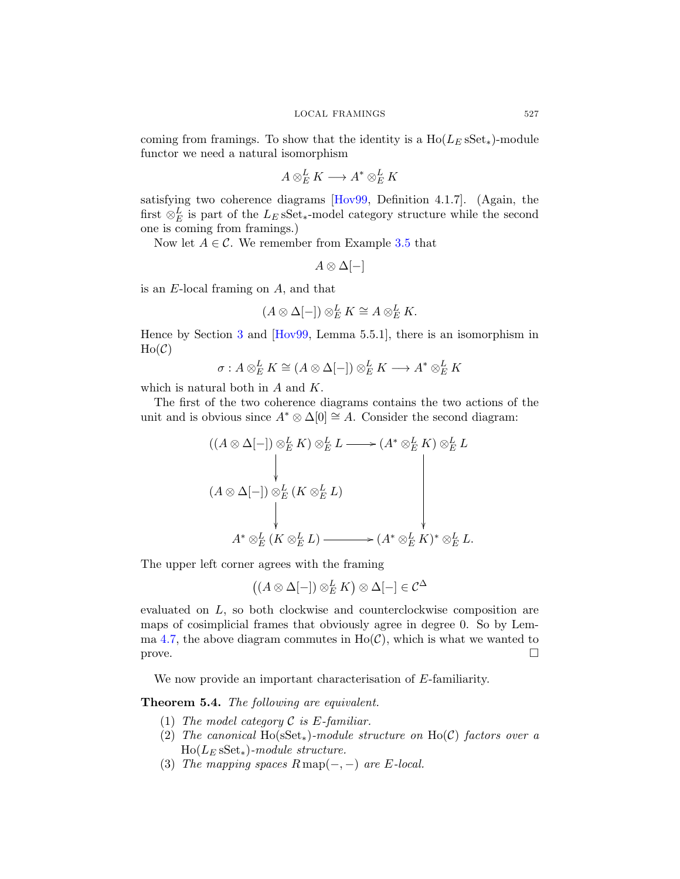coming from framings. To show that the identity is a $\mathrm{Ho}(L_E\,\mathrm{sSet}_*)$-module functor we need a natural isomorphism

$$A \otimes^L_E K \longrightarrow A^* \otimes^L_E K$$

satisfying two coherence diagrams [Hov99, Definition 4.1.7]. (Again, the first $\otimes^L_E$ is part of the $L_E\,\mathrm{sSet}_*$-model category structure while the second one is coming from framings.)

Now let $A \in \mathcal{C}$. We remember from Example 3.5 that

$$A \otimes \Delta[-]$$

is an $E$-local framing on $A$, and that

$$(A \otimes \Delta[-]) \otimes^L_E K \cong A \otimes^L_E K.$$

Hence by Section 3 and [Hov99, Lemma 5.5.1], there is an isomorphism in $\mathrm{Ho}(\mathcal{C})$

$$\sigma : A \otimes^L_E K \cong (A \otimes \Delta[-]) \otimes^L_E K \longrightarrow A^* \otimes^L_E K$$

which is natural both in $A$ and $K$.

The first of the two coherence diagrams contains the two actions of the unit and is obvious since $A^* \otimes \Delta[0] \cong A$. Consider the second diagram:

$$\begin{array}{ccc}
((A \otimes \Delta[-]) \otimes^L_E K) \otimes^L_E L & \longrightarrow & (A^* \otimes^L_E K) \otimes^L_E L \\
\downarrow & & \\
(A \otimes \Delta[-]) \otimes^L_E (K \otimes^L_E L) & & \downarrow \\
\downarrow & & \\
A^* \otimes^L_E (K \otimes^L_E L) & \longrightarrow & (A^* \otimes^L_E K)^* \otimes^L_E L.
\end{array}$$

The upper left corner agrees with the framing

$$\big((A \otimes \Delta[-]) \otimes^L_E K\big) \otimes \Delta[-] \in \mathcal{C}^\Delta$$

evaluated on $L$, so both clockwise and counterclockwise composition are maps of cosimplicial frames that obviously agree in degree 0. So by Lemma 4.7, the above diagram commutes in $\mathrm{Ho}(\mathcal{C})$, which is what we wanted to prove. □

We now provide an important characterisation of $E$-familiarity.

**Theorem 5.4.** *The following are equivalent.*

1. *The model category $\mathcal{C}$ is $E$-familiar.*
2. *The canonical $\mathrm{Ho}(\mathrm{sSet}_*)$-module structure on $\mathrm{Ho}(\mathcal{C})$ factors over a $\mathrm{Ho}(L_E\,\mathrm{sSet}_*)$-module structure.*
3. *The mapping spaces $R\,\mathrm{map}(-,-)$ are $E$-local.*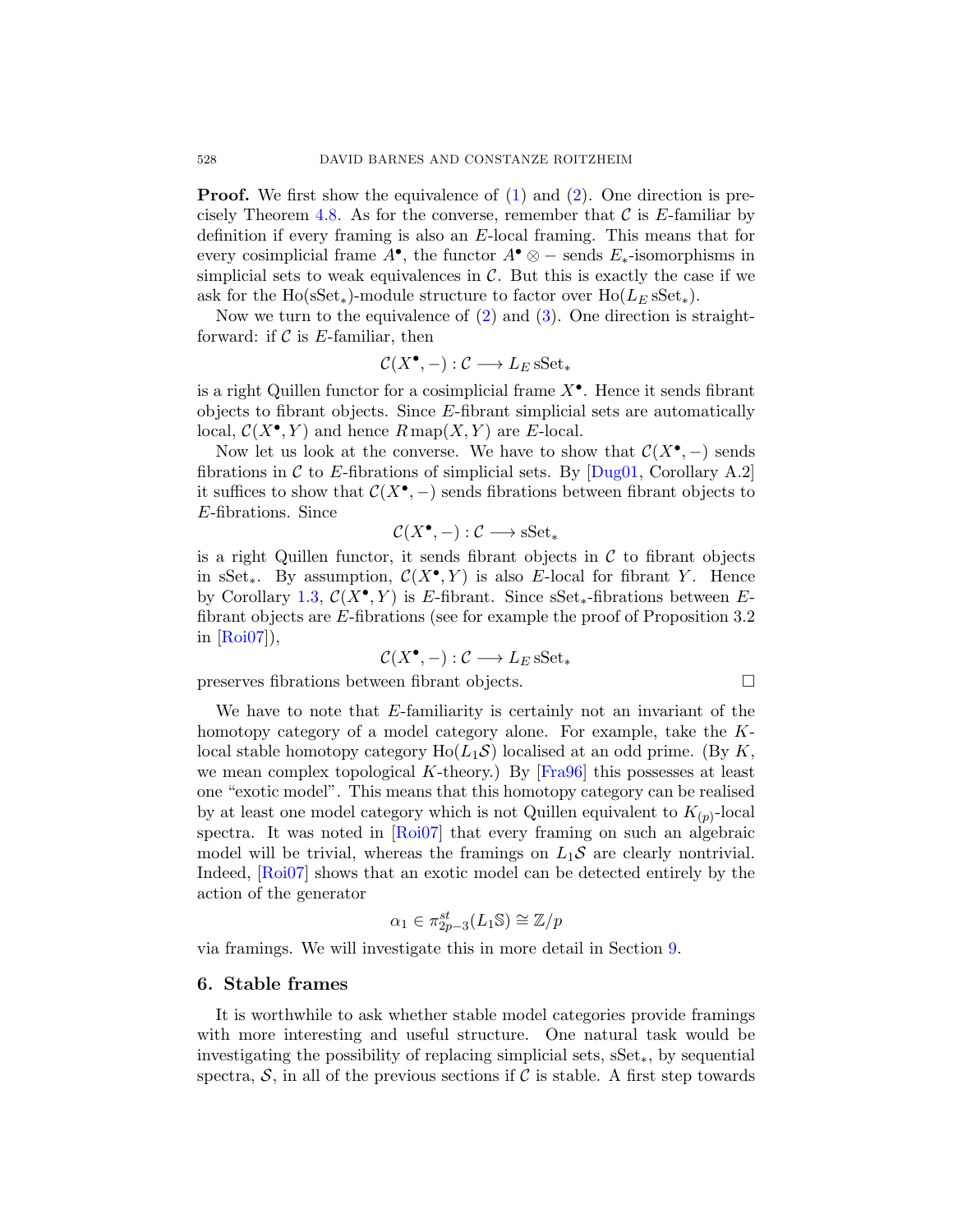**Proof.** We first show the equivalence of (1) and (2). One direction is precisely Theorem 4.8. As for the converse, remember that $\mathcal{C}$ is $E$-familiar by definition if every framing is also an $E$-local framing. This means that for every cosimplicial frame $A^\bullet$, the functor $A^\bullet \otimes -$ sends $E_*$-isomorphisms in simplicial sets to weak equivalences in $\mathcal{C}$. But this is exactly the case if we ask for the $\mathrm{Ho}(\mathrm{sSet}_*)$-module structure to factor over $\mathrm{Ho}(L_E\,\mathrm{sSet}_*)$.

Now we turn to the equivalence of (2) and (3). One direction is straightforward: if $\mathcal{C}$ is $E$-familiar, then

$$\mathcal{C}(X^\bullet, -) : \mathcal{C} \longrightarrow L_E\,\mathrm{sSet}_*$$

is a right Quillen functor for a cosimplicial frame $X^\bullet$. Hence it sends fibrant objects to fibrant objects. Since $E$-fibrant simplicial sets are automatically local, $\mathcal{C}(X^\bullet, Y)$ and hence $R\,\mathrm{map}(X, Y)$ are $E$-local.

Now let us look at the converse. We have to show that $\mathcal{C}(X^\bullet, -)$ sends fibrations in $\mathcal{C}$ to $E$-fibrations of simplicial sets. By [Dug01, Corollary A.2] it suffices to show that $\mathcal{C}(X^\bullet, -)$ sends fibrations between fibrant objects to $E$-fibrations. Since

$$\mathcal{C}(X^\bullet, -) : \mathcal{C} \longrightarrow \mathrm{sSet}_*$$

is a right Quillen functor, it sends fibrant objects in $\mathcal{C}$ to fibrant objects in $\mathrm{sSet}_*$. By assumption, $\mathcal{C}(X^\bullet, Y)$ is also $E$-local for fibrant $Y$. Hence by Corollary 1.3, $\mathcal{C}(X^\bullet, Y)$ is $E$-fibrant. Since $\mathrm{sSet}_*$-fibrations between $E$-fibrant objects are $E$-fibrations (see for example the proof of Proposition 3.2 in [Roi07]),

$$\mathcal{C}(X^\bullet, -) : \mathcal{C} \longrightarrow L_E\,\mathrm{sSet}_*$$

preserves fibrations between fibrant objects. □

We have to note that $E$-familiarity is certainly not an invariant of the homotopy category of a model category alone. For example, take the $K$-local stable homotopy category $\mathrm{Ho}(L_1\mathcal{S})$ localised at an odd prime. (By $K$, we mean complex topological $K$-theory.) By [Fra96] this possesses at least one "exotic model". This means that this homotopy category can be realised by at least one model category which is not Quillen equivalent to $K_{(p)}$-local spectra. It was noted in [Roi07] that every framing on such an algebraic model will be trivial, whereas the framings on $L_1\mathcal{S}$ are clearly nontrivial. Indeed, [Roi07] shows that an exotic model can be detected entirely by the action of the generator

$$\alpha_1 \in \pi^{st}_{2p-3}(L_1\mathbb{S}) \cong \mathbb{Z}/p$$

via framings. We will investigate this in more detail in Section 9.

## 6. Stable frames

It is worthwhile to ask whether stable model categories provide framings with more interesting and useful structure. One natural task would be investigating the possibility of replacing simplicial sets, $\mathrm{sSet}_*$, by sequential spectra, $\mathcal{S}$, in all of the previous sections if $\mathcal{C}$ is stable. A first step towards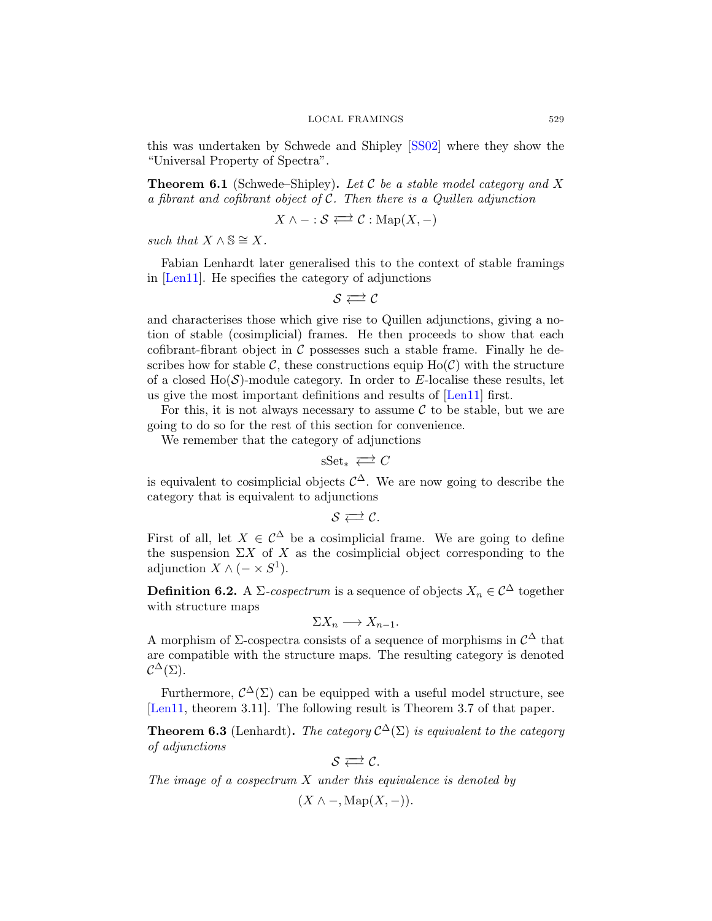this was undertaken by Schwede and Shipley [SS02] where they show the "Universal Property of Spectra".

**Theorem 6.1** (Schwede–Shipley)**.** *Let $\mathcal{C}$ be a stable model category and $X$ a fibrant and cofibrant object of $\mathcal{C}$. Then there is a Quillen adjunction*

$$X \wedge - : \mathcal{S} \rightleftarrows \mathcal{C} : \mathrm{Map}(X, -)$$

*such that $X \wedge \mathbb{S} \cong X$.*

Fabian Lenhardt later generalised this to the context of stable framings in [Len11]. He specifies the category of adjunctions

$$\mathcal{S} \rightleftarrows \mathcal{C}$$

and characterises those which give rise to Quillen adjunctions, giving a notion of stable (cosimplicial) frames. He then proceeds to show that each cofibrant-fibrant object in $\mathcal{C}$ possesses such a stable frame. Finally he describes how for stable $\mathcal{C}$, these constructions equip $\mathrm{Ho}(\mathcal{C})$ with the structure of a closed $\mathrm{Ho}(\mathcal{S})$-module category. In order to $E$-localise these results, let us give the most important definitions and results of [Len11] first.

For this, it is not always necessary to assume $\mathcal{C}$ to be stable, but we are going to do so for the rest of this section for convenience.

We remember that the category of adjunctions

$$\mathrm{sSet}_* \rightleftarrows C$$

is equivalent to cosimplicial objects $\mathcal{C}^{\Delta}$. We are now going to describe the category that is equivalent to adjunctions

$$\mathcal{S} \rightleftarrows \mathcal{C}.$$

First of all, let $X \in \mathcal{C}^{\Delta}$ be a cosimplicial frame. We are going to define the suspension $\Sigma X$ of $X$ as the cosimplicial object corresponding to the adjunction $X \wedge (- \times S^1)$.

**Definition 6.2.** A $\Sigma$-*cospectrum* is a sequence of objects $X_n \in \mathcal{C}^{\Delta}$ together with structure maps

$$\Sigma X_n \longrightarrow X_{n-1}.$$

A morphism of $\Sigma$-cospectra consists of a sequence of morphisms in $\mathcal{C}^{\Delta}$ that are compatible with the structure maps. The resulting category is denoted $\mathcal{C}^{\Delta}(\Sigma)$.

Furthermore, $\mathcal{C}^{\Delta}(\Sigma)$ can be equipped with a useful model structure, see [Len11, theorem 3.11]. The following result is Theorem 3.7 of that paper.

**Theorem 6.3** (Lenhardt)**.** *The category $\mathcal{C}^{\Delta}(\Sigma)$ is equivalent to the category of adjunctions*

$$\mathcal{S} \rightleftarrows \mathcal{C}.$$

*The image of a cospectrum $X$ under this equivalence is denoted by*

$$(X \wedge -, \mathrm{Map}(X, -)).$$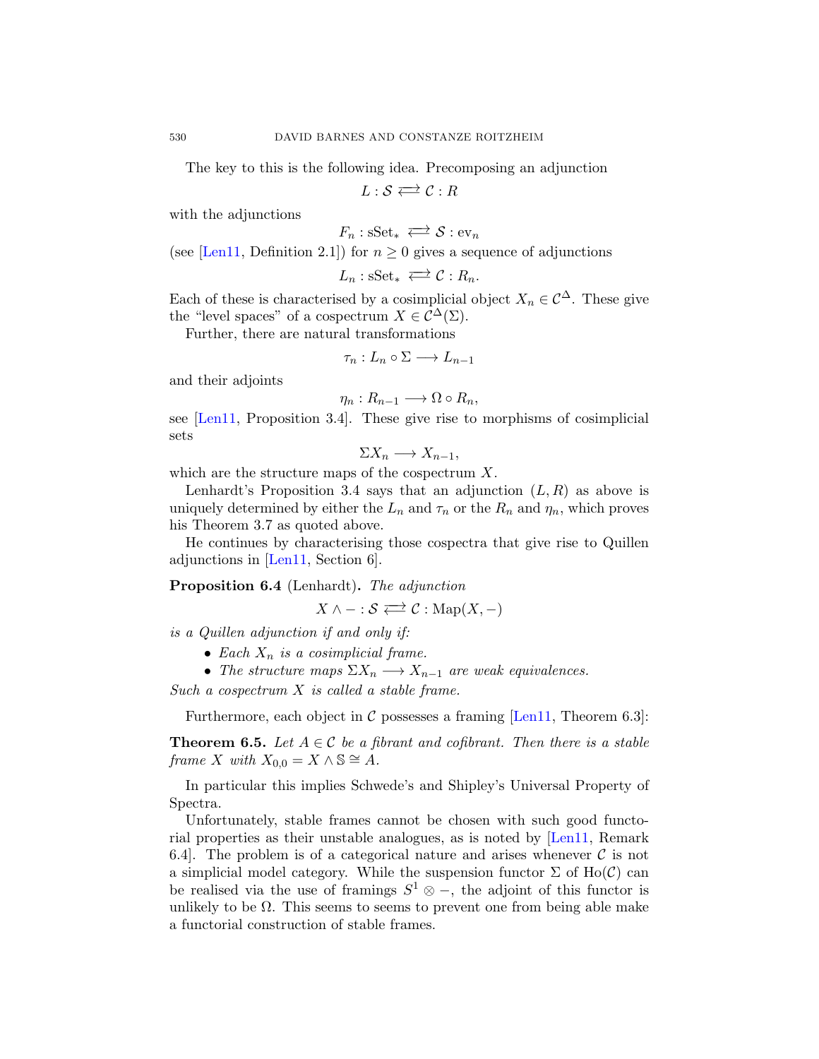The key to this is the following idea. Precomposing an adjunction

$$L : \mathcal{S} \rightleftarrows \mathcal{C} : R$$

with the adjunctions

$$F_n : \mathrm{sSet}_* \rightleftarrows \mathcal{S} : \mathrm{ev}_n$$

(see [Len11, Definition 2.1]) for $n \geq 0$ gives a sequence of adjunctions

$$L_n : \mathrm{sSet}_* \rightleftarrows \mathcal{C} : R_n.$$

Each of these is characterised by a cosimplicial object $X_n \in \mathcal{C}^\Delta$. These give the "level spaces" of a cospectrum $X \in \mathcal{C}^\Delta(\Sigma)$.

Further, there are natural transformations

$$\tau_n : L_n \circ \Sigma \longrightarrow L_{n-1}$$

and their adjoints

$$\eta_n : R_{n-1} \longrightarrow \Omega \circ R_n,$$

see [Len11, Proposition 3.4]. These give rise to morphisms of cosimplicial sets

$$\Sigma X_n \longrightarrow X_{n-1},$$

which are the structure maps of the cospectrum $X$.

Lenhardt's Proposition 3.4 says that an adjunction $(L, R)$ as above is uniquely determined by either the $L_n$ and $\tau_n$ or the $R_n$ and $\eta_n$, which proves his Theorem 3.7 as quoted above.

He continues by characterising those cospectra that give rise to Quillen adjunctions in [Len11, Section 6].

**Proposition 6.4** (Lenhardt). *The adjunction*

$$X \wedge - : \mathcal{S} \rightleftarrows \mathcal{C} : \mathrm{Map}(X, -)$$

*is a Quillen adjunction if and only if:*

- *Each $X_n$ is a cosimplicial frame.*
- *The structure maps $\Sigma X_n \longrightarrow X_{n-1}$ are weak equivalences.*

*Such a cospectrum $X$ is called a stable frame.*

Furthermore, each object in $\mathcal{C}$ possesses a framing [Len11, Theorem 6.3]:

**Theorem 6.5.** *Let $A \in \mathcal{C}$ be a fibrant and cofibrant. Then there is a stable frame $X$ with $X_{0,0} = X \wedge \mathbb{S} \cong A$.*

In particular this implies Schwede's and Shipley's Universal Property of Spectra.

Unfortunately, stable frames cannot be chosen with such good functorial properties as their unstable analogues, as is noted by [Len11, Remark 6.4]. The problem is of a categorical nature and arises whenever $\mathcal{C}$ is not a simplicial model category. While the suspension functor $\Sigma$ of $\mathrm{Ho}(\mathcal{C})$ can be realised via the use of framings $S^1 \otimes -$, the adjoint of this functor is unlikely to be $\Omega$. This seems to seems to prevent one from being able make a functorial construction of stable frames.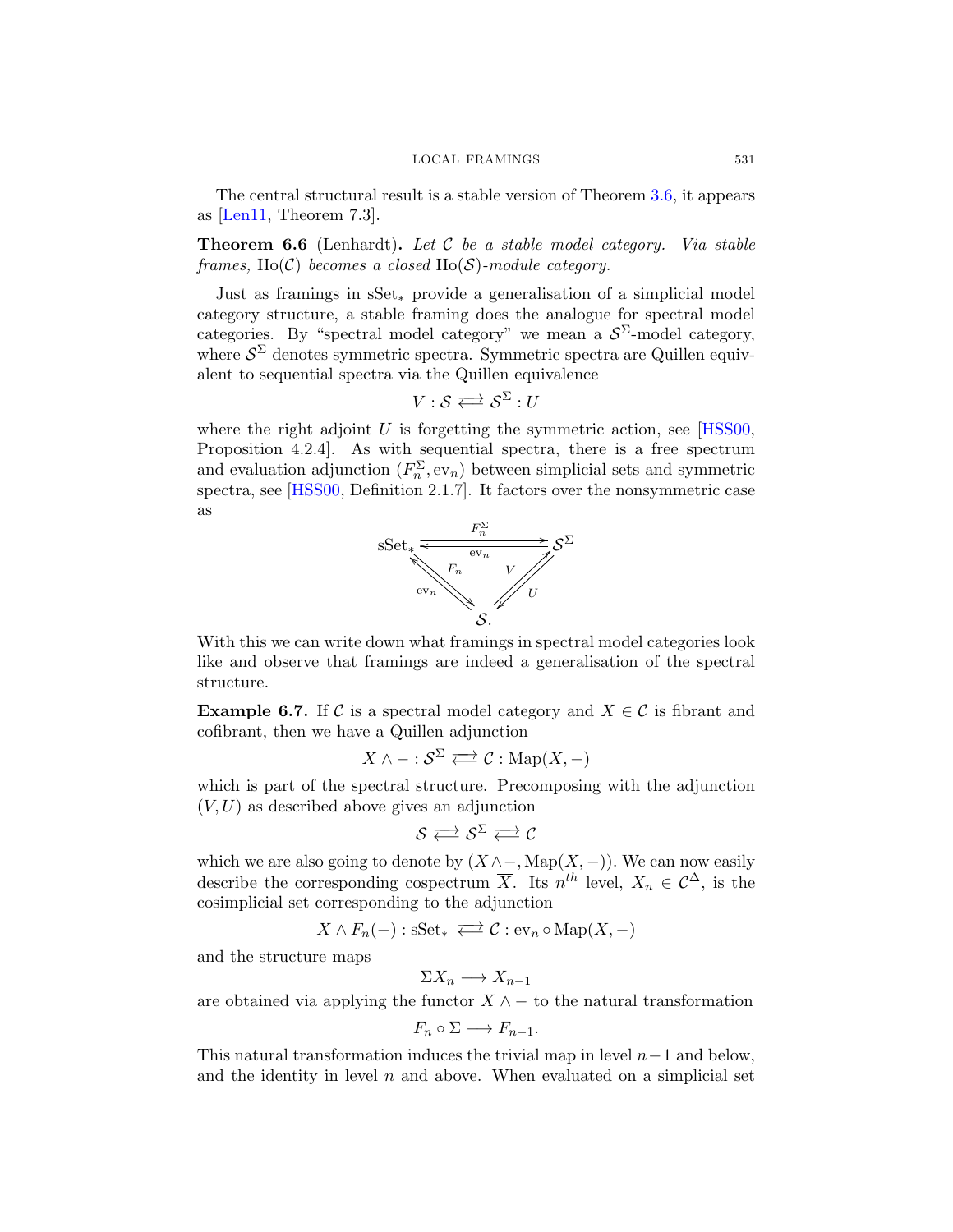The central structural result is a stable version of Theorem 3.6, it appears as [Len11, Theorem 7.3].

**Theorem 6.6** (Lenhardt)**.** *Let $\mathcal{C}$ be a stable model category. Via stable frames,* $\mathrm{Ho}(\mathcal{C})$ *becomes a closed* $\mathrm{Ho}(\mathcal{S})$*-module category.*

Just as framings in $\mathrm{sSet}_*$ provide a generalisation of a simplicial model category structure, a stable framing does the analogue for spectral model categories. By "spectral model category" we mean a $\mathcal{S}^\Sigma$-model category, where $\mathcal{S}^\Sigma$ denotes symmetric spectra. Symmetric spectra are Quillen equivalent to sequential spectra via the Quillen equivalence

$$V : \mathcal{S} \rightleftarrows \mathcal{S}^\Sigma : U$$

where the right adjoint $U$ is forgetting the symmetric action, see [HSS00, Proposition 4.2.4]. As with sequential spectra, there is a free spectrum and evaluation adjunction $(F_n^\Sigma, \mathrm{ev}_n)$ between simplicial sets and symmetric spectra, see [HSS00, Definition 2.1.7]. It factors over the nonsymmetric case as

$$\begin{array}{ccc} \mathrm{sSet}_* & \underset{\mathrm{ev}_n}{\overset{F_n^\Sigma}{\rightleftarrows}} & \mathcal{S}^\Sigma \\ {\scriptstyle F_n}\searrow\nwarrow{\scriptstyle \mathrm{ev}_n} & & {\scriptstyle V}\nearrow\swarrow{\scriptstyle U} \\ & \mathcal{S}. & \end{array}$$

With this we can write down what framings in spectral model categories look like and observe that framings are indeed a generalisation of the spectral structure.

**Example 6.7.** If $\mathcal{C}$ is a spectral model category and $X \in \mathcal{C}$ is fibrant and cofibrant, then we have a Quillen adjunction

$$X \wedge - : \mathcal{S}^\Sigma \rightleftarrows \mathcal{C} : \mathrm{Map}(X, -)$$

which is part of the spectral structure. Precomposing with the adjunction $(V, U)$ as described above gives an adjunction

$$\mathcal{S} \rightleftarrows \mathcal{S}^\Sigma \rightleftarrows \mathcal{C}$$

which we are also going to denote by $(X \wedge -, \mathrm{Map}(X, -))$. We can now easily describe the corresponding cospectrum $\overline{X}$. Its $n^{th}$ level, $X_n \in \mathcal{C}^\Delta$, is the cosimplicial set corresponding to the adjunction

$$X \wedge F_n(-) : \mathrm{sSet}_* \rightleftarrows \mathcal{C} : \mathrm{ev}_n \circ \mathrm{Map}(X, -)$$

and the structure maps

$$\Sigma X_n \longrightarrow X_{n-1}$$

are obtained via applying the functor $X \wedge -$ to the natural transformation

$$F_n \circ \Sigma \longrightarrow F_{n-1}.$$

This natural transformation induces the trivial map in level $n-1$ and below, and the identity in level $n$ and above. When evaluated on a simplicial set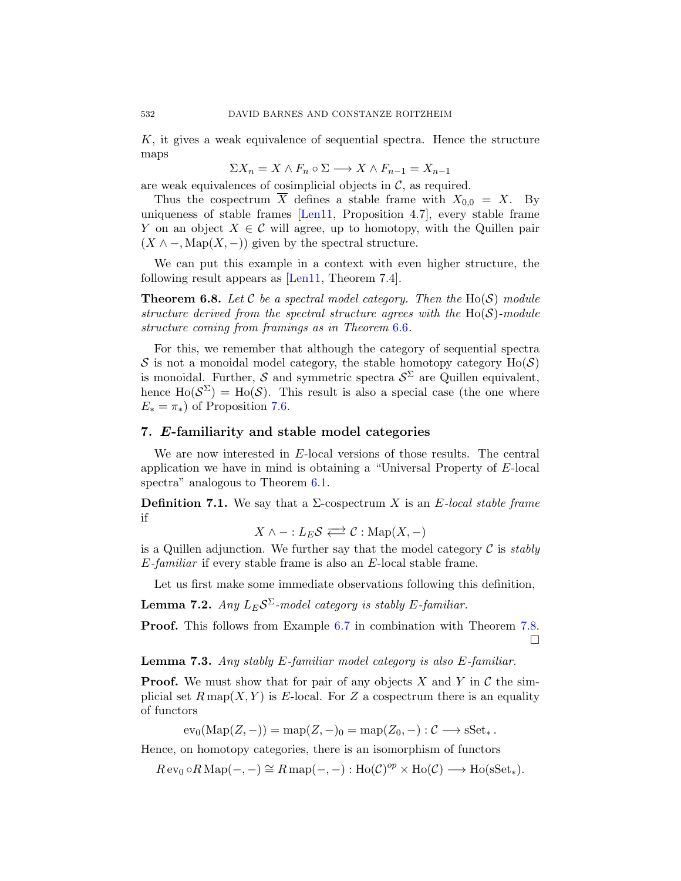$K$, it gives a weak equivalence of sequential spectra. Hence the structure maps

$$\Sigma X_n = X \wedge F_n \circ \Sigma \longrightarrow X \wedge F_{n-1} = X_{n-1}$$

are weak equivalences of cosimplicial objects in $\mathcal{C}$, as required.

Thus the cospectrum $\overline{X}$ defines a stable frame with $X_{0,0} = X$. By uniqueness of stable frames [Len11, Proposition 4.7], every stable frame $Y$ on an object $X \in \mathcal{C}$ will agree, up to homotopy, with the Quillen pair $(X \wedge -, \mathrm{Map}(X, -))$ given by the spectral structure.

We can put this example in a context with even higher structure, the following result appears as [Len11, Theorem 7.4].

**Theorem 6.8.** *Let $\mathcal{C}$ be a spectral model category. Then the $\mathrm{Ho}(\mathcal{S})$ module structure derived from the spectral structure agrees with the $\mathrm{Ho}(\mathcal{S})$-module structure coming from framings as in Theorem 6.6.*

For this, we remember that although the category of sequential spectra $\mathcal{S}$ is not a monoidal model category, the stable homotopy category $\mathrm{Ho}(\mathcal{S})$ is monoidal. Further, $\mathcal{S}$ and symmetric spectra $\mathcal{S}^\Sigma$ are Quillen equivalent, hence $\mathrm{Ho}(\mathcal{S}^\Sigma) = \mathrm{Ho}(\mathcal{S})$. This result is also a special case (the one where $E_* = \pi_*$) of Proposition 7.6.

## 7. *E*-familiarity and stable model categories

We are now interested in $E$-local versions of those results. The central application we have in mind is obtaining a "Universal Property of $E$-local spectra" analogous to Theorem 6.1.

**Definition 7.1.** We say that a $\Sigma$-cospectrum $X$ is an *$E$-local stable frame* if

$$X \wedge - : L_E\mathcal{S} \rightleftarrows \mathcal{C} : \mathrm{Map}(X, -)$$

is a Quillen adjunction. We further say that the model category $\mathcal{C}$ is *stably $E$-familiar* if every stable frame is also an $E$-local stable frame.

Let us first make some immediate observations following this definition,

**Lemma 7.2.** *Any $L_E\mathcal{S}^\Sigma$-model category is stably $E$-familiar.*

**Proof.** This follows from Example 6.7 in combination with Theorem 7.8. □

**Lemma 7.3.** *Any stably $E$-familiar model category is also $E$-familiar.*

**Proof.** We must show that for pair of any objects $X$ and $Y$ in $\mathcal{C}$ the simplicial set $R\,\mathrm{map}(X, Y)$ is $E$-local. For $Z$ a cospectrum there is an equality of functors

$$\mathrm{ev}_0(\mathrm{Map}(Z, -)) = \mathrm{map}(Z, -)_0 = \mathrm{map}(Z_0, -) : \mathcal{C} \longrightarrow \mathrm{sSet}_*.$$

Hence, on homotopy categories, there is an isomorphism of functors

$$R\,\mathrm{ev}_0 \circ R\,\mathrm{Map}(-, -) \cong R\,\mathrm{map}(-, -) : \mathrm{Ho}(\mathcal{C})^{op} \times \mathrm{Ho}(\mathcal{C}) \longrightarrow \mathrm{Ho}(\mathrm{sSet}_*).$$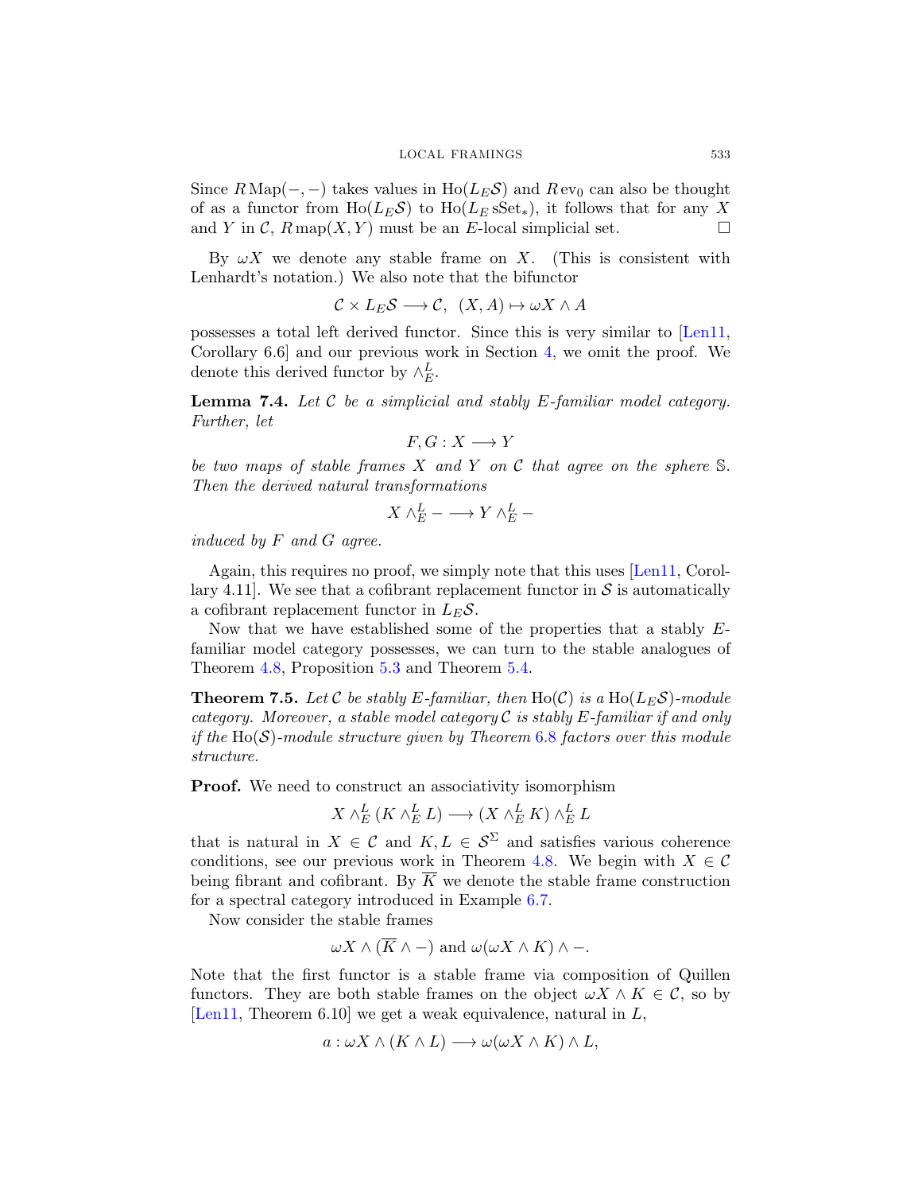Since $R\,\mathrm{Map}(-,-)$ takes values in $\mathrm{Ho}(L_E\mathcal{S})$ and $R\,\mathrm{ev}_0$ can also be thought of as a functor from $\mathrm{Ho}(L_E\mathcal{S})$ to $\mathrm{Ho}(L_E\,\mathrm{sSet}_*)$, it follows that for any $X$ and $Y$ in $\mathcal{C}$, $R\,\mathrm{map}(X,Y)$ must be an $E$-local simplicial set. $\square$

By $\omega X$ we denote any stable frame on $X$. (This is consistent with Lenhardt's notation.) We also note that the bifunctor

$$\mathcal{C} \times L_E\mathcal{S} \longrightarrow \mathcal{C},\ \ (X,A) \mapsto \omega X \wedge A$$

possesses a total left derived functor. Since this is very similar to [Len11, Corollary 6.6] and our previous work in Section 4, we omit the proof. We denote this derived functor by $\wedge^L_E$.

**Lemma 7.4.** *Let $\mathcal{C}$ be a simplicial and stably $E$-familiar model category. Further, let*

$$F, G : X \longrightarrow Y$$

*be two maps of stable frames $X$ and $Y$ on $\mathcal{C}$ that agree on the sphere $\mathbb{S}$. Then the derived natural transformations*

$$X \wedge^L_E - \longrightarrow Y \wedge^L_E -$$

*induced by $F$ and $G$ agree.*

Again, this requires no proof, we simply note that this uses [Len11, Corollary 4.11]. We see that a cofibrant replacement functor in $\mathcal{S}$ is automatically a cofibrant replacement functor in $L_E\mathcal{S}$.

Now that we have established some of the properties that a stably $E$-familiar model category possesses, we can turn to the stable analogues of Theorem 4.8, Proposition 5.3 and Theorem 5.4.

**Theorem 7.5.** *Let $\mathcal{C}$ be stably $E$-familiar, then $\mathrm{Ho}(\mathcal{C})$ is a $\mathrm{Ho}(L_E\mathcal{S})$-module category. Moreover, a stable model category $\mathcal{C}$ is stably $E$-familiar if and only if the $\mathrm{Ho}(\mathcal{S})$-module structure given by Theorem 6.8 factors over this module structure.*

**Proof.** We need to construct an associativity isomorphism

$$X \wedge^L_E (K \wedge^L_E L) \longrightarrow (X \wedge^L_E K) \wedge^L_E L$$

that is natural in $X \in \mathcal{C}$ and $K, L \in \mathcal{S}^{\Sigma}$ and satisfies various coherence conditions, see our previous work in Theorem 4.8. We begin with $X \in \mathcal{C}$ being fibrant and cofibrant. By $\overline{K}$ we denote the stable frame construction for a spectral category introduced in Example 6.7.

Now consider the stable frames

$$\omega X \wedge (\overline{K} \wedge -) \text{ and } \omega(\omega X \wedge K) \wedge -.$$

Note that the first functor is a stable frame via composition of Quillen functors. They are both stable frames on the object $\omega X \wedge K \in \mathcal{C}$, so by [Len11, Theorem 6.10] we get a weak equivalence, natural in $L$,

$$a : \omega X \wedge (K \wedge L) \longrightarrow \omega(\omega X \wedge K) \wedge L,$$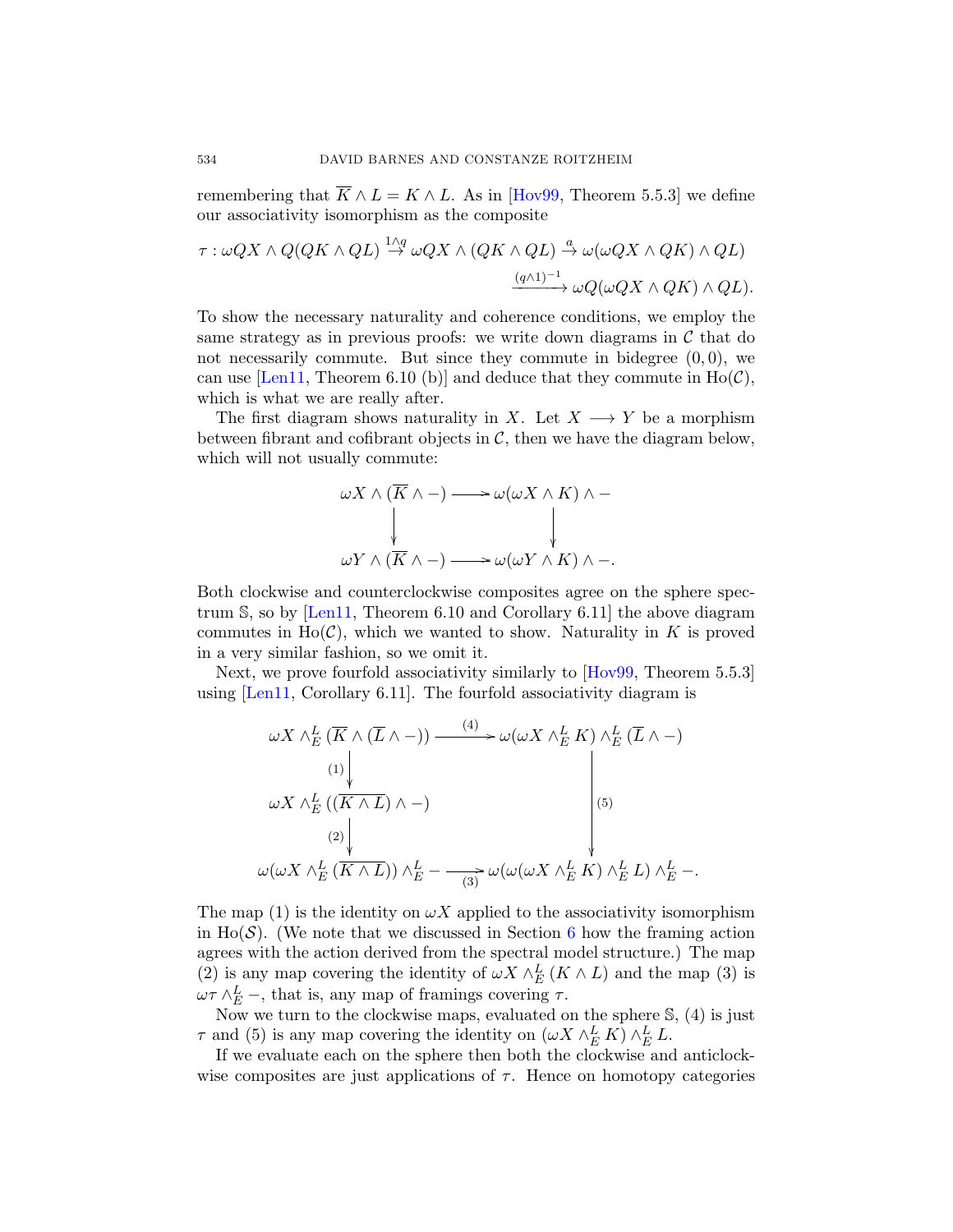remembering that $\overline{K} \wedge L = K \wedge L$. As in [Hov99, Theorem 5.5.3] we define our associativity isomorphism as the composite

$$\tau : \omega QX \wedge Q(QK \wedge QL) \overset{1\wedge q}{\to} \omega QX \wedge (QK \wedge QL) \overset{a}{\to} \omega(\omega QX \wedge QK) \wedge QL) \xrightarrow{(q\wedge 1)^{-1}} \omega Q(\omega QX \wedge QK) \wedge QL).$$

To show the necessary naturality and coherence conditions, we employ the same strategy as in previous proofs: we write down diagrams in $\mathcal{C}$ that do not necessarily commute. But since they commute in bidegree $(0,0)$, we can use [Len11, Theorem 6.10 (b)] and deduce that they commute in $\mathrm{Ho}(\mathcal{C})$, which is what we are really after.

The first diagram shows naturality in $X$. Let $X \longrightarrow Y$ be a morphism between fibrant and cofibrant objects in $\mathcal{C}$, then we have the diagram below, which will not usually commute:

$$\begin{array}{ccc}
\omega X \wedge (\overline{K} \wedge -) & \longrightarrow & \omega(\omega X \wedge K) \wedge - \\
\downarrow & & \downarrow \\
\omega Y \wedge (\overline{K} \wedge -) & \longrightarrow & \omega(\omega Y \wedge K) \wedge -.
\end{array}$$

Both clockwise and counterclockwise composites agree on the sphere spectrum $\mathbb{S}$, so by [Len11, Theorem 6.10 and Corollary 6.11] the above diagram commutes in $\mathrm{Ho}(\mathcal{C})$, which we wanted to show. Naturality in $K$ is proved in a very similar fashion, so we omit it.

Next, we prove fourfold associativity similarly to [Hov99, Theorem 5.5.3] using [Len11, Corollary 6.11]. The fourfold associativity diagram is

$$\begin{array}{ccc}
\omega X \wedge^L_E (\overline{K} \wedge (\overline{L} \wedge -)) & \xrightarrow{(4)} & \omega(\omega X \wedge^L_E K) \wedge^L_E (\overline{L} \wedge -) \\
\downarrow{\scriptstyle (1)} & & \\
\omega X \wedge^L_E ((\overline{K \wedge L}) \wedge -) & & \downarrow{\scriptstyle (5)} \\
\downarrow{\scriptstyle (2)} & & \\
\omega(\omega X \wedge^L_E (\overline{K \wedge L})) \wedge^L_E - & \xrightarrow[(3)]{} & \omega(\omega(\omega X \wedge^L_E K) \wedge^L_E L) \wedge^L_E -.
\end{array}$$

The map (1) is the identity on $\omega X$ applied to the associativity isomorphism in $\mathrm{Ho}(\mathcal{S})$. (We note that we discussed in Section 6 how the framing action agrees with the action derived from the spectral model structure.) The map (2) is any map covering the identity of $\omega X \wedge^L_E (K \wedge L)$ and the map (3) is $\omega\tau \wedge^L_E -$, that is, any map of framings covering $\tau$.

Now we turn to the clockwise maps, evaluated on the sphere $\mathbb{S}$, (4) is just $\tau$ and (5) is any map covering the identity on $(\omega X \wedge^L_E K) \wedge^L_E L$.

If we evaluate each on the sphere then both the clockwise and anticlockwise composites are just applications of $\tau$. Hence on homotopy categories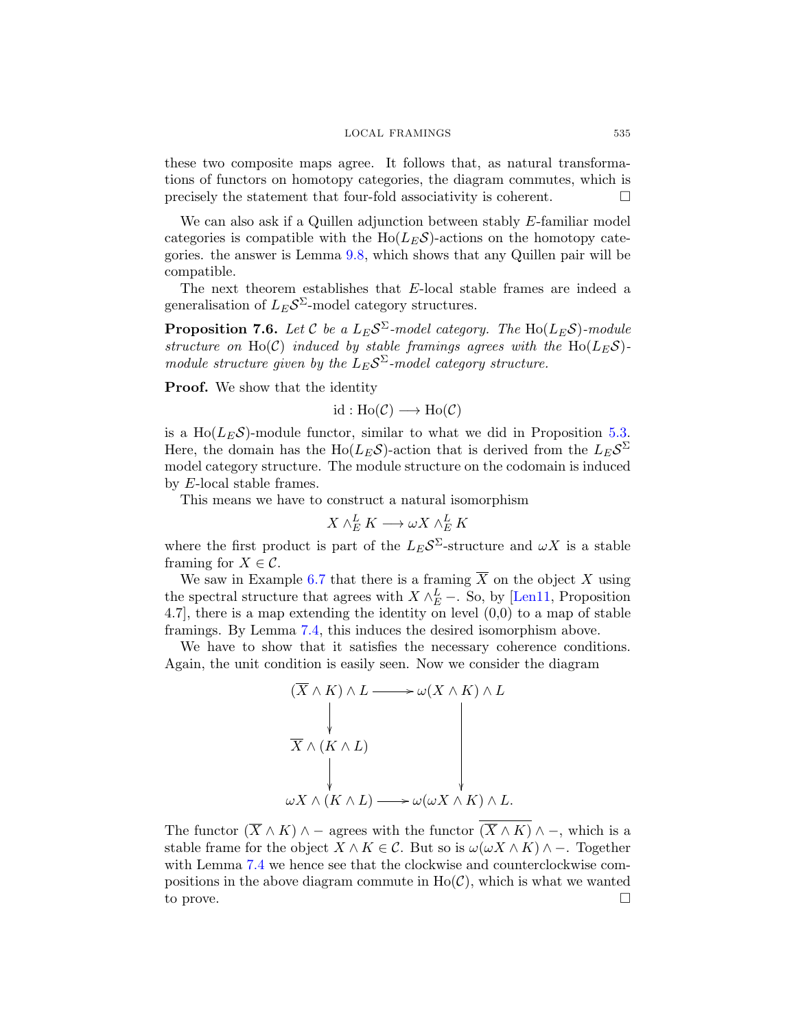these two composite maps agree. It follows that, as natural transformations of functors on homotopy categories, the diagram commutes, which is precisely the statement that four-fold associativity is coherent. □

We can also ask if a Quillen adjunction between stably $E$-familiar model categories is compatible with the $\mathrm{Ho}(L_E\mathcal{S})$-actions on the homotopy categories. the answer is Lemma 9.8, which shows that any Quillen pair will be compatible.

The next theorem establishes that $E$-local stable frames are indeed a generalisation of $L_E\mathcal{S}^\Sigma$-model category structures.

**Proposition 7.6.** *Let $\mathcal{C}$ be a $L_E\mathcal{S}^\Sigma$-model category. The $\mathrm{Ho}(L_E\mathcal{S})$-module structure on $\mathrm{Ho}(\mathcal{C})$ induced by stable framings agrees with the $\mathrm{Ho}(L_E\mathcal{S})$-module structure given by the $L_E\mathcal{S}^\Sigma$-model category structure.*

**Proof.** We show that the identity

$$\mathrm{id} : \mathrm{Ho}(\mathcal{C}) \longrightarrow \mathrm{Ho}(\mathcal{C})$$

is a $\mathrm{Ho}(L_E\mathcal{S})$-module functor, similar to what we did in Proposition 5.3. Here, the domain has the $\mathrm{Ho}(L_E\mathcal{S})$-action that is derived from the $L_E\mathcal{S}^\Sigma$ model category structure. The module structure on the codomain is induced by $E$-local stable frames.

This means we have to construct a natural isomorphism

$$X \wedge^L_E K \longrightarrow \omega X \wedge^L_E K$$

where the first product is part of the $L_E\mathcal{S}^\Sigma$-structure and $\omega X$ is a stable framing for $X \in \mathcal{C}$.

We saw in Example 6.7 that there is a framing $\overline{X}$ on the object $X$ using the spectral structure that agrees with $X \wedge^L_E -$. So, by [Len11, Proposition 4.7], there is a map extending the identity on level (0,0) to a map of stable framings. By Lemma 7.4, this induces the desired isomorphism above.

We have to show that it satisfies the necessary coherence conditions. Again, the unit condition is easily seen. Now we consider the diagram

$$\begin{array}{ccc}
(\overline{X} \wedge K) \wedge L & \longrightarrow & \omega(X \wedge K) \wedge L \\
\downarrow & & \\
\overline{X} \wedge (K \wedge L) & & \downarrow \\
\downarrow & & \\
\omega X \wedge (K \wedge L) & \longrightarrow & \omega(\omega X \wedge K) \wedge L.
\end{array}$$

The functor $(\overline{X} \wedge K) \wedge -$ agrees with the functor $\overline{(\overline{X} \wedge K)} \wedge -$, which is a stable frame for the object $X \wedge K \in \mathcal{C}$. But so is $\omega(\omega X \wedge K) \wedge -$. Together with Lemma 7.4 we hence see that the clockwise and counterclockwise compositions in the above diagram commute in $\mathrm{Ho}(\mathcal{C})$, which is what we wanted to prove. □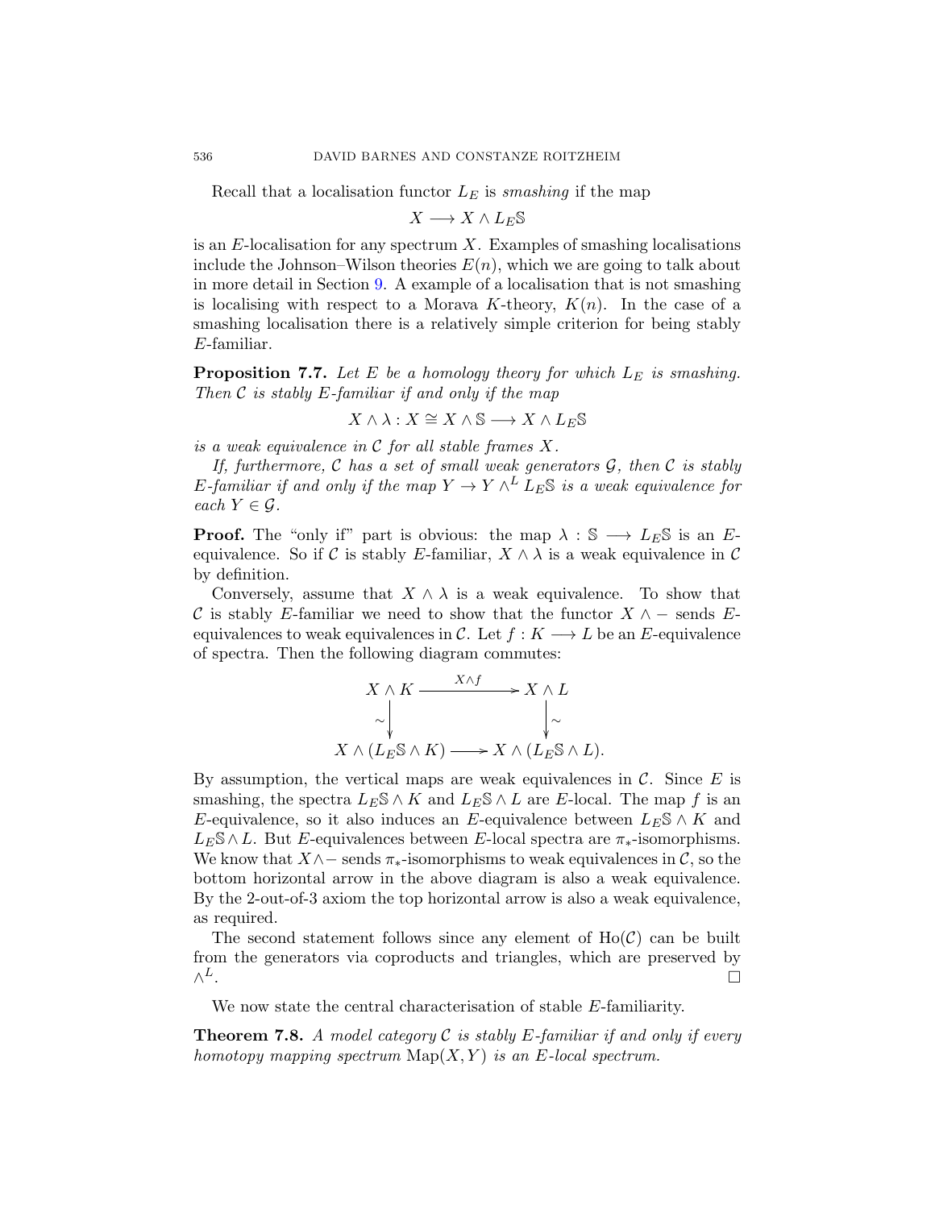Recall that a localisation functor $L_E$ is *smashing* if the map

$$X \longrightarrow X \wedge L_E\mathbb{S}$$

is an $E$-localisation for any spectrum $X$. Examples of smashing localisations include the Johnson–Wilson theories $E(n)$, which we are going to talk about in more detail in Section 9. A example of a localisation that is not smashing is localising with respect to a Morava $K$-theory, $K(n)$. In the case of a smashing localisation there is a relatively simple criterion for being stably $E$-familiar.

**Proposition 7.7.** *Let $E$ be a homology theory for which $L_E$ is smashing. Then $\mathcal{C}$ is stably $E$-familiar if and only if the map*

$$X \wedge \lambda : X \cong X \wedge \mathbb{S} \longrightarrow X \wedge L_E\mathbb{S}$$

*is a weak equivalence in $\mathcal{C}$ for all stable frames $X$.*

*If, furthermore, $\mathcal{C}$ has a set of small weak generators $\mathcal{G}$, then $\mathcal{C}$ is stably $E$-familiar if and only if the map $Y \to Y \wedge^L L_E\mathbb{S}$ is a weak equivalence for each $Y \in \mathcal{G}$.*

**Proof.** The "only if" part is obvious: the map $\lambda : \mathbb{S} \longrightarrow L_E\mathbb{S}$ is an $E$-equivalence. So if $\mathcal{C}$ is stably $E$-familiar, $X \wedge \lambda$ is a weak equivalence in $\mathcal{C}$ by definition.

Conversely, assume that $X \wedge \lambda$ is a weak equivalence. To show that $\mathcal{C}$ is stably $E$-familiar we need to show that the functor $X \wedge -$ sends $E$-equivalences to weak equivalences in $\mathcal{C}$. Let $f : K \longrightarrow L$ be an $E$-equivalence of spectra. Then the following diagram commutes:

$$\begin{array}{ccc}
X \wedge K & \xrightarrow{X \wedge f} & X \wedge L \\
\sim\downarrow & & \downarrow\sim \\
X \wedge (L_E\mathbb{S} \wedge K) & \longrightarrow & X \wedge (L_E\mathbb{S} \wedge L).
\end{array}$$

By assumption, the vertical maps are weak equivalences in $\mathcal{C}$. Since $E$ is smashing, the spectra $L_E\mathbb{S} \wedge K$ and $L_E\mathbb{S} \wedge L$ are $E$-local. The map $f$ is an $E$-equivalence, so it also induces an $E$-equivalence between $L_E\mathbb{S} \wedge K$ and $L_E\mathbb{S} \wedge L$. But $E$-equivalences between $E$-local spectra are $\pi_*$-isomorphisms. We know that $X \wedge -$ sends $\pi_*$-isomorphisms to weak equivalences in $\mathcal{C}$, so the bottom horizontal arrow in the above diagram is also a weak equivalence. By the 2-out-of-3 axiom the top horizontal arrow is also a weak equivalence, as required.

The second statement follows since any element of $\mathrm{Ho}(\mathcal{C})$ can be built from the generators via coproducts and triangles, which are preserved by $\wedge^L$. $\square$

We now state the central characterisation of stable $E$-familiarity.

**Theorem 7.8.** *A model category $\mathcal{C}$ is stably $E$-familiar if and only if every homotopy mapping spectrum $\mathrm{Map}(X, Y)$ is an $E$-local spectrum.*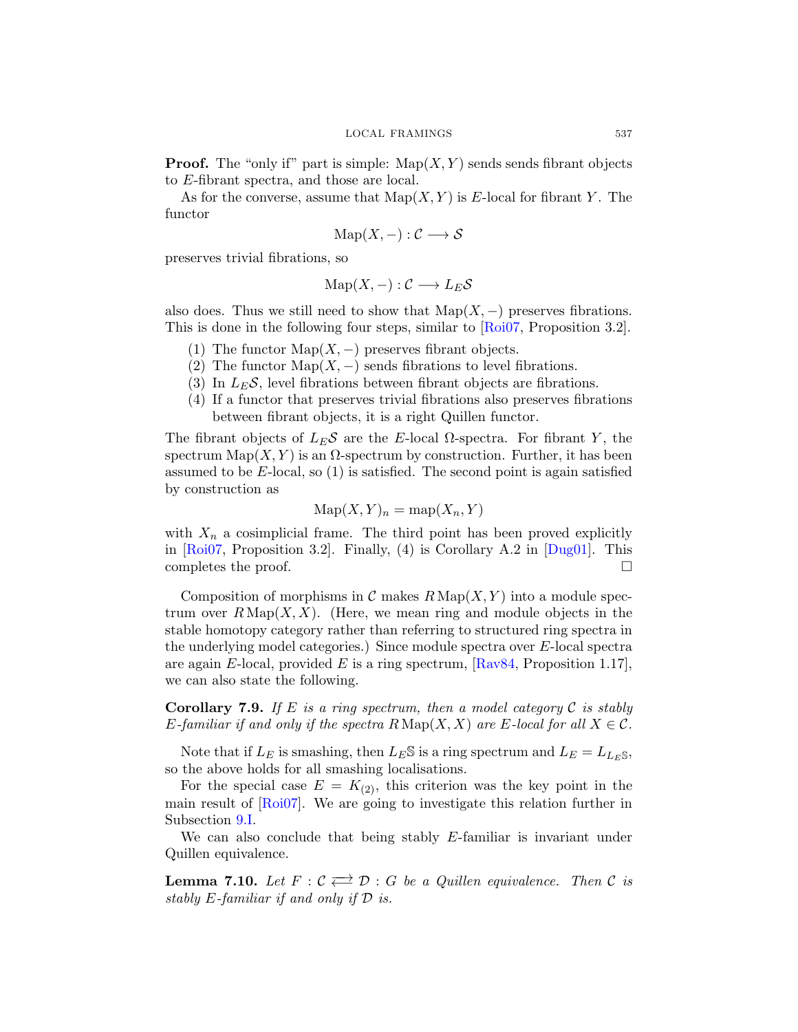**Proof.** The "only if" part is simple: $\mathrm{Map}(X, Y)$ sends sends fibrant objects to $E$-fibrant spectra, and those are local.

As for the converse, assume that $\mathrm{Map}(X, Y)$ is $E$-local for fibrant $Y$. The functor

$$\mathrm{Map}(X, -) : \mathcal{C} \longrightarrow \mathcal{S}$$

preserves trivial fibrations, so

$$\mathrm{Map}(X, -) : \mathcal{C} \longrightarrow L_E\mathcal{S}$$

also does. Thus we still need to show that $\mathrm{Map}(X, -)$ preserves fibrations. This is done in the following four steps, similar to [Roi07, Proposition 3.2].

1. The functor $\mathrm{Map}(X, -)$ preserves fibrant objects.
2. The functor $\mathrm{Map}(X, -)$ sends fibrations to level fibrations.
3. In $L_E\mathcal{S}$, level fibrations between fibrant objects are fibrations.
4. If a functor that preserves trivial fibrations also preserves fibrations between fibrant objects, it is a right Quillen functor.

The fibrant objects of $L_E\mathcal{S}$ are the $E$-local $\Omega$-spectra. For fibrant $Y$, the spectrum $\mathrm{Map}(X, Y)$ is an $\Omega$-spectrum by construction. Further, it has been assumed to be $E$-local, so (1) is satisfied. The second point is again satisfied by construction as

$$\mathrm{Map}(X, Y)_n = \mathrm{map}(X_n, Y)$$

with $X_n$ a cosimplicial frame. The third point has been proved explicitly in [Roi07, Proposition 3.2]. Finally, (4) is Corollary A.2 in [Dug01]. This completes the proof. □

Composition of morphisms in $\mathcal{C}$ makes $R\,\mathrm{Map}(X, Y)$ into a module spectrum over $R\,\mathrm{Map}(X, X)$. (Here, we mean ring and module objects in the stable homotopy category rather than referring to structured ring spectra in the underlying model categories.) Since module spectra over $E$-local spectra are again $E$-local, provided $E$ is a ring spectrum, [Rav84, Proposition 1.17], we can also state the following.

**Corollary 7.9.** *If $E$ is a ring spectrum, then a model category $\mathcal{C}$ is stably $E$-familiar if and only if the spectra $R\,\mathrm{Map}(X, X)$ are $E$-local for all $X \in \mathcal{C}$.*

Note that if $L_E$ is smashing, then $L_E\mathbb{S}$ is a ring spectrum and $L_E = L_{L_E\mathbb{S}}$, so the above holds for all smashing localisations.

For the special case $E = K_{(2)}$, this criterion was the key point in the main result of [Roi07]. We are going to investigate this relation further in Subsection 9.I.

We can also conclude that being stably $E$-familiar is invariant under Quillen equivalence.

**Lemma 7.10.** *Let $F : \mathcal{C} \rightleftarrows \mathcal{D} : G$ be a Quillen equivalence. Then $\mathcal{C}$ is stably $E$-familiar if and only if $\mathcal{D}$ is.*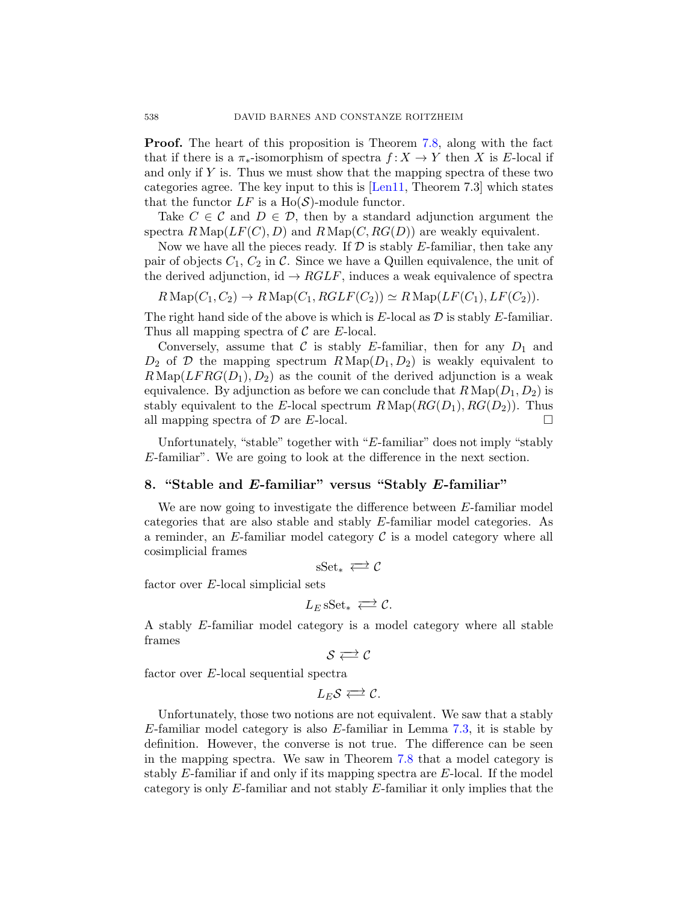**Proof.** The heart of this proposition is Theorem 7.8, along with the fact that if there is a $\pi_*$-isomorphism of spectra $f\colon X \to Y$ then $X$ is $E$-local if and only if $Y$ is. Thus we must show that the mapping spectra of these two categories agree. The key input to this is [Len11, Theorem 7.3] which states that the functor $LF$ is a $\mathrm{Ho}(\mathcal{S})$-module functor.

Take $C \in \mathcal{C}$ and $D \in \mathcal{D}$, then by a standard adjunction argument the spectra $R\,\mathrm{Map}(LF(C), D)$ and $R\,\mathrm{Map}(C, RG(D))$ are weakly equivalent.

Now we have all the pieces ready. If $\mathcal{D}$ is stably $E$-familiar, then take any pair of objects $C_1$, $C_2$ in $\mathcal{C}$. Since we have a Quillen equivalence, the unit of the derived adjunction, $\mathrm{id} \to RGLF$, induces a weak equivalence of spectra

$$R\,\mathrm{Map}(C_1, C_2) \to R\,\mathrm{Map}(C_1, RGLF(C_2)) \simeq R\,\mathrm{Map}(LF(C_1), LF(C_2)).$$

The right hand side of the above is which is $E$-local as $\mathcal{D}$ is stably $E$-familiar. Thus all mapping spectra of $\mathcal{C}$ are $E$-local.

Conversely, assume that $\mathcal{C}$ is stably $E$-familiar, then for any $D_1$ and $D_2$ of $\mathcal{D}$ the mapping spectrum $R\,\mathrm{Map}(D_1, D_2)$ is weakly equivalent to $R\,\mathrm{Map}(LFRG(D_1), D_2)$ as the counit of the derived adjunction is a weak equivalence. By adjunction as before we can conclude that $R\,\mathrm{Map}(D_1, D_2)$ is stably equivalent to the $E$-local spectrum $R\,\mathrm{Map}(RG(D_1), RG(D_2))$. Thus all mapping spectra of $\mathcal{D}$ are $E$-local. □

Unfortunately, "stable" together with "$E$-familiar" does not imply "stably $E$-familiar". We are going to look at the difference in the next section.

## 8. "Stable and $E$-familiar" versus "Stably $E$-familiar"

We are now going to investigate the difference between $E$-familiar model categories that are also stable and stably $E$-familiar model categories. As a reminder, an $E$-familiar model category $\mathcal{C}$ is a model category where all cosimplicial frames

$$\mathrm{sSet}_* \rightleftarrows \mathcal{C}$$

factor over $E$-local simplicial sets

$$L_E\,\mathrm{sSet}_* \rightleftarrows \mathcal{C}.$$

A stably $E$-familiar model category is a model category where all stable frames

$$\mathcal{S} \rightleftarrows \mathcal{C}$$

factor over $E$-local sequential spectra

$$L_E\mathcal{S} \rightleftarrows \mathcal{C}.$$

Unfortunately, those two notions are not equivalent. We saw that a stably $E$-familiar model category is also $E$-familiar in Lemma 7.3, it is stable by definition. However, the converse is not true. The difference can be seen in the mapping spectra. We saw in Theorem 7.8 that a model category is stably $E$-familiar if and only if its mapping spectra are $E$-local. If the model category is only $E$-familiar and not stably $E$-familiar it only implies that the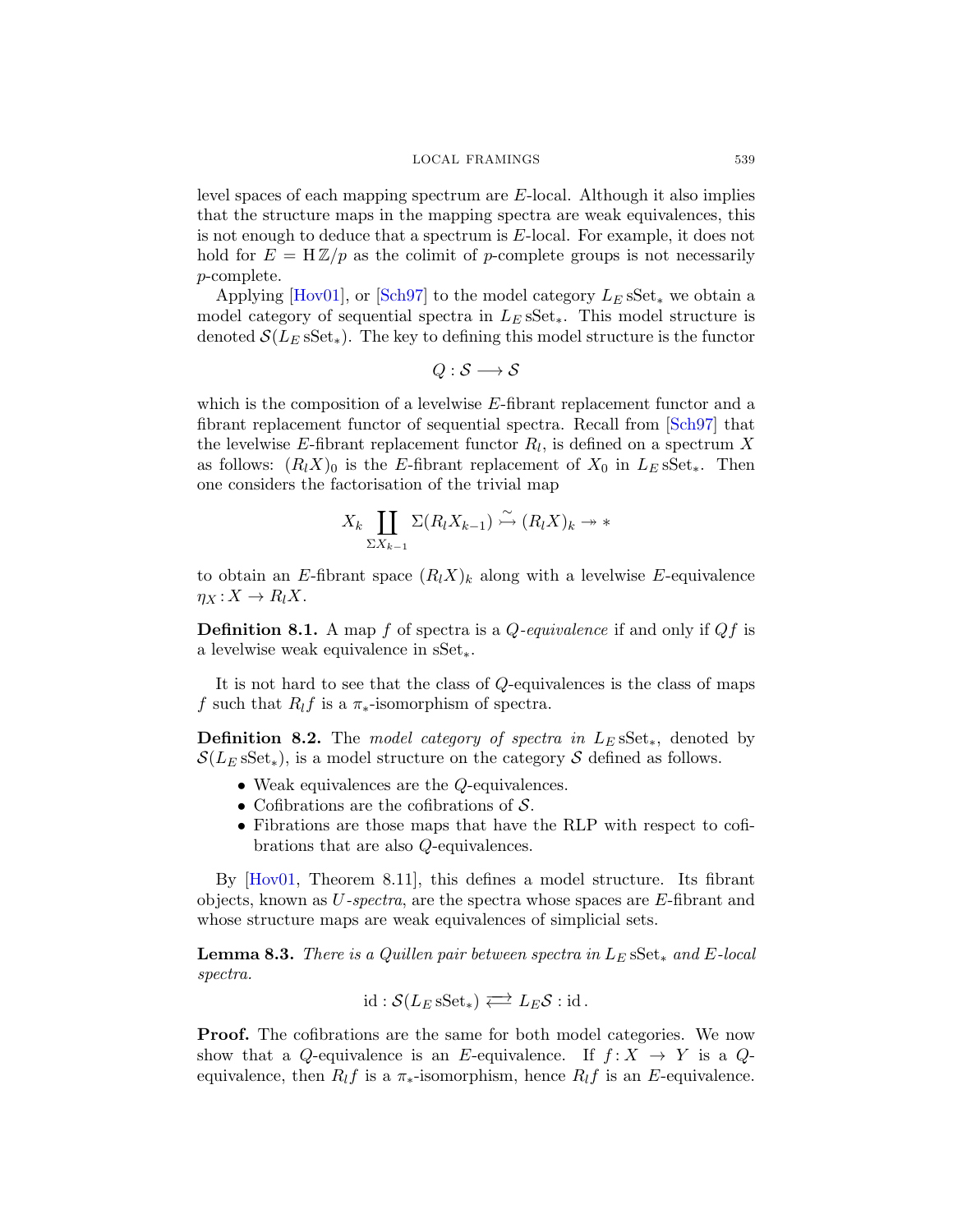level spaces of each mapping spectrum are $E$-local. Although it also implies that the structure maps in the mapping spectra are weak equivalences, this is not enough to deduce that a spectrum is $E$-local. For example, it does not hold for $E = \mathrm{H}\,\mathbb{Z}/p$ as the colimit of $p$-complete groups is not necessarily $p$-complete.

Applying [Hov01], or [Sch97] to the model category $L_E\,\mathrm{sSet}_*$ we obtain a model category of sequential spectra in $L_E\,\mathrm{sSet}_*$. This model structure is denoted $\mathcal{S}(L_E\,\mathrm{sSet}_*)$. The key to defining this model structure is the functor

$$Q : \mathcal{S} \longrightarrow \mathcal{S}$$

which is the composition of a levelwise $E$-fibrant replacement functor and a fibrant replacement functor of sequential spectra. Recall from [Sch97] that the levelwise $E$-fibrant replacement functor $R_l$, is defined on a spectrum $X$ as follows: $(R_l X)_0$ is the $E$-fibrant replacement of $X_0$ in $L_E\,\mathrm{sSet}_*$. Then one considers the factorisation of the trivial map

$$X_k \coprod_{\Sigma X_{k-1}} \Sigma(R_l X_{k-1}) \overset{\sim}{\rightarrowtail} (R_l X)_k \twoheadrightarrow *$$

to obtain an $E$-fibrant space $(R_l X)_k$ along with a levelwise $E$-equivalence $\eta_X : X \to R_l X$.

**Definition 8.1.** A map $f$ of spectra is a *$Q$-equivalence* if and only if $Qf$ is a levelwise weak equivalence in $\mathrm{sSet}_*$.

It is not hard to see that the class of $Q$-equivalences is the class of maps $f$ such that $R_l f$ is a $\pi_*$-isomorphism of spectra.

**Definition 8.2.** The *model category of spectra in* $L_E\,\mathrm{sSet}_*$, denoted by $\mathcal{S}(L_E\,\mathrm{sSet}_*)$, is a model structure on the category $\mathcal{S}$ defined as follows.

- Weak equivalences are the $Q$-equivalences.
- Cofibrations are the cofibrations of $\mathcal{S}$.
- Fibrations are those maps that have the RLP with respect to cofibrations that are also $Q$-equivalences.

By [Hov01, Theorem 8.11], this defines a model structure. Its fibrant objects, known as *$U$-spectra*, are the spectra whose spaces are $E$-fibrant and whose structure maps are weak equivalences of simplicial sets.

**Lemma 8.3.** *There is a Quillen pair between spectra in $L_E\,\mathrm{sSet}_*$ and $E$-local spectra.*

$$\mathrm{id} : \mathcal{S}(L_E\,\mathrm{sSet}_*) \rightleftarrows L_E\mathcal{S} : \mathrm{id}\,.$$

**Proof.** The cofibrations are the same for both model categories. We now show that a $Q$-equivalence is an $E$-equivalence. If $f : X \to Y$ is a $Q$-equivalence, then $R_l f$ is a $\pi_*$-isomorphism, hence $R_l f$ is an $E$-equivalence.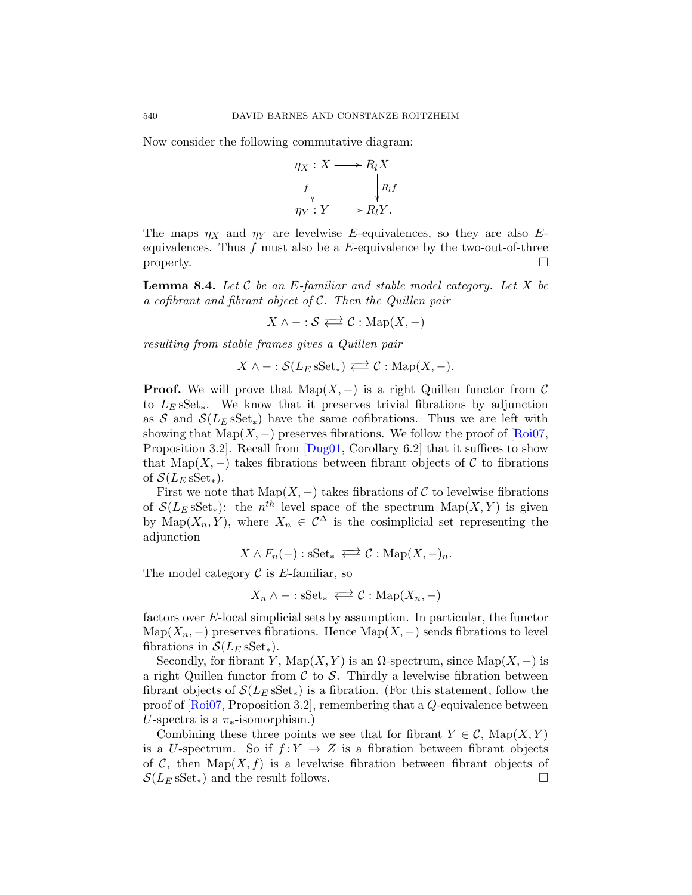Now consider the following commutative diagram:

$$\begin{array}{ccc} \eta_X : X & \longrightarrow & R_l X \\ {\scriptstyle f}\downarrow & & \downarrow{\scriptstyle R_l f} \\ \eta_Y : Y & \longrightarrow & R_l Y. \end{array}$$

The maps $\eta_X$ and $\eta_Y$ are levelwise $E$-equivalences, so they are also $E$-equivalences. Thus $f$ must also be a $E$-equivalence by the two-out-of-three property. ☐

**Lemma 8.4.** *Let $\mathcal{C}$ be an $E$-familiar and stable model category. Let $X$ be a cofibrant and fibrant object of $\mathcal{C}$. Then the Quillen pair*

$$X \wedge - : \mathcal{S} \rightleftarrows \mathcal{C} : \mathrm{Map}(X, -)$$

*resulting from stable frames gives a Quillen pair*

$$X \wedge - : \mathcal{S}(L_E \,\mathrm{sSet}_*) \rightleftarrows \mathcal{C} : \mathrm{Map}(X, -).$$

**Proof.** We will prove that $\mathrm{Map}(X, -)$ is a right Quillen functor from $\mathcal{C}$ to $L_E \,\mathrm{sSet}_*$. We know that it preserves trivial fibrations by adjunction as $\mathcal{S}$ and $\mathcal{S}(L_E \,\mathrm{sSet}_*)$ have the same cofibrations. Thus we are left with showing that $\mathrm{Map}(X, -)$ preserves fibrations. We follow the proof of [Roi07, Proposition 3.2]. Recall from [Dug01, Corollary 6.2] that it suffices to show that $\mathrm{Map}(X, -)$ takes fibrations between fibrant objects of $\mathcal{C}$ to fibrations of $\mathcal{S}(L_E \,\mathrm{sSet}_*)$.

First we note that $\mathrm{Map}(X, -)$ takes fibrations of $\mathcal{C}$ to levelwise fibrations of $\mathcal{S}(L_E \,\mathrm{sSet}_*)$: the $n^{th}$ level space of the spectrum $\mathrm{Map}(X, Y)$ is given by $\mathrm{Map}(X_n, Y)$, where $X_n \in \mathcal{C}^{\Delta}$ is the cosimplicial set representing the adjunction

$$X \wedge F_n(-) : \mathrm{sSet}_* \rightleftarrows \mathcal{C} : \mathrm{Map}(X, -)_n.$$

The model category $\mathcal{C}$ is $E$-familiar, so

$$X_n \wedge - : \mathrm{sSet}_* \rightleftarrows \mathcal{C} : \mathrm{Map}(X_n, -)$$

factors over $E$-local simplicial sets by assumption. In particular, the functor $\mathrm{Map}(X_n, -)$ preserves fibrations. Hence $\mathrm{Map}(X, -)$ sends fibrations to level fibrations in $\mathcal{S}(L_E \,\mathrm{sSet}_*)$.

Secondly, for fibrant $Y$, $\mathrm{Map}(X, Y)$ is an $\Omega$-spectrum, since $\mathrm{Map}(X, -)$ is a right Quillen functor from $\mathcal{C}$ to $\mathcal{S}$. Thirdly a levelwise fibration between fibrant objects of $\mathcal{S}(L_E \,\mathrm{sSet}_*)$ is a fibration. (For this statement, follow the proof of [Roi07, Proposition 3.2], remembering that a $Q$-equivalence between $U$-spectra is a $\pi_*$-isomorphism.)

Combining these three points we see that for fibrant $Y \in \mathcal{C}$, $\mathrm{Map}(X, Y)$ is a $U$-spectrum. So if $f : Y \to Z$ is a fibration between fibrant objects of $\mathcal{C}$, then $\mathrm{Map}(X, f)$ is a levelwise fibration between fibrant objects of $\mathcal{S}(L_E \,\mathrm{sSet}_*)$ and the result follows. ☐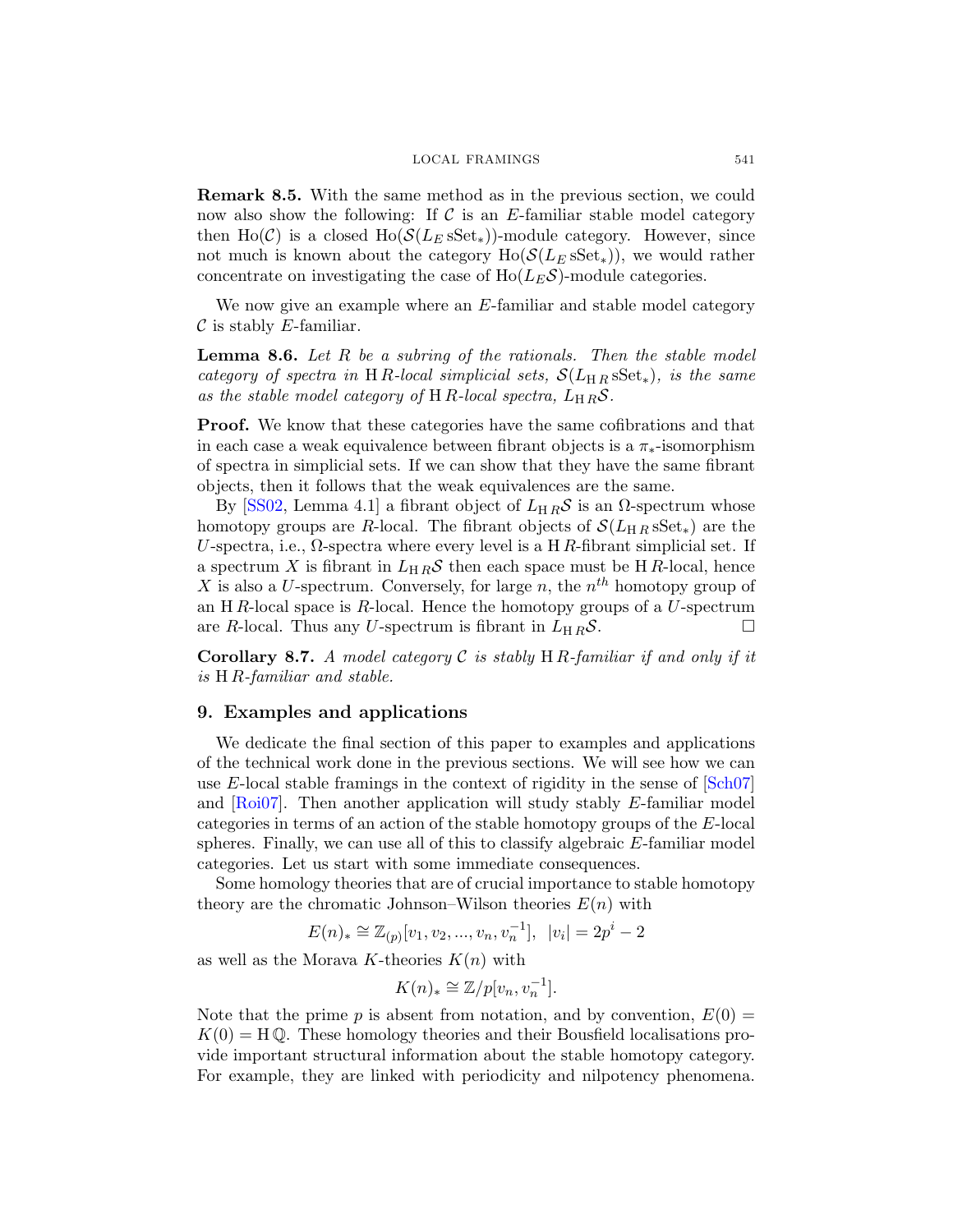**Remark 8.5.** With the same method as in the previous section, we could now also show the following: If $\mathcal{C}$ is an $E$-familiar stable model category then $\mathrm{Ho}(\mathcal{C})$ is a closed $\mathrm{Ho}(\mathcal{S}(L_E\,\mathrm{sSet}_*))$-module category. However, since not much is known about the category $\mathrm{Ho}(\mathcal{S}(L_E\,\mathrm{sSet}_*))$, we would rather concentrate on investigating the case of $\mathrm{Ho}(L_E\mathcal{S})$-module categories.

We now give an example where an $E$-familiar and stable model category $\mathcal{C}$ is stably $E$-familiar.

**Lemma 8.6.** *Let $R$ be a subring of the rationals. Then the stable model category of spectra in $\mathrm{H}\,R$-local simplicial sets, $\mathcal{S}(L_{\mathrm{H}\,R}\,\mathrm{sSet}_*)$, is the same as the stable model category of $\mathrm{H}\,R$-local spectra, $L_{\mathrm{H}\,R}\mathcal{S}$.*

**Proof.** We know that these categories have the same cofibrations and that in each case a weak equivalence between fibrant objects is a $\pi_*$-isomorphism of spectra in simplicial sets. If we can show that they have the same fibrant objects, then it follows that the weak equivalences are the same.

By [SS02, Lemma 4.1] a fibrant object of $L_{\mathrm{H}\,R}\mathcal{S}$ is an $\Omega$-spectrum whose homotopy groups are $R$-local. The fibrant objects of $\mathcal{S}(L_{\mathrm{H}\,R}\,\mathrm{sSet}_*)$ are the $U$-spectra, i.e., $\Omega$-spectra where every level is a $\mathrm{H}\,R$-fibrant simplicial set. If a spectrum $X$ is fibrant in $L_{\mathrm{H}\,R}\mathcal{S}$ then each space must be $\mathrm{H}\,R$-local, hence $X$ is also a $U$-spectrum. Conversely, for large $n$, the $n^{th}$ homotopy group of an $\mathrm{H}\,R$-local space is $R$-local. Hence the homotopy groups of a $U$-spectrum are $R$-local. Thus any $U$-spectrum is fibrant in $L_{\mathrm{H}\,R}\mathcal{S}$. □

**Corollary 8.7.** *A model category $\mathcal{C}$ is stably $\mathrm{H}\,R$-familiar if and only if it is $\mathrm{H}\,R$-familiar and stable.*

## 9. Examples and applications

We dedicate the final section of this paper to examples and applications of the technical work done in the previous sections. We will see how we can use $E$-local stable framings in the context of rigidity in the sense of [Sch07] and [Roi07]. Then another application will study stably $E$-familiar model categories in terms of an action of the stable homotopy groups of the $E$-local spheres. Finally, we can use all of this to classify algebraic $E$-familiar model categories. Let us start with some immediate consequences.

Some homology theories that are of crucial importance to stable homotopy theory are the chromatic Johnson–Wilson theories $E(n)$ with

$$E(n)_* \cong \mathbb{Z}_{(p)}[v_1, v_2, ..., v_n, v_n^{-1}], \;\; |v_i| = 2p^i - 2$$

as well as the Morava $K$-theories $K(n)$ with

$$K(n)_* \cong \mathbb{Z}/p[v_n, v_n^{-1}].$$

Note that the prime $p$ is absent from notation, and by convention, $E(0) = K(0) = \mathrm{H}\,\mathbb{Q}$. These homology theories and their Bousfield localisations provide important structural information about the stable homotopy category. For example, they are linked with periodicity and nilpotency phenomena.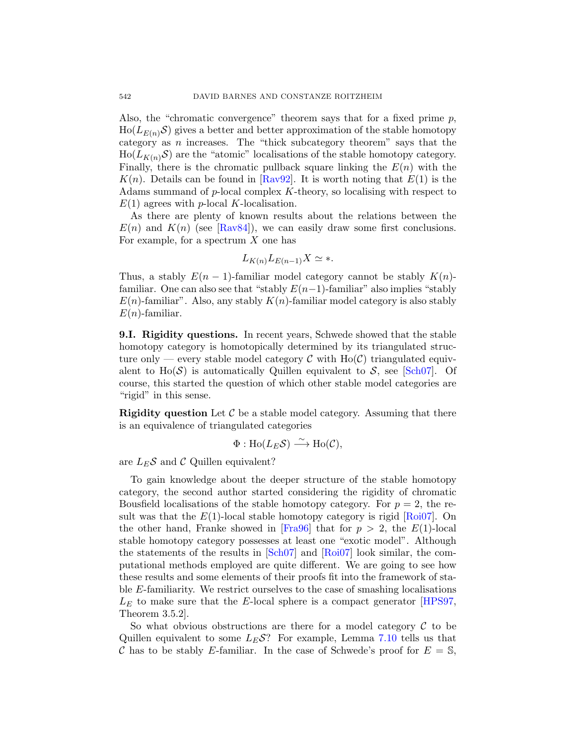Also, the "chromatic convergence" theorem says that for a fixed prime $p$, $\mathrm{Ho}(L_{E(n)}\mathcal{S})$ gives a better and better approximation of the stable homotopy category as $n$ increases. The "thick subcategory theorem" says that the $\mathrm{Ho}(L_{K(n)}\mathcal{S})$ are the "atomic" localisations of the stable homotopy category. Finally, there is the chromatic pullback square linking the $E(n)$ with the $K(n)$. Details can be found in [Rav92]. It is worth noting that $E(1)$ is the Adams summand of $p$-local complex $K$-theory, so localising with respect to $E(1)$ agrees with $p$-local $K$-localisation.

As there are plenty of known results about the relations between the $E(n)$ and $K(n)$ (see [Rav84]), we can easily draw some first conclusions. For example, for a spectrum $X$ one has

$$L_{K(n)}L_{E(n-1)}X \simeq *.$$

Thus, a stably $E(n-1)$-familiar model category cannot be stably $K(n)$-familiar. One can also see that "stably $E(n-1)$-familiar" also implies "stably $E(n)$-familiar". Also, any stably $K(n)$-familiar model category is also stably $E(n)$-familiar.

**9.I. Rigidity questions.** In recent years, Schwede showed that the stable homotopy category is homotopically determined by its triangulated structure only — every stable model category $\mathcal{C}$ with $\mathrm{Ho}(\mathcal{C})$ triangulated equivalent to $\mathrm{Ho}(\mathcal{S})$ is automatically Quillen equivalent to $\mathcal{S}$, see [Sch07]. Of course, this started the question of which other stable model categories are "rigid" in this sense.

**Rigidity question** Let $\mathcal{C}$ be a stable model category. Assuming that there is an equivalence of triangulated categories

$$\Phi : \mathrm{Ho}(L_E\mathcal{S}) \xrightarrow{\sim} \mathrm{Ho}(\mathcal{C}),$$

are $L_E\mathcal{S}$ and $\mathcal{C}$ Quillen equivalent?

To gain knowledge about the deeper structure of the stable homotopy category, the second author started considering the rigidity of chromatic Bousfield localisations of the stable homotopy category. For $p = 2$, the result was that the $E(1)$-local stable homotopy category is rigid [Roi07]. On the other hand, Franke showed in [Fra96] that for $p > 2$, the $E(1)$-local stable homotopy category possesses at least one "exotic model". Although the statements of the results in [Sch07] and [Roi07] look similar, the computational methods employed are quite different. We are going to see how these results and some elements of their proofs fit into the framework of stable $E$-familiarity. We restrict ourselves to the case of smashing localisations $L_E$ to make sure that the $E$-local sphere is a compact generator [HPS97, Theorem 3.5.2].

So what obvious obstructions are there for a model category $\mathcal{C}$ to be Quillen equivalent to some $L_E\mathcal{S}$? For example, Lemma 7.10 tells us that $\mathcal{C}$ has to be stably $E$-familiar. In the case of Schwede's proof for $E = \mathbb{S}$,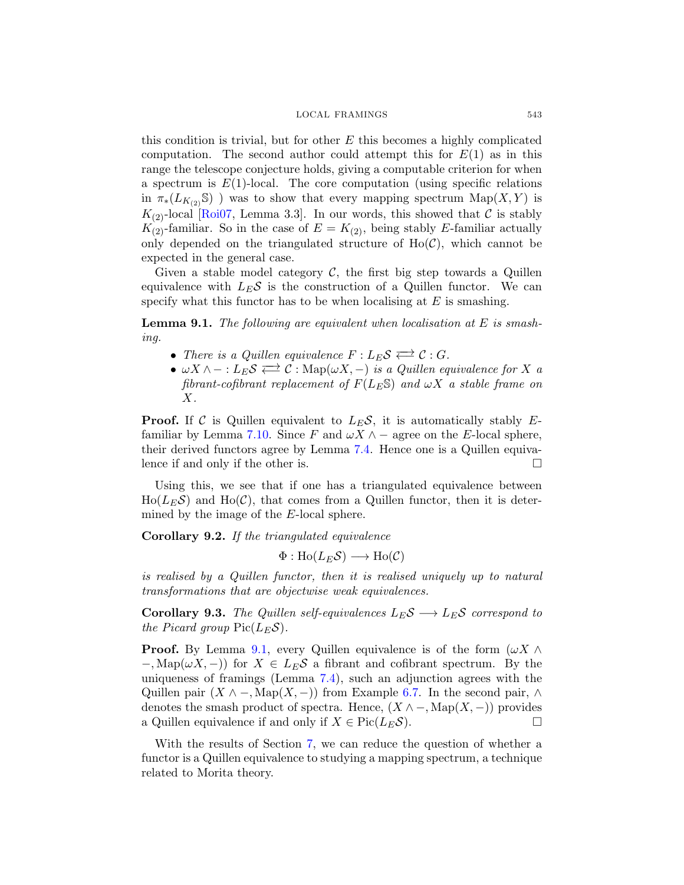this condition is trivial, but for other $E$ this becomes a highly complicated computation. The second author could attempt this for $E(1)$ as in this range the telescope conjecture holds, giving a computable criterion for when a spectrum is $E(1)$-local. The core computation (using specific relations in $\pi_*(L_{K_{(2)}}\mathbb{S})$ ) was to show that every mapping spectrum $\mathrm{Map}(X, Y)$ is $K_{(2)}$-local [Roi07, Lemma 3.3]. In our words, this showed that $\mathcal{C}$ is stably $K_{(2)}$-familiar. So in the case of $E = K_{(2)}$, being stably $E$-familiar actually only depended on the triangulated structure of $\mathrm{Ho}(\mathcal{C})$, which cannot be expected in the general case.

Given a stable model category $\mathcal{C}$, the first big step towards a Quillen equivalence with $L_E\mathcal{S}$ is the construction of a Quillen functor. We can specify what this functor has to be when localising at $E$ is smashing.

**Lemma 9.1.** *The following are equivalent when localisation at $E$ is smashing.*

- *There is a Quillen equivalence $F : L_E\mathcal{S} \rightleftarrows \mathcal{C} : G$.*
- *$\omega X \wedge - : L_E\mathcal{S} \rightleftarrows \mathcal{C} : \mathrm{Map}(\omega X, -)$ is a Quillen equivalence for $X$ a fibrant-cofibrant replacement of $F(L_E\mathbb{S})$ and $\omega X$ a stable frame on $X$.*

**Proof.** If $\mathcal{C}$ is Quillen equivalent to $L_E\mathcal{S}$, it is automatically stably $E$-familiar by Lemma 7.10. Since $F$ and $\omega X \wedge -$ agree on the $E$-local sphere, their derived functors agree by Lemma 7.4. Hence one is a Quillen equivalence if and only if the other is. □

Using this, we see that if one has a triangulated equivalence between $\mathrm{Ho}(L_E\mathcal{S})$ and $\mathrm{Ho}(\mathcal{C})$, that comes from a Quillen functor, then it is determined by the image of the $E$-local sphere.

**Corollary 9.2.** *If the triangulated equivalence*

$$\Phi : \mathrm{Ho}(L_E\mathcal{S}) \longrightarrow \mathrm{Ho}(\mathcal{C})$$

*is realised by a Quillen functor, then it is realised uniquely up to natural transformations that are objectwise weak equivalences.*

**Corollary 9.3.** *The Quillen self-equivalences $L_E\mathcal{S} \longrightarrow L_E\mathcal{S}$ correspond to the Picard group $\mathrm{Pic}(L_E\mathcal{S})$.*

**Proof.** By Lemma 9.1, every Quillen equivalence is of the form $(\omega X \wedge -, \mathrm{Map}(\omega X, -))$ for $X \in L_E\mathcal{S}$ a fibrant and cofibrant spectrum. By the uniqueness of framings (Lemma 7.4), such an adjunction agrees with the Quillen pair $(X \wedge -, \mathrm{Map}(X, -))$ from Example 6.7. In the second pair, $\wedge$ denotes the smash product of spectra. Hence, $(X \wedge -, \mathrm{Map}(X, -))$ provides a Quillen equivalence if and only if $X \in \mathrm{Pic}(L_E\mathcal{S})$. □

With the results of Section 7, we can reduce the question of whether a functor is a Quillen equivalence to studying a mapping spectrum, a technique related to Morita theory.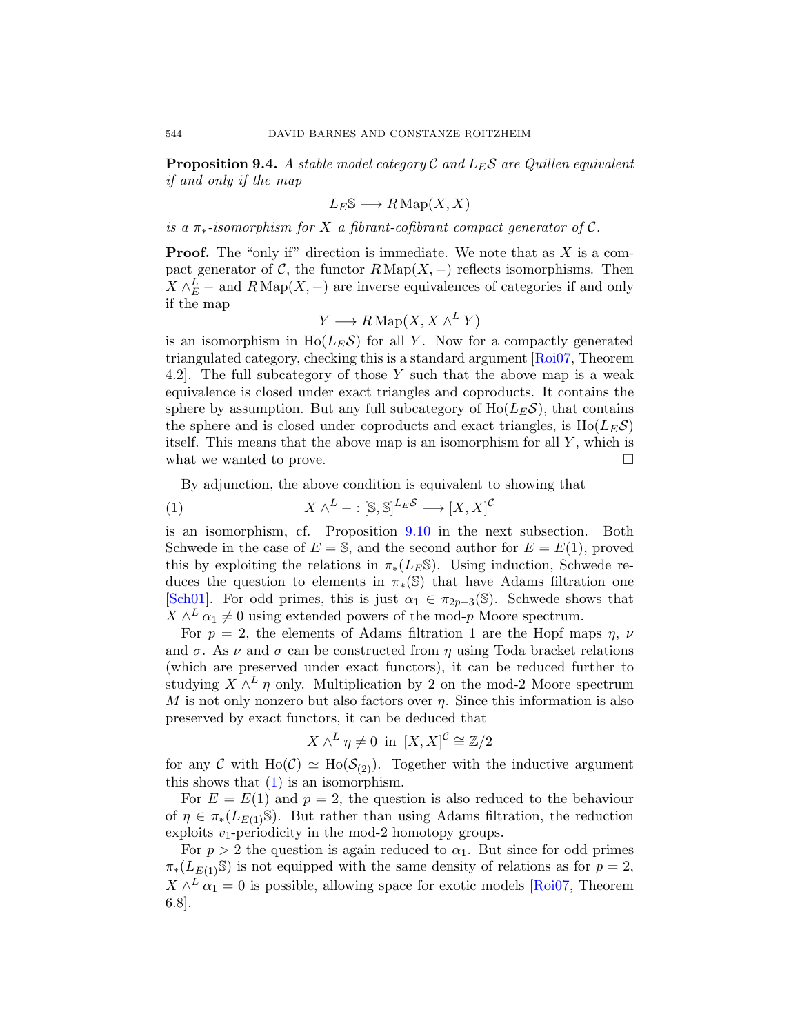**Proposition 9.4.** *A stable model category $\mathcal{C}$ and $L_E\mathcal{S}$ are Quillen equivalent if and only if the map*

$$L_E\mathbb{S} \longrightarrow R\operatorname{Map}(X, X)$$

*is a $\pi_*$-isomorphism for $X$ a fibrant-cofibrant compact generator of $\mathcal{C}$.*

**Proof.** The "only if" direction is immediate. We note that as $X$ is a compact generator of $\mathcal{C}$, the functor $R\operatorname{Map}(X, -)$ reflects isomorphisms. Then $X \wedge^L_E -$ and $R\operatorname{Map}(X, -)$ are inverse equivalences of categories if and only if the map

$$Y \longrightarrow R\operatorname{Map}(X, X \wedge^L Y)$$

is an isomorphism in $\operatorname{Ho}(L_E\mathcal{S})$ for all $Y$. Now for a compactly generated triangulated category, checking this is a standard argument [Roi07, Theorem 4.2]. The full subcategory of those $Y$ such that the above map is a weak equivalence is closed under exact triangles and coproducts. It contains the sphere by assumption. But any full subcategory of $\operatorname{Ho}(L_E\mathcal{S})$, that contains the sphere and is closed under coproducts and exact triangles, is $\operatorname{Ho}(L_E\mathcal{S})$ itself. This means that the above map is an isomorphism for all $Y$, which is what we wanted to prove. □

By adjunction, the above condition is equivalent to showing that

$$X \wedge^L - : [\mathbb{S}, \mathbb{S}]^{L_E\mathcal{S}} \longrightarrow [X, X]^{\mathcal{C}} \tag{1}$$

is an isomorphism, cf. Proposition 9.10 in the next subsection. Both Schwede in the case of $E = \mathbb{S}$, and the second author for $E = E(1)$, proved this by exploiting the relations in $\pi_*(L_E\mathbb{S})$. Using induction, Schwede reduces the question to elements in $\pi_*(\mathbb{S})$ that have Adams filtration one [Sch01]. For odd primes, this is just $\alpha_1 \in \pi_{2p-3}(\mathbb{S})$. Schwede shows that $X \wedge^L \alpha_1 \neq 0$ using extended powers of the mod-$p$ Moore spectrum.

For $p = 2$, the elements of Adams filtration 1 are the Hopf maps $\eta$, $\nu$ and $\sigma$. As $\nu$ and $\sigma$ can be constructed from $\eta$ using Toda bracket relations (which are preserved under exact functors), it can be reduced further to studying $X \wedge^L \eta$ only. Multiplication by 2 on the mod-2 Moore spectrum $M$ is not only nonzero but also factors over $\eta$. Since this information is also preserved by exact functors, it can be deduced that

$$X \wedge^L \eta \neq 0 \text{ in } [X, X]^{\mathcal{C}} \cong \mathbb{Z}/2$$

for any $\mathcal{C}$ with $\operatorname{Ho}(\mathcal{C}) \simeq \operatorname{Ho}(\mathcal{S}_{(2)})$. Together with the inductive argument this shows that (1) is an isomorphism.

For $E = E(1)$ and $p = 2$, the question is also reduced to the behaviour of $\eta \in \pi_*(L_{E(1)}\mathbb{S})$. But rather than using Adams filtration, the reduction exploits $v_1$-periodicity in the mod-2 homotopy groups.

For $p > 2$ the question is again reduced to $\alpha_1$. But since for odd primes $\pi_*(L_{E(1)}\mathbb{S})$ is not equipped with the same density of relations as for $p = 2$, $X \wedge^L \alpha_1 = 0$ is possible, allowing space for exotic models [Roi07, Theorem 6.8].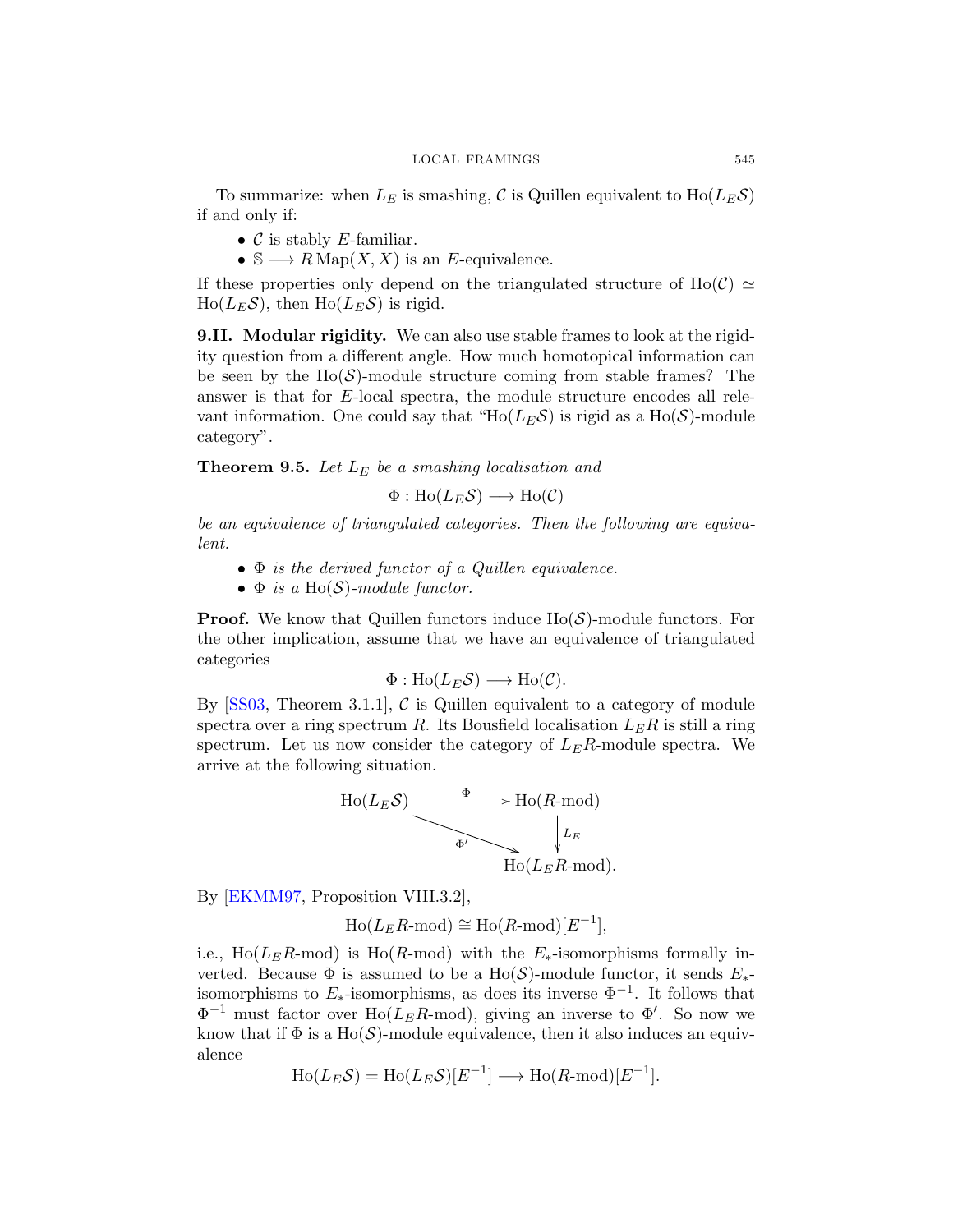To summarize: when $L_E$ is smashing, $\mathcal{C}$ is Quillen equivalent to $\mathrm{Ho}(L_E\mathcal{S})$ if and only if:

- $\mathcal{C}$ is stably $E$-familiar.
- $\mathbb{S} \longrightarrow R\,\mathrm{Map}(X,X)$ is an $E$-equivalence.

If these properties only depend on the triangulated structure of $\mathrm{Ho}(\mathcal{C}) \simeq \mathrm{Ho}(L_E\mathcal{S})$, then $\mathrm{Ho}(L_E\mathcal{S})$ is rigid.

**9.II. Modular rigidity.** We can also use stable frames to look at the rigidity question from a different angle. How much homotopical information can be seen by the $\mathrm{Ho}(\mathcal{S})$-module structure coming from stable frames? The answer is that for $E$-local spectra, the module structure encodes all relevant information. One could say that "$\mathrm{Ho}(L_E\mathcal{S})$ is rigid as a $\mathrm{Ho}(\mathcal{S})$-module category".

**Theorem 9.5.** *Let $L_E$ be a smashing localisation and*

$$\Phi : \mathrm{Ho}(L_E\mathcal{S}) \longrightarrow \mathrm{Ho}(\mathcal{C})$$

*be an equivalence of triangulated categories. Then the following are equivalent.*

- *$\Phi$ is the derived functor of a Quillen equivalence.*
- *$\Phi$ is a $\mathrm{Ho}(\mathcal{S})$-module functor.*

**Proof.** We know that Quillen functors induce $\mathrm{Ho}(\mathcal{S})$-module functors. For the other implication, assume that we have an equivalence of triangulated categories

$$\Phi : \mathrm{Ho}(L_E\mathcal{S}) \longrightarrow \mathrm{Ho}(\mathcal{C}).$$

By [SS03, Theorem 3.1.1], $\mathcal{C}$ is Quillen equivalent to a category of module spectra over a ring spectrum $R$. Its Bousfield localisation $L_ER$ is still a ring spectrum. Let us now consider the category of $L_ER$-module spectra. We arrive at the following situation.

$$\begin{array}{ccc} \mathrm{Ho}(L_E\mathcal{S}) & \xrightarrow{\Phi} & \mathrm{Ho}(R\text{-mod}) \\ & \searrow^{\Phi'} & \downarrow{\scriptstyle L_E} \\ & & \mathrm{Ho}(L_ER\text{-mod}). \end{array}$$

By [EKMM97, Proposition VIII.3.2],

$$\mathrm{Ho}(L_ER\text{-mod}) \cong \mathrm{Ho}(R\text{-mod})[E^{-1}],$$

i.e., $\mathrm{Ho}(L_ER\text{-mod})$ is $\mathrm{Ho}(R\text{-mod})$ with the $E_*$-isomorphisms formally inverted. Because $\Phi$ is assumed to be a $\mathrm{Ho}(\mathcal{S})$-module functor, it sends $E_*$-isomorphisms to $E_*$-isomorphisms, as does its inverse $\Phi^{-1}$. It follows that $\Phi^{-1}$ must factor over $\mathrm{Ho}(L_ER\text{-mod})$, giving an inverse to $\Phi'$. So now we know that if $\Phi$ is a $\mathrm{Ho}(\mathcal{S})$-module equivalence, then it also induces an equivalence

$$\mathrm{Ho}(L_E\mathcal{S}) = \mathrm{Ho}(L_E\mathcal{S})[E^{-1}] \longrightarrow \mathrm{Ho}(R\text{-mod})[E^{-1}].$$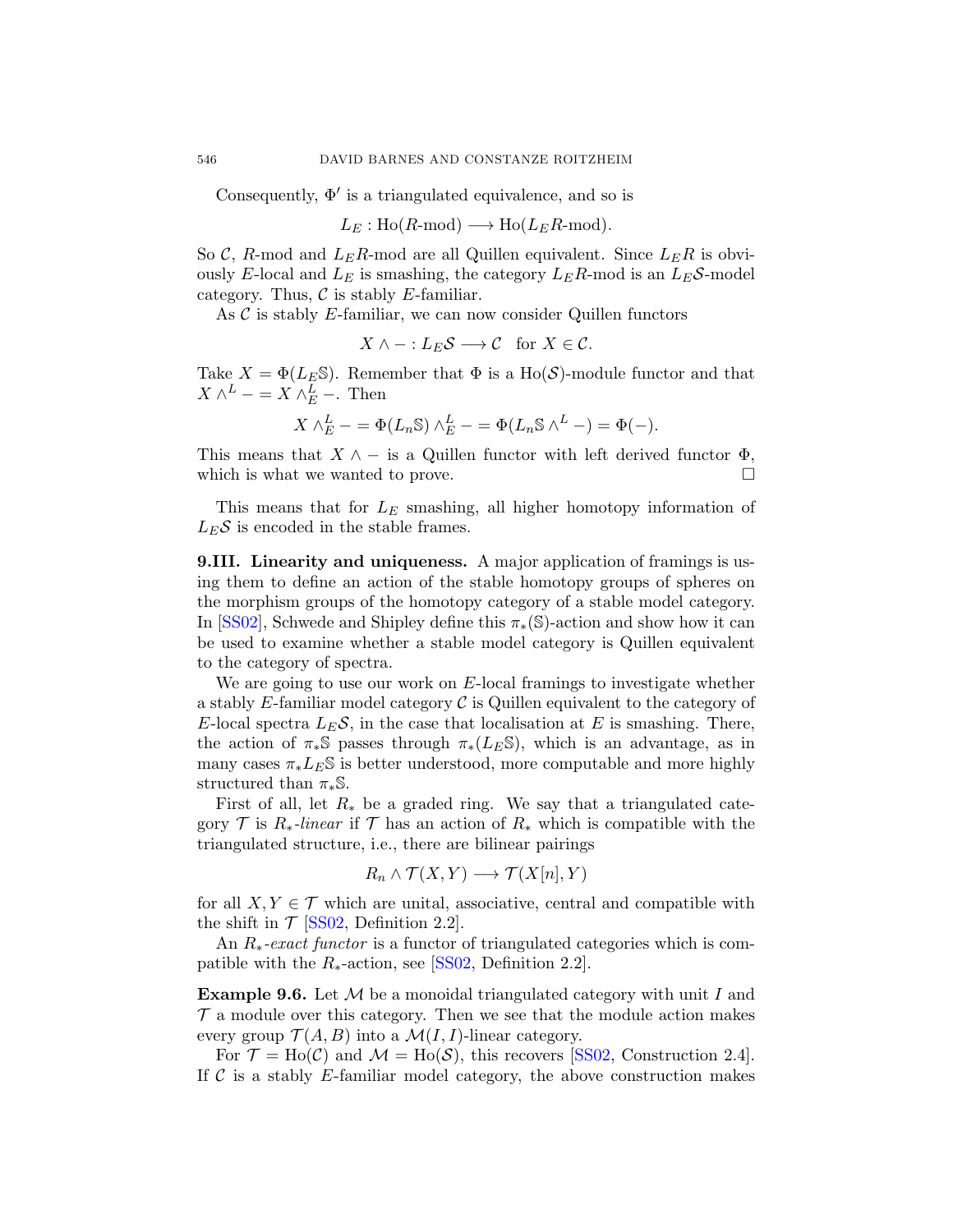Consequently, $\Phi'$ is a triangulated equivalence, and so is

$$L_E : \mathrm{Ho}(R\text{-mod}) \longrightarrow \mathrm{Ho}(L_E R\text{-mod}).$$

So $\mathcal{C}$, $R$-mod and $L_E R$-mod are all Quillen equivalent. Since $L_E R$ is obviously $E$-local and $L_E$ is smashing, the category $L_E R$-mod is an $L_E\mathcal{S}$-model category. Thus, $\mathcal{C}$ is stably $E$-familiar.

As $\mathcal{C}$ is stably $E$-familiar, we can now consider Quillen functors

$$X \wedge - : L_E\mathcal{S} \longrightarrow \mathcal{C} \quad \text{for } X \in \mathcal{C}.$$

Take $X = \Phi(L_E\mathbb{S})$. Remember that $\Phi$ is a $\mathrm{Ho}(\mathcal{S})$-module functor and that $X \wedge^L - = X \wedge^L_E -$. Then

$$X \wedge^L_E - = \Phi(L_n\mathbb{S}) \wedge^L_E - = \Phi(L_n\mathbb{S} \wedge^L -) = \Phi(-).$$

This means that $X \wedge -$ is a Quillen functor with left derived functor $\Phi$, which is what we wanted to prove. □

This means that for $L_E$ smashing, all higher homotopy information of $L_E\mathcal{S}$ is encoded in the stable frames.

**9.III. Linearity and uniqueness.** A major application of framings is using them to define an action of the stable homotopy groups of spheres on the morphism groups of the homotopy category of a stable model category. In [SS02], Schwede and Shipley define this $\pi_*(\mathbb{S})$-action and show how it can be used to examine whether a stable model category is Quillen equivalent to the category of spectra.

We are going to use our work on $E$-local framings to investigate whether a stably $E$-familiar model category $\mathcal{C}$ is Quillen equivalent to the category of $E$-local spectra $L_E\mathcal{S}$, in the case that localisation at $E$ is smashing. There, the action of $\pi_*\mathbb{S}$ passes through $\pi_*(L_E\mathbb{S})$, which is an advantage, as in many cases $\pi_*L_E\mathbb{S}$ is better understood, more computable and more highly structured than $\pi_*\mathbb{S}$.

First of all, let $R_*$ be a graded ring. We say that a triangulated category $\mathcal{T}$ is *$R_*$-linear* if $\mathcal{T}$ has an action of $R_*$ which is compatible with the triangulated structure, i.e., there are bilinear pairings

$$R_n \wedge \mathcal{T}(X,Y) \longrightarrow \mathcal{T}(X[n],Y)$$

for all $X, Y \in \mathcal{T}$ which are unital, associative, central and compatible with the shift in $\mathcal{T}$ [SS02, Definition 2.2].

An *$R_*$-exact functor* is a functor of triangulated categories which is compatible with the $R_*$-action, see [SS02, Definition 2.2].

**Example 9.6.** Let $\mathcal{M}$ be a monoidal triangulated category with unit $I$ and $\mathcal{T}$ a module over this category. Then we see that the module action makes every group $\mathcal{T}(A,B)$ into a $\mathcal{M}(I,I)$-linear category.

For $\mathcal{T} = \mathrm{Ho}(\mathcal{C})$ and $\mathcal{M} = \mathrm{Ho}(\mathcal{S})$, this recovers [SS02, Construction 2.4]. If $\mathcal{C}$ is a stably $E$-familiar model category, the above construction makes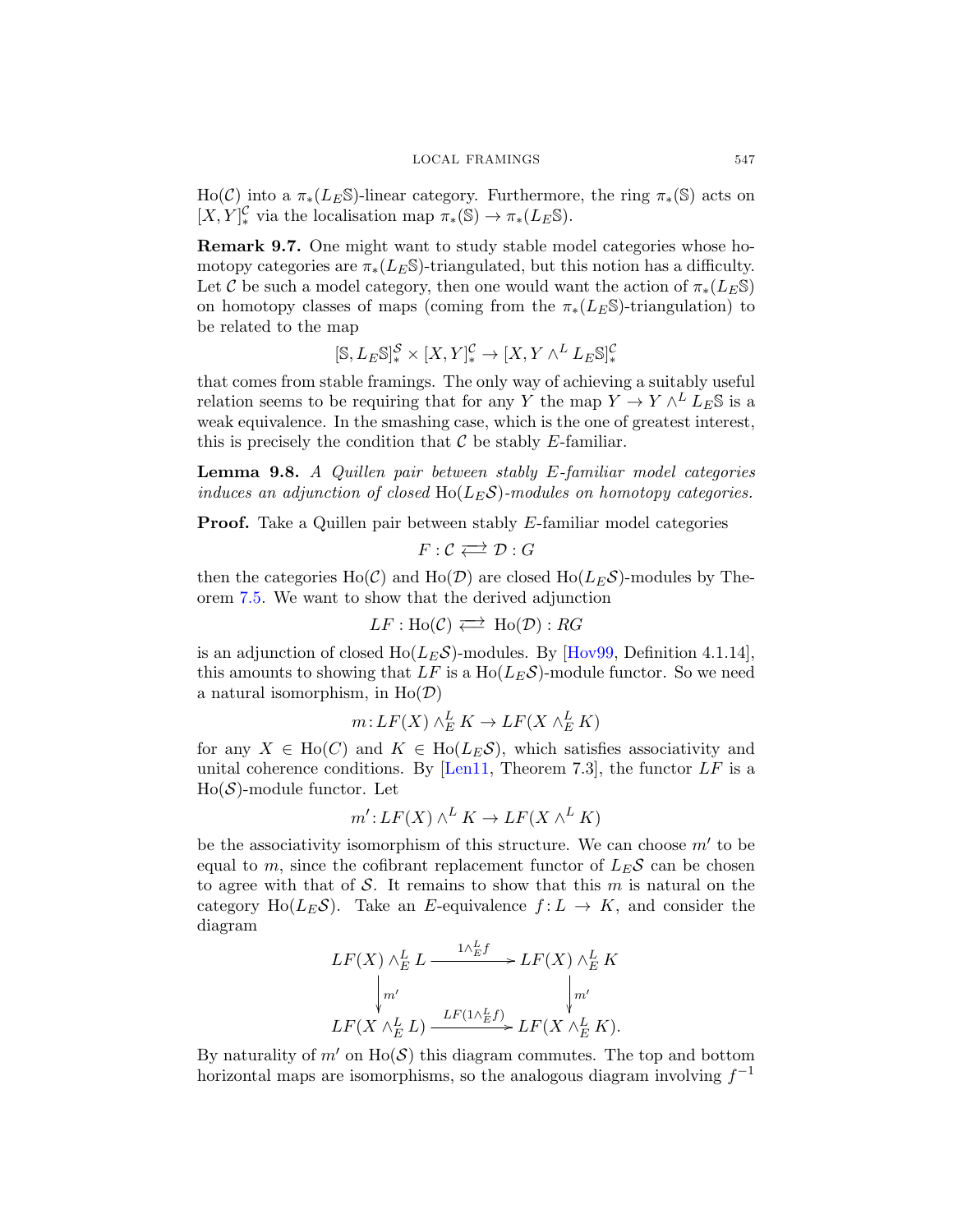$\mathrm{Ho}(\mathcal{C})$ into a $\pi_*(L_E\mathbb{S})$-linear category. Furthermore, the ring $\pi_*(\mathbb{S})$ acts on $[X,Y]_*^{\mathcal{C}}$ via the localisation map $\pi_*(\mathbb{S}) \to \pi_*(L_E\mathbb{S})$.

**Remark 9.7.** One might want to study stable model categories whose homotopy categories are $\pi_*(L_E\mathbb{S})$-triangulated, but this notion has a difficulty. Let $\mathcal{C}$ be such a model category, then one would want the action of $\pi_*(L_E\mathbb{S})$ on homotopy classes of maps (coming from the $\pi_*(L_E\mathbb{S})$-triangulation) to be related to the map

$$[\mathbb{S}, L_E\mathbb{S}]_*^{\mathcal{S}} \times [X,Y]_*^{\mathcal{C}} \to [X, Y \wedge^L L_E\mathbb{S}]_*^{\mathcal{C}}$$

that comes from stable framings. The only way of achieving a suitably useful relation seems to be requiring that for any $Y$ the map $Y \to Y \wedge^L L_E\mathbb{S}$ is a weak equivalence. In the smashing case, which is the one of greatest interest, this is precisely the condition that $\mathcal{C}$ be stably $E$-familiar.

**Lemma 9.8.** *A Quillen pair between stably $E$-familiar model categories induces an adjunction of closed $\mathrm{Ho}(L_E\mathcal{S})$-modules on homotopy categories.*

**Proof.** Take a Quillen pair between stably $E$-familiar model categories

$$F : \mathcal{C} \rightleftarrows \mathcal{D} : G$$

then the categories $\mathrm{Ho}(\mathcal{C})$ and $\mathrm{Ho}(\mathcal{D})$ are closed $\mathrm{Ho}(L_E\mathcal{S})$-modules by Theorem 7.5. We want to show that the derived adjunction

$$LF : \mathrm{Ho}(\mathcal{C}) \rightleftarrows \mathrm{Ho}(\mathcal{D}) : RG$$

is an adjunction of closed $\mathrm{Ho}(L_E\mathcal{S})$-modules. By [Hov99, Definition 4.1.14], this amounts to showing that $LF$ is a $\mathrm{Ho}(L_E\mathcal{S})$-module functor. So we need a natural isomorphism, in $\mathrm{Ho}(\mathcal{D})$

$$m \colon LF(X) \wedge_E^L K \to LF(X \wedge_E^L K)$$

for any $X \in \mathrm{Ho}(C)$ and $K \in \mathrm{Ho}(L_E\mathcal{S})$, which satisfies associativity and unital coherence conditions. By [Len11, Theorem 7.3], the functor $LF$ is a $\mathrm{Ho}(\mathcal{S})$-module functor. Let

$$m' \colon LF(X) \wedge^L K \to LF(X \wedge^L K)$$

be the associativity isomorphism of this structure. We can choose $m'$ to be equal to $m$, since the cofibrant replacement functor of $L_E\mathcal{S}$ can be chosen to agree with that of $\mathcal{S}$. It remains to show that this $m$ is natural on the category $\mathrm{Ho}(L_E\mathcal{S})$. Take an $E$-equivalence $f \colon L \to K$, and consider the diagram

$$\begin{array}{ccc}
LF(X) \wedge_E^L L & \xrightarrow{1 \wedge_E^L f} & LF(X) \wedge_E^L K \\
\downarrow m' & & \downarrow m' \\
LF(X \wedge_E^L L) & \xrightarrow{LF(1 \wedge_E^L f)} & LF(X \wedge_E^L K).
\end{array}$$

By naturality of $m'$ on $\mathrm{Ho}(\mathcal{S})$ this diagram commutes. The top and bottom horizontal maps are isomorphisms, so the analogous diagram involving $f^{-1}$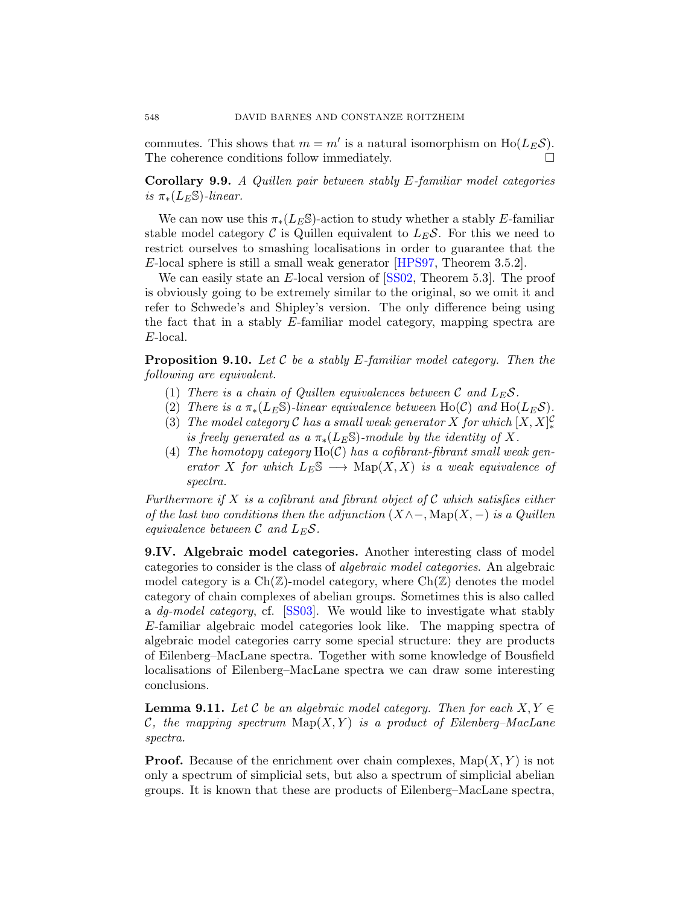commutes. This shows that $m = m'$ is a natural isomorphism on $\mathrm{Ho}(L_E\mathcal{S})$. The coherence conditions follow immediately. $\square$

**Corollary 9.9.** *A Quillen pair between stably $E$-familiar model categories is $\pi_*(L_E\mathbb{S})$-linear.*

We can now use this $\pi_*(L_E\mathbb{S})$-action to study whether a stably $E$-familiar stable model category $\mathcal{C}$ is Quillen equivalent to $L_E\mathcal{S}$. For this we need to restrict ourselves to smashing localisations in order to guarantee that the $E$-local sphere is still a small weak generator [HPS97, Theorem 3.5.2].

We can easily state an $E$-local version of [SS02, Theorem 5.3]. The proof is obviously going to be extremely similar to the original, so we omit it and refer to Schwede's and Shipley's version. The only difference being using the fact that in a stably $E$-familiar model category, mapping spectra are $E$-local.

**Proposition 9.10.** *Let $\mathcal{C}$ be a stably $E$-familiar model category. Then the following are equivalent.*

1. *There is a chain of Quillen equivalences between $\mathcal{C}$ and $L_E\mathcal{S}$.*
2. *There is a $\pi_*(L_E\mathbb{S})$-linear equivalence between $\mathrm{Ho}(\mathcal{C})$ and $\mathrm{Ho}(L_E\mathcal{S})$.*
3. *The model category $\mathcal{C}$ has a small weak generator $X$ for which $[X,X]^{\mathcal{C}}_*$ is freely generated as a $\pi_*(L_E\mathbb{S})$-module by the identity of $X$.*
4. *The homotopy category $\mathrm{Ho}(\mathcal{C})$ has a cofibrant-fibrant small weak generator $X$ for which $L_E\mathbb{S} \longrightarrow \mathrm{Map}(X,X)$ is a weak equivalence of spectra.*

*Furthermore if $X$ is a cofibrant and fibrant object of $\mathcal{C}$ which satisfies either of the last two conditions then the adjunction $(X \wedge -, \mathrm{Map}(X,-)$ is a Quillen equivalence between $\mathcal{C}$ and $L_E\mathcal{S}$.*

**9.IV. Algebraic model categories.** Another interesting class of model categories to consider is the class of *algebraic model categories*. An algebraic model category is a $\mathrm{Ch}(\mathbb{Z})$-model category, where $\mathrm{Ch}(\mathbb{Z})$ denotes the model category of chain complexes of abelian groups. Sometimes this is also called a *dg-model category*, cf. [SS03]. We would like to investigate what stably $E$-familiar algebraic model categories look like. The mapping spectra of algebraic model categories carry some special structure: they are products of Eilenberg–MacLane spectra. Together with some knowledge of Bousfield localisations of Eilenberg–MacLane spectra we can draw some interesting conclusions.

**Lemma 9.11.** *Let $\mathcal{C}$ be an algebraic model category. Then for each $X, Y \in \mathcal{C}$, the mapping spectrum $\mathrm{Map}(X,Y)$ is a product of Eilenberg–MacLane spectra.*

**Proof.** Because of the enrichment over chain complexes, $\mathrm{Map}(X,Y)$ is not only a spectrum of simplicial sets, but also a spectrum of simplicial abelian groups. It is known that these are products of Eilenberg–MacLane spectra,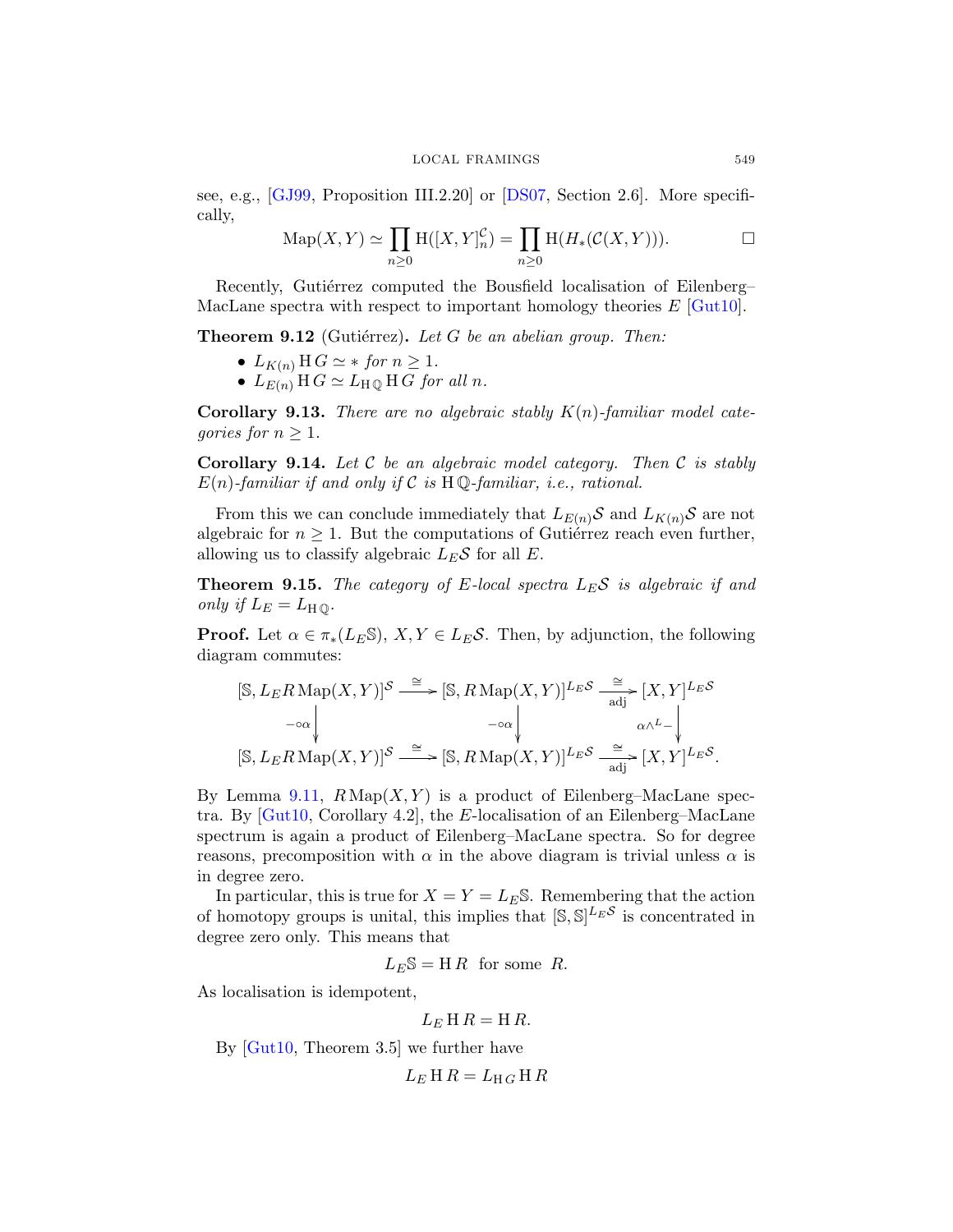see, e.g., [GJ99, Proposition III.2.20] or [DS07, Section 2.6]. More specifically,

$$\operatorname{Map}(X,Y) \simeq \prod_{n\geq 0} \mathrm{H}([X,Y]^{\mathcal{C}}_n) = \prod_{n\geq 0} \mathrm{H}(H_*(\mathcal{C}(X,Y))). \qquad \square$$

Recently, Gutiérrez computed the Bousfield localisation of Eilenberg–MacLane spectra with respect to important homology theories $E$ [Gut10].

**Theorem 9.12** (Gutiérrez)**.** *Let $G$ be an abelian group. Then:*

- $L_{K(n)}\,\mathrm{H}\,G \simeq *$ *for* $n \geq 1$.
- $L_{E(n)}\,\mathrm{H}\,G \simeq L_{\mathrm{H}\,\mathbb{Q}}\,\mathrm{H}\,G$ *for all* $n$.

**Corollary 9.13.** *There are no algebraic stably $K(n)$-familiar model categories for $n \geq 1$.*

**Corollary 9.14.** *Let $\mathcal{C}$ be an algebraic model category. Then $\mathcal{C}$ is stably $E(n)$-familiar if and only if $\mathcal{C}$ is $\mathrm{H}\,\mathbb{Q}$-familiar, i.e., rational.*

From this we can conclude immediately that $L_{E(n)}\mathcal{S}$ and $L_{K(n)}\mathcal{S}$ are not algebraic for $n \geq 1$. But the computations of Gutiérrez reach even further, allowing us to classify algebraic $L_E\mathcal{S}$ for all $E$.

**Theorem 9.15.** *The category of $E$-local spectra $L_E\mathcal{S}$ is algebraic if and only if $L_E = L_{\mathrm{H}\,\mathbb{Q}}$.*

**Proof.** Let $\alpha \in \pi_*(L_E\mathbb{S})$, $X, Y \in L_E\mathcal{S}$. Then, by adjunction, the following diagram commutes:

$$\begin{array}{ccccc}
[\mathbb{S}, L_E R\operatorname{Map}(X,Y)]^{\mathcal{S}} & \xrightarrow{\cong} & [\mathbb{S}, R\operatorname{Map}(X,Y)]^{L_E\mathcal{S}} & \xrightarrow[\text{adj}]{\cong} & [X,Y]^{L_E\mathcal{S}} \\
\Big\downarrow{\scriptstyle -\circ\alpha} & & \Big\downarrow{\scriptstyle -\circ\alpha} & & \Big\downarrow{\scriptstyle \alpha\wedge^L -} \\
[\mathbb{S}, L_E R\operatorname{Map}(X,Y)]^{\mathcal{S}} & \xrightarrow{\cong} & [\mathbb{S}, R\operatorname{Map}(X,Y)]^{L_E\mathcal{S}} & \xrightarrow[\text{adj}]{\cong} & [X,Y]^{L_E\mathcal{S}}.
\end{array}$$

By Lemma 9.11, $R\operatorname{Map}(X,Y)$ is a product of Eilenberg–MacLane spectra. By [Gut10, Corollary 4.2], the $E$-localisation of an Eilenberg–MacLane spectrum is again a product of Eilenberg–MacLane spectra. So for degree reasons, precomposition with $\alpha$ in the above diagram is trivial unless $\alpha$ is in degree zero.

In particular, this is true for $X = Y = L_E\mathbb{S}$. Remembering that the action of homotopy groups is unital, this implies that $[\mathbb{S},\mathbb{S}]^{L_E\mathcal{S}}$ is concentrated in degree zero only. This means that

$$L_E\mathbb{S} = \mathrm{H}\,R \quad \text{for some } R.$$

As localisation is idempotent,

$$L_E\,\mathrm{H}\,R = \mathrm{H}\,R.$$

By [Gut10, Theorem 3.5] we further have

$$L_E\,\mathrm{H}\,R = L_{\mathrm{H}\,G}\,\mathrm{H}\,R$$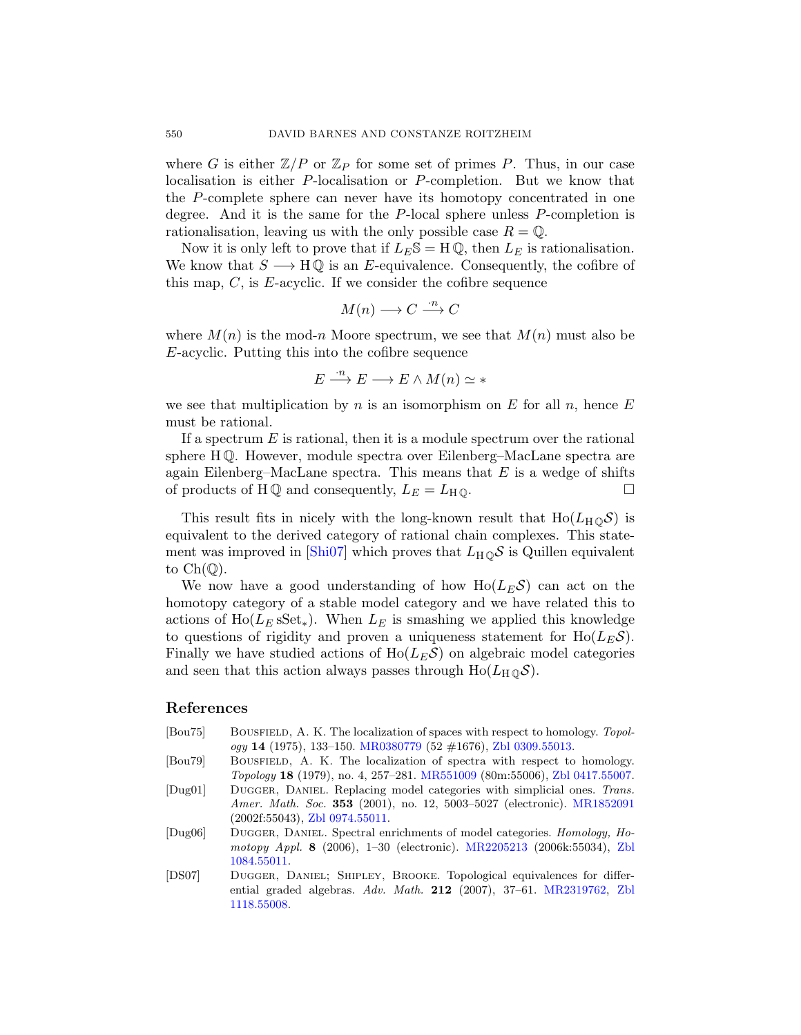where $G$ is either $\mathbb{Z}/P$ or $\mathbb{Z}_P$ for some set of primes $P$. Thus, in our case localisation is either $P$-localisation or $P$-completion. But we know that the $P$-complete sphere can never have its homotopy concentrated in one degree. And it is the same for the $P$-local sphere unless $P$-completion is rationalisation, leaving us with the only possible case $R = \mathbb{Q}$.

Now it is only left to prove that if $L_E \mathbb{S} = \mathrm{H}\,\mathbb{Q}$, then $L_E$ is rationalisation. We know that $S \longrightarrow \mathrm{H}\,\mathbb{Q}$ is an $E$-equivalence. Consequently, the cofibre of this map, $C$, is $E$-acyclic. If we consider the cofibre sequence

$$M(n) \longrightarrow C \xrightarrow{\cdot n} C$$

where $M(n)$ is the mod-$n$ Moore spectrum, we see that $M(n)$ must also be $E$-acyclic. Putting this into the cofibre sequence

$$E \xrightarrow{\cdot n} E \longrightarrow E \wedge M(n) \simeq *$$

we see that multiplication by $n$ is an isomorphism on $E$ for all $n$, hence $E$ must be rational.

If a spectrum $E$ is rational, then it is a module spectrum over the rational sphere $\mathrm{H}\,\mathbb{Q}$. However, module spectra over Eilenberg–MacLane spectra are again Eilenberg–MacLane spectra. This means that $E$ is a wedge of shifts of products of $\mathrm{H}\,\mathbb{Q}$ and consequently, $L_E = L_{\mathrm{H}\,\mathbb{Q}}$. □

This result fits in nicely with the long-known result that $\mathrm{Ho}(L_{\mathrm{H}\,\mathbb{Q}}\mathcal{S})$ is equivalent to the derived category of rational chain complexes. This statement was improved in [Shi07] which proves that $L_{\mathrm{H}\,\mathbb{Q}}\mathcal{S}$ is Quillen equivalent to $\mathrm{Ch}(\mathbb{Q})$.

We now have a good understanding of how $\mathrm{Ho}(L_E\mathcal{S})$ can act on the homotopy category of a stable model category and we have related this to actions of $\mathrm{Ho}(L_E\,\mathrm{sSet}_*)$. When $L_E$ is smashing we applied this knowledge to questions of rigidity and proven a uniqueness statement for $\mathrm{Ho}(L_E\mathcal{S})$. Finally we have studied actions of $\mathrm{Ho}(L_E\mathcal{S})$ on algebraic model categories and seen that this action always passes through $\mathrm{Ho}(L_{\mathrm{H}\,\mathbb{Q}}\mathcal{S})$.

## References

- [Bou75] Bousfield, A. K. The localization of spaces with respect to homology. *Topology* **14** (1975), 133–150. MR0380779 (52 #1676), Zbl 0309.55013.
- [Bou79] Bousfield, A. K. The localization of spectra with respect to homology. *Topology* **18** (1979), no. 4, 257–281. MR551009 (80m:55006), Zbl 0417.55007.
- [Dug01] Dugger, Daniel. Replacing model categories with simplicial ones. *Trans. Amer. Math. Soc.* **353** (2001), no. 12, 5003–5027 (electronic). MR1852091 (2002f:55043), Zbl 0974.55011.
- [Dug06] Dugger, Daniel. Spectral enrichments of model categories. *Homology, Homotopy Appl.* **8** (2006), 1–30 (electronic). MR2205213 (2006k:55034), Zbl 1084.55011.
- [DS07] Dugger, Daniel; Shipley, Brooke. Topological equivalences for differential graded algebras. *Adv. Math.* **212** (2007), 37–61. MR2319762, Zbl 1118.55008.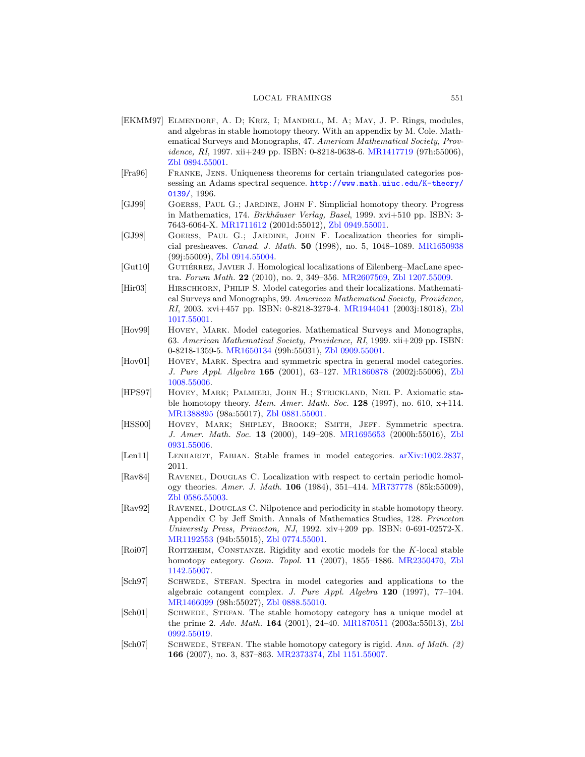[EKMM97] Elmendorf, A. D; Kriz, I; Mandell, M. A; May, J. P. Rings, modules, and algebras in stable homotopy theory. With an appendix by M. Cole. Mathematical Surveys and Monographs, 47. *American Mathematical Society, Providence, RI*, 1997. xii+249 pp. ISBN: 0-8218-0638-6. MR1417719 (97h:55006), Zbl 0894.55001.

[Fra96] Franke, Jens. Uniqueness theorems for certain triangulated categories possessing an Adams spectral sequence. http://www.math.uiuc.edu/K-theory/0139/, 1996.

[GJ99] Goerss, Paul G.; Jardine, John F. Simplicial homotopy theory. Progress in Mathematics, 174. *Birkhäuser Verlag, Basel*, 1999. xvi+510 pp. ISBN: 3-7643-6064-X. MR1711612 (2001d:55012), Zbl 0949.55001.

[GJ98] Goerss, Paul G.; Jardine, John F. Localization theories for simplicial presheaves. *Canad. J. Math.* **50** (1998), no. 5, 1048–1089. MR1650938 (99j:55009), Zbl 0914.55004.

[Gut10] Gutiérrez, Javier J. Homological localizations of Eilenberg–MacLane spectra. *Forum Math.* **22** (2010), no. 2, 349–356. MR2607569, Zbl 1207.55009.

[Hir03] Hirschhorn, Philip S. Model categories and their localizations. Mathematical Surveys and Monographs, 99. *American Mathematical Society, Providence, RI*, 2003. xvi+457 pp. ISBN: 0-8218-3279-4. MR1944041 (2003j:18018), Zbl 1017.55001.

[Hov99] Hovey, Mark. Model categories. Mathematical Surveys and Monographs, 63. *American Mathematical Society, Providence, RI*, 1999. xii+209 pp. ISBN: 0-8218-1359-5. MR1650134 (99h:55031), Zbl 0909.55001.

[Hov01] Hovey, Mark. Spectra and symmetric spectra in general model categories. *J. Pure Appl. Algebra* **165** (2001), 63–127. MR1860878 (2002j:55006), Zbl 1008.55006.

[HPS97] Hovey, Mark; Palmieri, John H.; Strickland, Neil P. Axiomatic stable homotopy theory. *Mem. Amer. Math. Soc.* **128** (1997), no. 610, x+114. MR1388895 (98a:55017), Zbl 0881.55001.

[HSS00] Hovey, Mark; Shipley, Brooke; Smith, Jeff. Symmetric spectra. *J. Amer. Math. Soc.* **13** (2000), 149–208. MR1695653 (2000h:55016), Zbl 0931.55006.

[Len11] Lenhardt, Fabian. Stable frames in model categories. arXiv:1002.2837, 2011.

[Rav84] Ravenel, Douglas C. Localization with respect to certain periodic homology theories. *Amer. J. Math.* **106** (1984), 351–414. MR737778 (85k:55009), Zbl 0586.55003.

[Rav92] Ravenel, Douglas C. Nilpotence and periodicity in stable homotopy theory. Appendix C by Jeff Smith. Annals of Mathematics Studies, 128. *Princeton University Press, Princeton, NJ*, 1992. xiv+209 pp. ISBN: 0-691-02572-X. MR1192553 (94b:55015), Zbl 0774.55001.

[Roi07] Roitzheim, Constanze. Rigidity and exotic models for the $K$-local stable homotopy category. *Geom. Topol.* **11** (2007), 1855–1886. MR2350470, Zbl 1142.55007.

[Sch97] Schwede, Stefan. Spectra in model categories and applications to the algebraic cotangent complex. *J. Pure Appl. Algebra* **120** (1997), 77–104. MR1466099 (98h:55027), Zbl 0888.55010.

[Sch01] Schwede, Stefan. The stable homotopy category has a unique model at the prime 2. *Adv. Math.* **164** (2001), 24–40. MR1870511 (2003a:55013), Zbl 0992.55019.

[Sch07] Schwede, Stefan. The stable homotopy category is rigid. *Ann. of Math. (2)* **166** (2007), no. 3, 837–863. MR2373374, Zbl 1151.55007.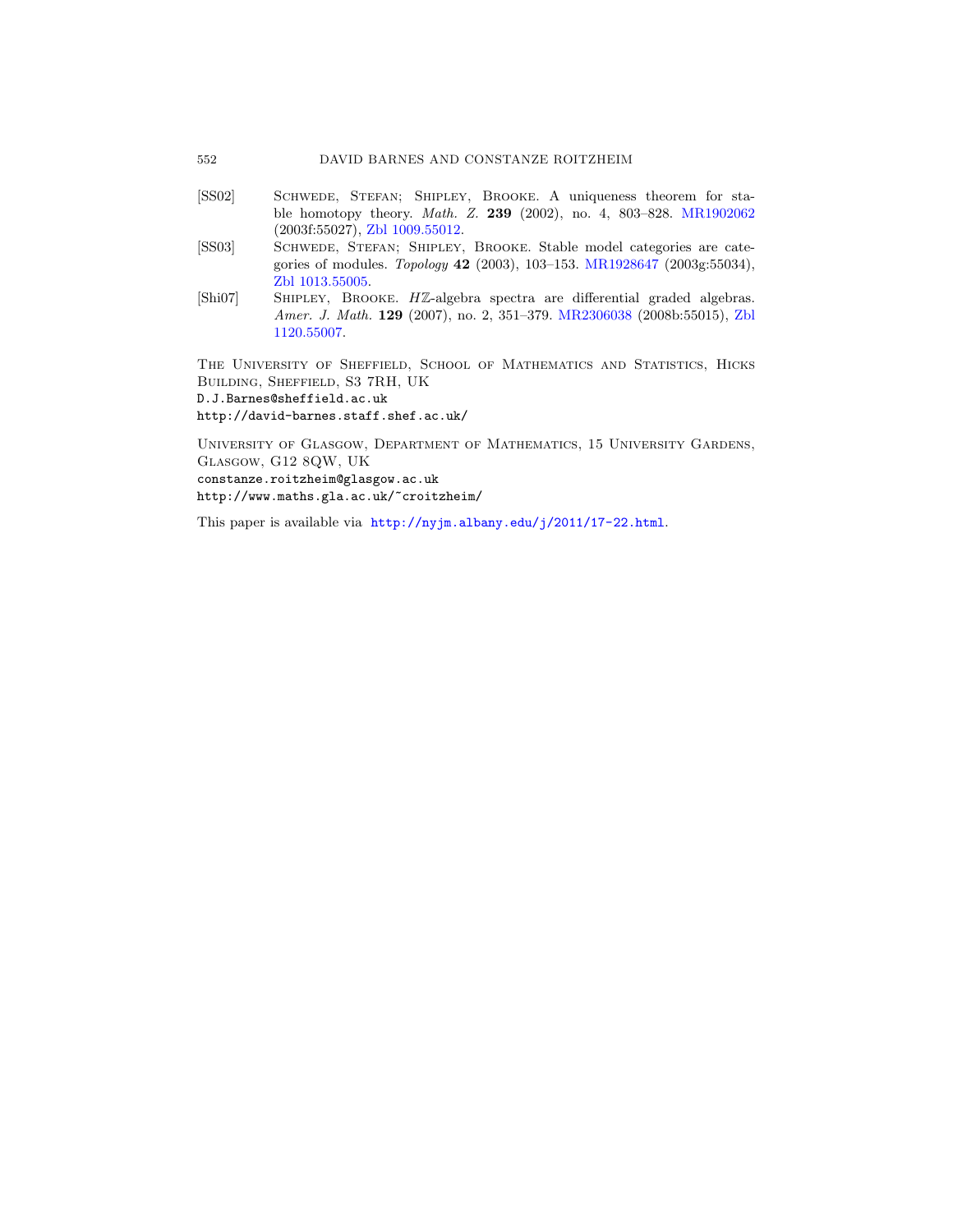[SS02] Schwede, Stefan; Shipley, Brooke. A uniqueness theorem for stable homotopy theory. *Math. Z.* **239** (2002), no. 4, 803–828. MR1902062 (2003f:55027), Zbl 1009.55012.

[SS03] Schwede, Stefan; Shipley, Brooke. Stable model categories are categories of modules. *Topology* **42** (2003), 103–153. MR1928647 (2003g:55034), Zbl 1013.55005.

[Shi07] Shipley, Brooke. $H\mathbb{Z}$-algebra spectra are differential graded algebras. *Amer. J. Math.* **129** (2007), no. 2, 351–379. MR2306038 (2008b:55015), Zbl 1120.55007.

The University of Sheffield, School of Mathematics and Statistics, Hicks Building, Sheffield, S3 7RH, UK
D.J.Barnes@sheffield.ac.uk
http://david-barnes.staff.shef.ac.uk/

University of Glasgow, Department of Mathematics, 15 University Gardens, Glasgow, G12 8QW, UK
constanze.roitzheim@glasgow.ac.uk
http://www.maths.gla.ac.uk/~croitzheim/

This paper is available via http://nyjm.albany.edu/j/2011/17-22.html.